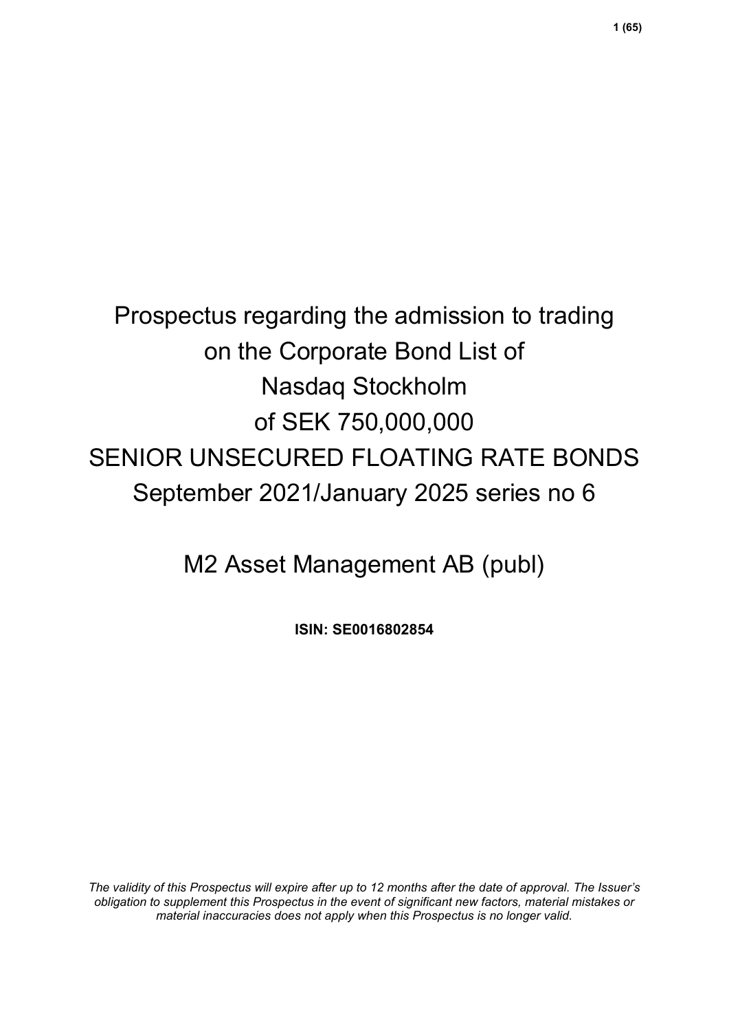# Prospectus regarding the admission to trading on the Corporate Bond List of Nasdaq Stockholm of SEK 750,000,000 SENIOR UNSECURED FLOATING RATE BONDS September 2021/January 2025 series no 6

## M2 Asset Management AB (publ)

**ISIN: SE0016802854**

*The validity of this Prospectus will expire after up to 12 months after the date of approval. The Issuer's obligation to supplement this Prospectus in the event of significant new factors, material mistakes or material inaccuracies does not apply when this Prospectus is no longer valid.*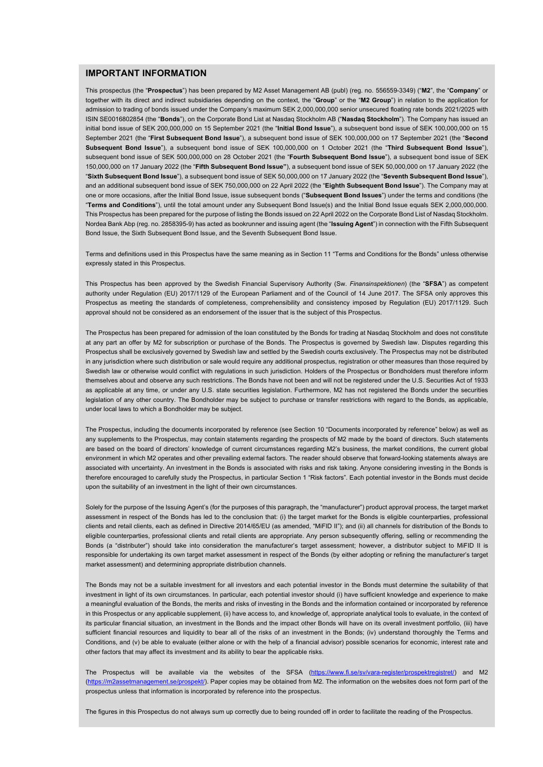## IMPORTANT INFORMATION

This prospectus (the "**Prospectus**") has been prepared by M2 Asset Management AB (publ) (reg. no. 556559-3349) ("**M2**", the "**Company**" or together with its direct and indirect subsidiaries depending on the context, the "**Group**" or the "**M2 Group**") in relation to the application for admission to trading of bonds issued under the Company's maximum SEK 2,000,000,000 senior unsecured floating rate bonds 2021/2025 with ISIN SE0016802854 (the "**Bonds**"), on the Corporate Bond List at Nasdaq Stockholm AB ("**Nasdaq Stockholm**"). The Company has issued an initial bond issue of SEK 200,000,000 on 15 September 2021 (the "**Initial Bond Issue**"), a subsequent bond issue of SEK 100,000,000 on 15 September 2021 (the "**First Subsequent Bond Issue**"), a subsequent bond issue of SEK 100,000,000 on 17 September 2021 (the "**Second Subsequent Bond Issue**"), a subsequent bond issue of SEK 100,000,000 on 1 October 2021 (the "**Third Subsequent Bond Issue**"), subsequent bond issue of SEK 500,000,000 on 28 October 2021 (the "**Fourth Subsequent Bond Issue**"), a subsequent bond issue of SEK 150,000,000 on 17 January 2022 (the "**Fifth Subsequent Bond Issue"**), a subsequent bond issue of SEK 50,000,000 on 17 January 2022 (the "**Sixth Subsequent Bond Issue**"), a subsequent bond issue of SEK 50,000,000 on 17 January 2022 (the "**Seventh Subsequent Bond Issue**"), and an additional subsequent bond issue of SEK 750,000,000 on 22 April 2022 (the "**Eighth Subsequent Bond Issue**"). The Company may at one or more occasions, after the Initial Bond Issue, issue subsequent bonds ("**Subsequent Bond Issues**") under the terms and conditions (the "**Terms and Conditions**"), until the total amount under any Subsequent Bond Issue(s) and the Initial Bond Issue equals SEK 2,000,000,000. This Prospectus has been prepared for the purpose of listing the Bonds issued on 22 April 2022 on the Corporate Bond List of Nasdaq Stockholm. Nordea Bank Abp (reg. no. 2858395-9) has acted as bookrunner and issuing agent (the "**Issuing Agent**") in connection with the Fifth Subsequent Bond Issue, the Sixth Subsequent Bond Issue, and the Seventh Subsequent Bond Issue.

Terms and definitions used in this Prospectus have the same meaning as in Section 11 "Terms and Conditions for the Bonds" unless otherwise expressly stated in this Prospectus.

This Prospectus has been approved by the Swedish Financial Supervisory Authority (Sw. *Finansinspektionen*) (the "**SFSA**") as competent authority under Regulation (EU) 2017/1129 of the European Parliament and of the Council of 14 June 2017. The SFSA only approves this Prospectus as meeting the standards of completeness, comprehensibility and consistency imposed by Regulation (EU) 2017/1129. Such approval should not be considered as an endorsement of the issuer that is the subject of this Prospectus.

The Prospectus has been prepared for admission of the loan constituted by the Bonds for trading at Nasdaq Stockholm and does not constitute at any part an offer by M2 for subscription or purchase of the Bonds. The Prospectus is governed by Swedish law. Disputes regarding this Prospectus shall be exclusively governed by Swedish law and settled by the Swedish courts exclusively. The Prospectus may not be distributed in any jurisdiction where such distribution or sale would require any additional prospectus, registration or other measures than those required by Swedish law or otherwise would conflict with regulations in such jurisdiction. Holders of the Prospectus or Bondholders must therefore inform themselves about and observe any such restrictions. The Bonds have not been and will not be registered under the U.S. Securities Act of 1933 as applicable at any time, or under any U.S. state securities legislation. Furthermore, M2 has not registered the Bonds under the securities legislation of any other country. The Bondholder may be subject to purchase or transfer restrictions with regard to the Bonds, as applicable, under local laws to which a Bondholder may be subject.

The Prospectus, including the documents incorporated by reference (see Section 10 "Documents incorporated by reference" below) as well as any supplements to the Prospectus, may contain statements regarding the prospects of M2 made by the board of directors. Such statements are based on the board of directors' knowledge of current circumstances regarding M2's business, the market conditions, the current global environment in which M2 operates and other prevailing external factors. The reader should observe that forward-looking statements always are associated with uncertainty. An investment in the Bonds is associated with risks and risk taking. Anyone considering investing in the Bonds is therefore encouraged to carefully study the Prospectus, in particular Section 1 "Risk factors". Each potential investor in the Bonds must decide upon the suitability of an investment in the light of their own circumstances.

Solely for the purpose of the Issuing Agent's (for the purposes of this paragraph, the "manufacturer") product approval process, the target market assessment in respect of the Bonds has led to the conclusion that: (i) the target market for the Bonds is eligible counterparties, professional clients and retail clients, each as defined in Directive 2014/65/EU (as amended, "MiFID II"); and (ii) all channels for distribution of the Bonds to eligible counterparties, professional clients and retail clients are appropriate. Any person subsequently offering, selling or recommending the Bonds (a "distributer") should take into consideration the manufacturer's target assessment; however, a distributor subject to MiFID II is responsible for undertaking its own target market assessment in respect of the Bonds (by either adopting or refining the manufacturer's target market assessment) and determining appropriate distribution channels.

The Bonds may not be a suitable investment for all investors and each potential investor in the Bonds must determine the suitability of that investment in light of its own circumstances. In particular, each potential investor should (i) have sufficient knowledge and experience to make a meaningful evaluation of the Bonds, the merits and risks of investing in the Bonds and the information contained or incorporated by reference in this Prospectus or any applicable supplement, (ii) have access to, and knowledge of, appropriate analytical tools to evaluate, in the context of its particular financial situation, an investment in the Bonds and the impact other Bonds will have on its overall investment portfolio, (iii) have sufficient financial resources and liquidity to bear all of the risks of an investment in the Bonds; (iv) understand thoroughly the Terms and Conditions, and (v) be able to evaluate (either alone or with the help of a financial advisor) possible scenarios for economic, interest rate and other factors that may affect its investment and its ability to bear the applicable risks.

The Prospectus will be available via the websites of the SFSA (https://www.fi.se/sv/vara-register/prospektregistret/) and M2 (https://m2assetmanagement.se/prospekt/). Paper copies may be obtained from M2. The information on the websites does not form part of the prospectus unless that information is incorporated by reference into the prospectus.

The figures in this Prospectus do not always sum up correctly due to being rounded off in order to facilitate the reading of the Prospectus.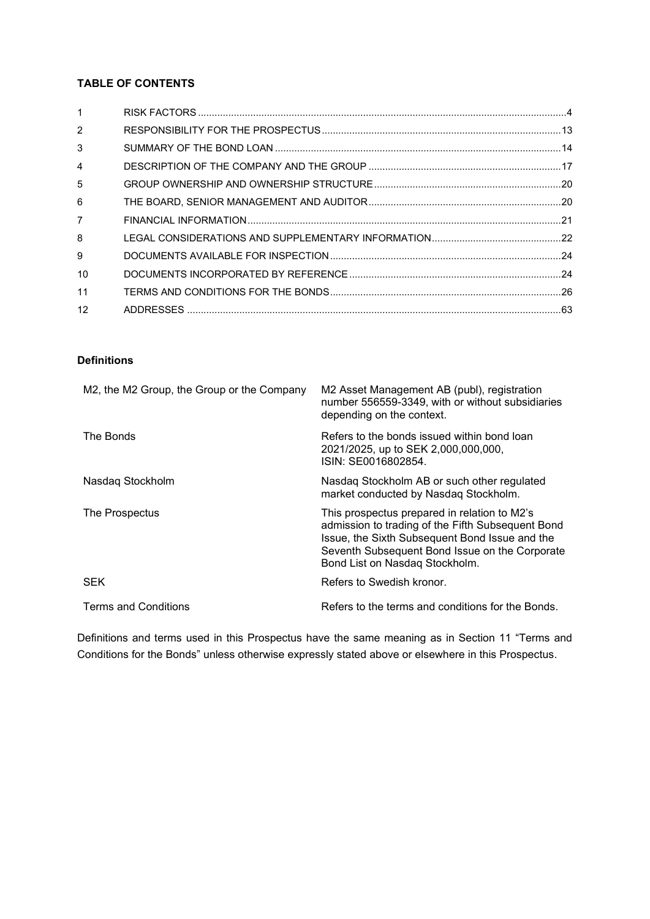**TABLE OF CONTENTS**

| | | |
|---|---|---|
| 1 | RISK FACTORS | 4 |
| 2 | RESPONSIBILITY FOR THE PROSPECTUS | 13 |
| 3 | SUMMARY OF THE BOND LOAN | 14 |
| 4 | DESCRIPTION OF THE COMPANY AND THE GROUP | 17 |
| 5 | GROUP OWNERSHIP AND OWNERSHIP STRUCTURE | 20 |
| 6 | THE BOARD, SENIOR MANAGEMENT AND AUDITOR | 20 |
| 7 | FINANCIAL INFORMATION | 21 |
| 8 | LEGAL CONSIDERATIONS AND SUPPLEMENTARY INFORMATION | 22 |
| 9 | DOCUMENTS AVAILABLE FOR INSPECTION | 24 |
| 10 | DOCUMENTS INCORPORATED BY REFERENCE | 24 |
| 11 | TERMS AND CONDITIONS FOR THE BONDS | 26 |
| 12 | ADDRESSES | 63 |

**Definitions**

| | |
|---|---|
| M2, the M2 Group, the Group or the Company | M2 Asset Management AB (publ), registration number 556559-3349, with or without subsidiaries depending on the context. |
| The Bonds | Refers to the bonds issued within bond loan 2021/2025, up to SEK 2,000,000,000, ISIN: SE0016802854. |
| Nasdaq Stockholm | Nasdaq Stockholm AB or such other regulated market conducted by Nasdaq Stockholm. |
| The Prospectus | This prospectus prepared in relation to M2's admission to trading of the Fifth Subsequent Bond Issue, the Sixth Subsequent Bond Issue and the Seventh Subsequent Bond Issue on the Corporate Bond List on Nasdaq Stockholm. |
| SEK | Refers to Swedish kronor. |
| Terms and Conditions | Refers to the terms and conditions for the Bonds. |

Definitions and terms used in this Prospectus have the same meaning as in Section 11 "Terms and Conditions for the Bonds" unless otherwise expressly stated above or elsewhere in this Prospectus.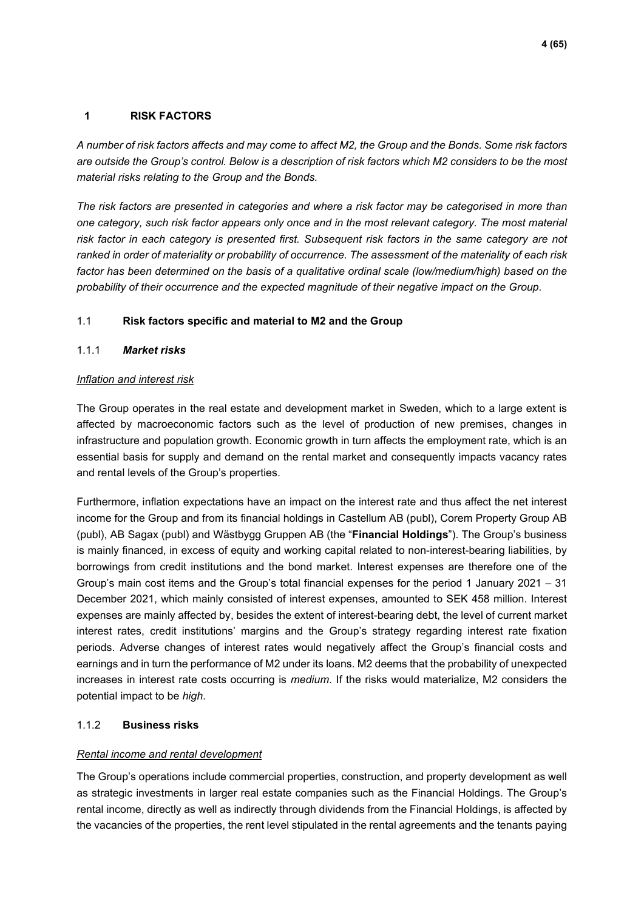# 1 RISK FACTORS

*A number of risk factors affects and may come to affect M2, the Group and the Bonds. Some risk factors are outside the Group's control. Below is a description of risk factors which M2 considers to be the most material risks relating to the Group and the Bonds.*

*The risk factors are presented in categories and where a risk factor may be categorised in more than one category, such risk factor appears only once and in the most relevant category. The most material risk factor in each category is presented first. Subsequent risk factors in the same category are not ranked in order of materiality or probability of occurrence. The assessment of the materiality of each risk factor has been determined on the basis of a qualitative ordinal scale (low/medium/high) based on the probability of their occurrence and the expected magnitude of their negative impact on the Group.*

## 1.1 Risk factors specific and material to M2 and the Group

### 1.1.1 *Market risks*

*Inflation and interest risk*

The Group operates in the real estate and development market in Sweden, which to a large extent is affected by macroeconomic factors such as the level of production of new premises, changes in infrastructure and population growth. Economic growth in turn affects the employment rate, which is an essential basis for supply and demand on the rental market and consequently impacts vacancy rates and rental levels of the Group's properties.

Furthermore, inflation expectations have an impact on the interest rate and thus affect the net interest income for the Group and from its financial holdings in Castellum AB (publ), Corem Property Group AB (publ), AB Sagax (publ) and Wästbygg Gruppen AB (the "**Financial Holdings**"). The Group's business is mainly financed, in excess of equity and working capital related to non-interest-bearing liabilities, by borrowings from credit institutions and the bond market. Interest expenses are therefore one of the Group's main cost items and the Group's total financial expenses for the period 1 January 2021 – 31 December 2021, which mainly consisted of interest expenses, amounted to SEK 458 million. Interest expenses are mainly affected by, besides the extent of interest-bearing debt, the level of current market interest rates, credit institutions' margins and the Group's strategy regarding interest rate fixation periods. Adverse changes of interest rates would negatively affect the Group's financial costs and earnings and in turn the performance of M2 under its loans. M2 deems that the probability of unexpected increases in interest rate costs occurring is *medium*. If the risks would materialize, M2 considers the potential impact to be *high*.

### 1.1.2 Business risks

*Rental income and rental development*

The Group's operations include commercial properties, construction, and property development as well as strategic investments in larger real estate companies such as the Financial Holdings. The Group's rental income, directly as well as indirectly through dividends from the Financial Holdings, is affected by the vacancies of the properties, the rent level stipulated in the rental agreements and the tenants paying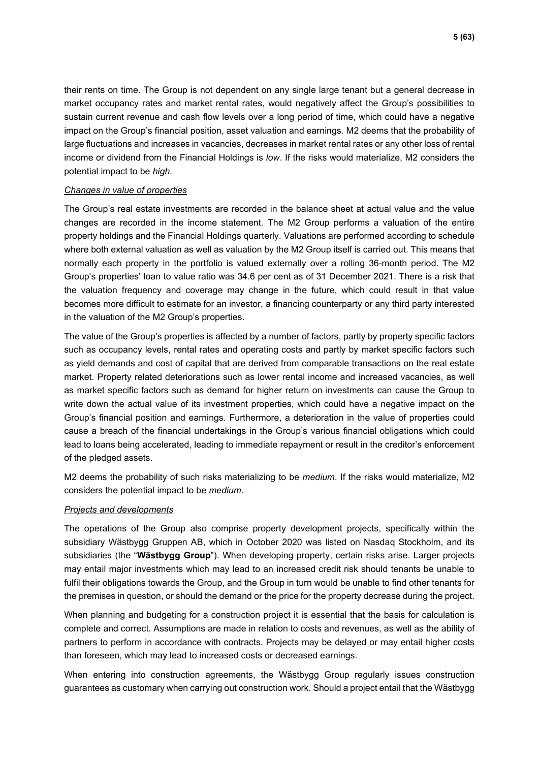their rents on time. The Group is not dependent on any single large tenant but a general decrease in market occupancy rates and market rental rates, would negatively affect the Group's possibilities to sustain current revenue and cash flow levels over a long period of time, which could have a negative impact on the Group's financial position, asset valuation and earnings. M2 deems that the probability of large fluctuations and increases in vacancies, decreases in market rental rates or any other loss of rental income or dividend from the Financial Holdings is *low*. If the risks would materialize, M2 considers the potential impact to be *high*.

*Changes in value of properties*

The Group's real estate investments are recorded in the balance sheet at actual value and the value changes are recorded in the income statement. The M2 Group performs a valuation of the entire property holdings and the Financial Holdings quarterly. Valuations are performed according to schedule where both external valuation as well as valuation by the M2 Group itself is carried out. This means that normally each property in the portfolio is valued externally over a rolling 36-month period. The M2 Group's properties' loan to value ratio was 34.6 per cent as of 31 December 2021. There is a risk that the valuation frequency and coverage may change in the future, which could result in that value becomes more difficult to estimate for an investor, a financing counterparty or any third party interested in the valuation of the M2 Group's properties.

The value of the Group's properties is affected by a number of factors, partly by property specific factors such as occupancy levels, rental rates and operating costs and partly by market specific factors such as yield demands and cost of capital that are derived from comparable transactions on the real estate market. Property related deteriorations such as lower rental income and increased vacancies, as well as market specific factors such as demand for higher return on investments can cause the Group to write down the actual value of its investment properties, which could have a negative impact on the Group's financial position and earnings. Furthermore, a deterioration in the value of properties could cause a breach of the financial undertakings in the Group's various financial obligations which could lead to loans being accelerated, leading to immediate repayment or result in the creditor's enforcement of the pledged assets.

M2 deems the probability of such risks materializing to be *medium*. If the risks would materialize, M2 considers the potential impact to be *medium*.

*Projects and developments*

The operations of the Group also comprise property development projects, specifically within the subsidiary Wästbygg Gruppen AB, which in October 2020 was listed on Nasdaq Stockholm, and its subsidiaries (the "**Wästbygg Group**"). When developing property, certain risks arise. Larger projects may entail major investments which may lead to an increased credit risk should tenants be unable to fulfil their obligations towards the Group, and the Group in turn would be unable to find other tenants for the premises in question, or should the demand or the price for the property decrease during the project.

When planning and budgeting for a construction project it is essential that the basis for calculation is complete and correct. Assumptions are made in relation to costs and revenues, as well as the ability of partners to perform in accordance with contracts. Projects may be delayed or may entail higher costs than foreseen, which may lead to increased costs or decreased earnings.

When entering into construction agreements, the Wästbygg Group regularly issues construction guarantees as customary when carrying out construction work. Should a project entail that the Wästbygg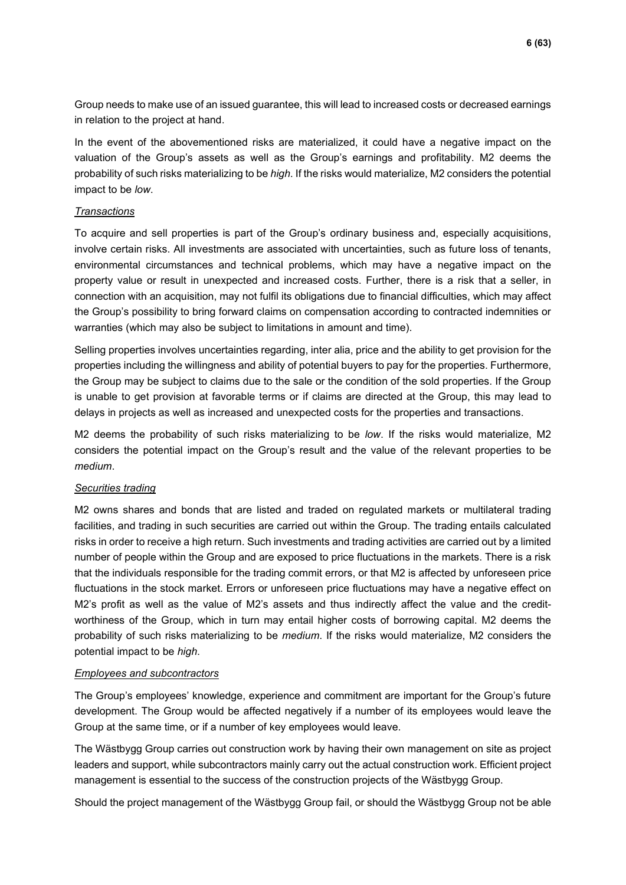Group needs to make use of an issued guarantee, this will lead to increased costs or decreased earnings in relation to the project at hand.

In the event of the abovementioned risks are materialized, it could have a negative impact on the valuation of the Group's assets as well as the Group's earnings and profitability. M2 deems the probability of such risks materializing to be *high*. If the risks would materialize, M2 considers the potential impact to be *low*.

*Transactions*

To acquire and sell properties is part of the Group's ordinary business and, especially acquisitions, involve certain risks. All investments are associated with uncertainties, such as future loss of tenants, environmental circumstances and technical problems, which may have a negative impact on the property value or result in unexpected and increased costs. Further, there is a risk that a seller, in connection with an acquisition, may not fulfil its obligations due to financial difficulties, which may affect the Group's possibility to bring forward claims on compensation according to contracted indemnities or warranties (which may also be subject to limitations in amount and time).

Selling properties involves uncertainties regarding, inter alia, price and the ability to get provision for the properties including the willingness and ability of potential buyers to pay for the properties. Furthermore, the Group may be subject to claims due to the sale or the condition of the sold properties. If the Group is unable to get provision at favorable terms or if claims are directed at the Group, this may lead to delays in projects as well as increased and unexpected costs for the properties and transactions.

M2 deems the probability of such risks materializing to be *low*. If the risks would materialize, M2 considers the potential impact on the Group's result and the value of the relevant properties to be *medium*.

*Securities trading*

M2 owns shares and bonds that are listed and traded on regulated markets or multilateral trading facilities, and trading in such securities are carried out within the Group. The trading entails calculated risks in order to receive a high return. Such investments and trading activities are carried out by a limited number of people within the Group and are exposed to price fluctuations in the markets. There is a risk that the individuals responsible for the trading commit errors, or that M2 is affected by unforeseen price fluctuations in the stock market. Errors or unforeseen price fluctuations may have a negative effect on M2's profit as well as the value of M2's assets and thus indirectly affect the value and the credit-worthiness of the Group, which in turn may entail higher costs of borrowing capital. M2 deems the probability of such risks materializing to be *medium*. If the risks would materialize, M2 considers the potential impact to be *high*.

*Employees and subcontractors*

The Group's employees' knowledge, experience and commitment are important for the Group's future development. The Group would be affected negatively if a number of its employees would leave the Group at the same time, or if a number of key employees would leave.

The Wästbygg Group carries out construction work by having their own management on site as project leaders and support, while subcontractors mainly carry out the actual construction work. Efficient project management is essential to the success of the construction projects of the Wästbygg Group.

Should the project management of the Wästbygg Group fail, or should the Wästbygg Group not be able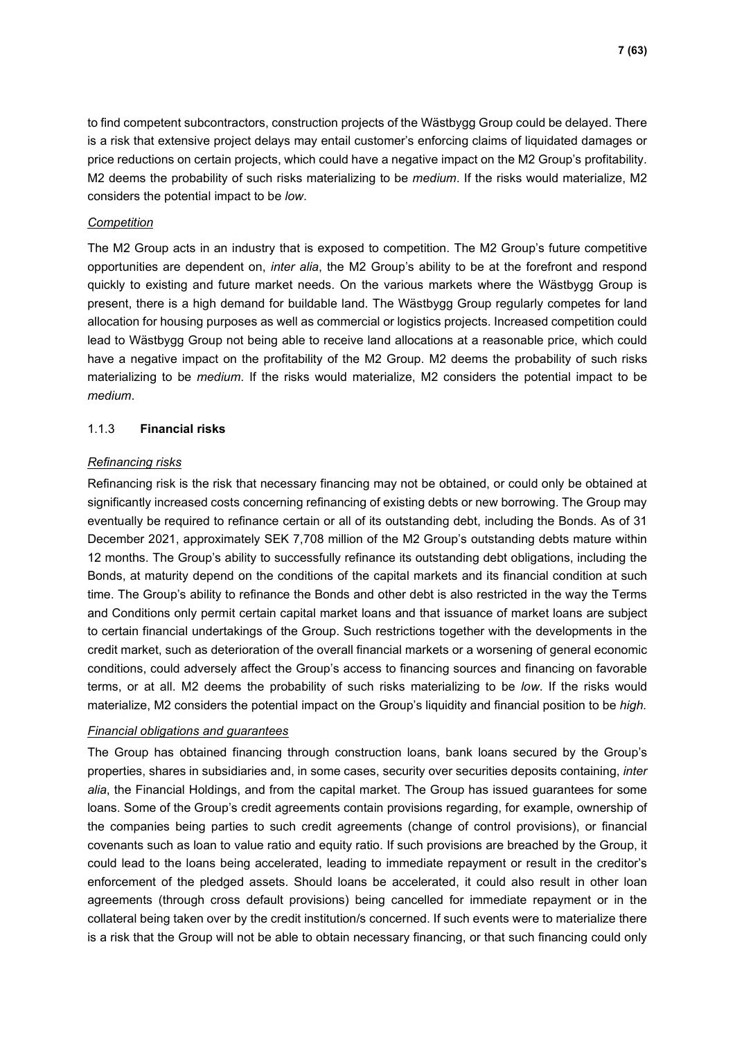to find competent subcontractors, construction projects of the Wästbygg Group could be delayed. There is a risk that extensive project delays may entail customer's enforcing claims of liquidated damages or price reductions on certain projects, which could have a negative impact on the M2 Group's profitability. M2 deems the probability of such risks materializing to be *medium*. If the risks would materialize, M2 considers the potential impact to be *low*.

*Competition*

The M2 Group acts in an industry that is exposed to competition. The M2 Group's future competitive opportunities are dependent on, *inter alia*, the M2 Group's ability to be at the forefront and respond quickly to existing and future market needs. On the various markets where the Wästbygg Group is present, there is a high demand for buildable land. The Wästbygg Group regularly competes for land allocation for housing purposes as well as commercial or logistics projects. Increased competition could lead to Wästbygg Group not being able to receive land allocations at a reasonable price, which could have a negative impact on the profitability of the M2 Group. M2 deems the probability of such risks materializing to be *medium*. If the risks would materialize, M2 considers the potential impact to be *medium*.

### 1.1.3 **Financial risks**

*Refinancing risks*

Refinancing risk is the risk that necessary financing may not be obtained, or could only be obtained at significantly increased costs concerning refinancing of existing debts or new borrowing. The Group may eventually be required to refinance certain or all of its outstanding debt, including the Bonds. As of 31 December 2021, approximately SEK 7,708 million of the M2 Group's outstanding debts mature within 12 months. The Group's ability to successfully refinance its outstanding debt obligations, including the Bonds, at maturity depend on the conditions of the capital markets and its financial condition at such time. The Group's ability to refinance the Bonds and other debt is also restricted in the way the Terms and Conditions only permit certain capital market loans and that issuance of market loans are subject to certain financial undertakings of the Group. Such restrictions together with the developments in the credit market, such as deterioration of the overall financial markets or a worsening of general economic conditions, could adversely affect the Group's access to financing sources and financing on favorable terms, or at all. M2 deems the probability of such risks materializing to be *low*. If the risks would materialize, M2 considers the potential impact on the Group's liquidity and financial position to be *high*.

*Financial obligations and guarantees*

The Group has obtained financing through construction loans, bank loans secured by the Group's properties, shares in subsidiaries and, in some cases, security over securities deposits containing, *inter alia*, the Financial Holdings, and from the capital market. The Group has issued guarantees for some loans. Some of the Group's credit agreements contain provisions regarding, for example, ownership of the companies being parties to such credit agreements (change of control provisions), or financial covenants such as loan to value ratio and equity ratio. If such provisions are breached by the Group, it could lead to the loans being accelerated, leading to immediate repayment or result in the creditor's enforcement of the pledged assets. Should loans be accelerated, it could also result in other loan agreements (through cross default provisions) being cancelled for immediate repayment or in the collateral being taken over by the credit institution/s concerned. If such events were to materialize there is a risk that the Group will not be able to obtain necessary financing, or that such financing could only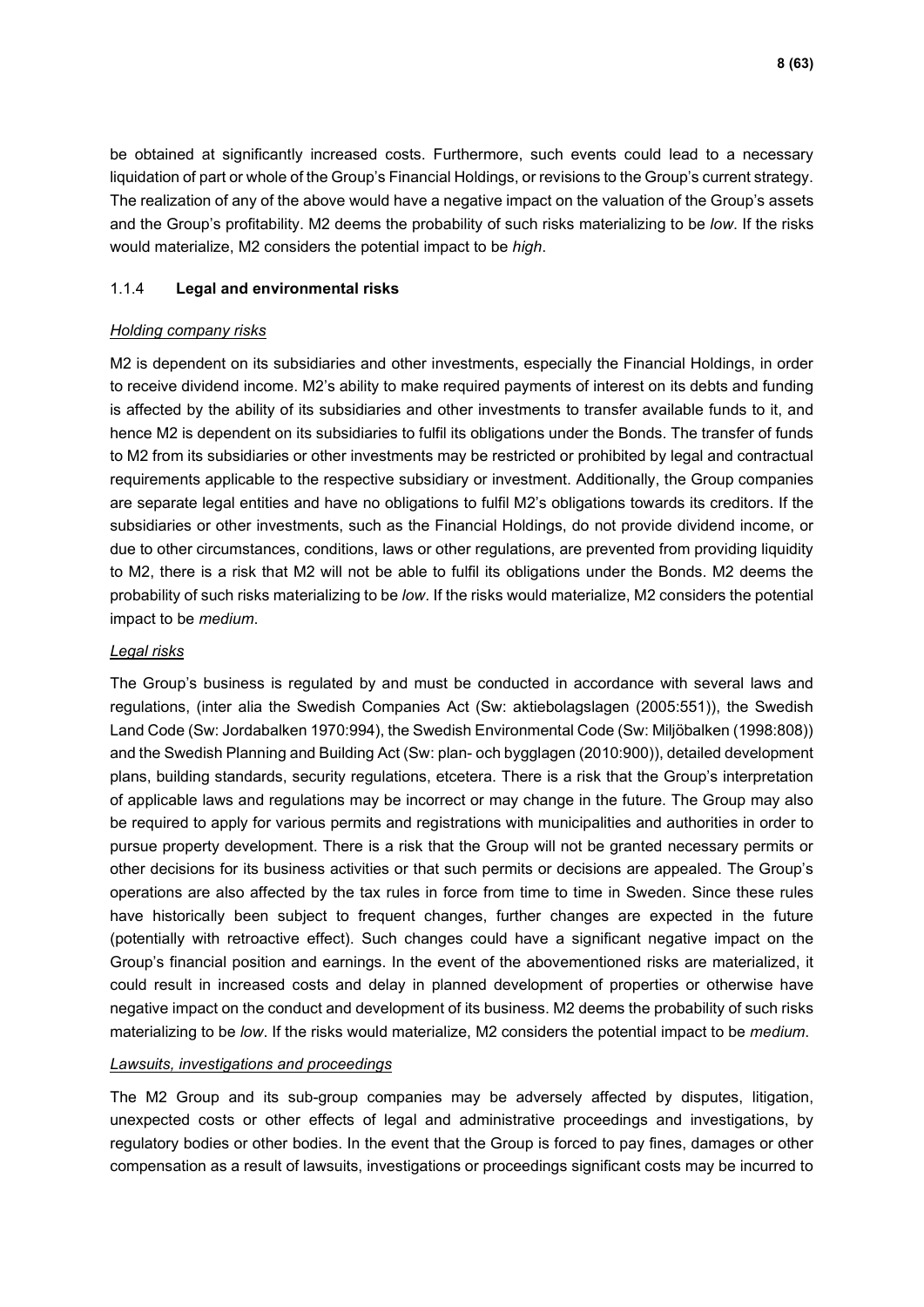be obtained at significantly increased costs. Furthermore, such events could lead to a necessary liquidation of part or whole of the Group's Financial Holdings, or revisions to the Group's current strategy. The realization of any of the above would have a negative impact on the valuation of the Group's assets and the Group's profitability. M2 deems the probability of such risks materializing to be *low*. If the risks would materialize, M2 considers the potential impact to be *high*.

### 1.1.4 **Legal and environmental risks**

*Holding company risks*

M2 is dependent on its subsidiaries and other investments, especially the Financial Holdings, in order to receive dividend income. M2's ability to make required payments of interest on its debts and funding is affected by the ability of its subsidiaries and other investments to transfer available funds to it, and hence M2 is dependent on its subsidiaries to fulfil its obligations under the Bonds. The transfer of funds to M2 from its subsidiaries or other investments may be restricted or prohibited by legal and contractual requirements applicable to the respective subsidiary or investment. Additionally, the Group companies are separate legal entities and have no obligations to fulfil M2's obligations towards its creditors. If the subsidiaries or other investments, such as the Financial Holdings, do not provide dividend income, or due to other circumstances, conditions, laws or other regulations, are prevented from providing liquidity to M2, there is a risk that M2 will not be able to fulfil its obligations under the Bonds. M2 deems the probability of such risks materializing to be *low*. If the risks would materialize, M2 considers the potential impact to be *medium*.

*Legal risks*

The Group's business is regulated by and must be conducted in accordance with several laws and regulations, (inter alia the Swedish Companies Act (Sw: aktiebolagslagen (2005:551)), the Swedish Land Code (Sw: Jordabalken 1970:994), the Swedish Environmental Code (Sw: Miljöbalken (1998:808)) and the Swedish Planning and Building Act (Sw: plan- och bygglagen (2010:900)), detailed development plans, building standards, security regulations, etcetera. There is a risk that the Group's interpretation of applicable laws and regulations may be incorrect or may change in the future. The Group may also be required to apply for various permits and registrations with municipalities and authorities in order to pursue property development. There is a risk that the Group will not be granted necessary permits or other decisions for its business activities or that such permits or decisions are appealed. The Group's operations are also affected by the tax rules in force from time to time in Sweden. Since these rules have historically been subject to frequent changes, further changes are expected in the future (potentially with retroactive effect). Such changes could have a significant negative impact on the Group's financial position and earnings. In the event of the abovementioned risks are materialized, it could result in increased costs and delay in planned development of properties or otherwise have negative impact on the conduct and development of its business. M2 deems the probability of such risks materializing to be *low*. If the risks would materialize, M2 considers the potential impact to be *medium*.

*Lawsuits, investigations and proceedings*

The M2 Group and its sub-group companies may be adversely affected by disputes, litigation, unexpected costs or other effects of legal and administrative proceedings and investigations, by regulatory bodies or other bodies. In the event that the Group is forced to pay fines, damages or other compensation as a result of lawsuits, investigations or proceedings significant costs may be incurred to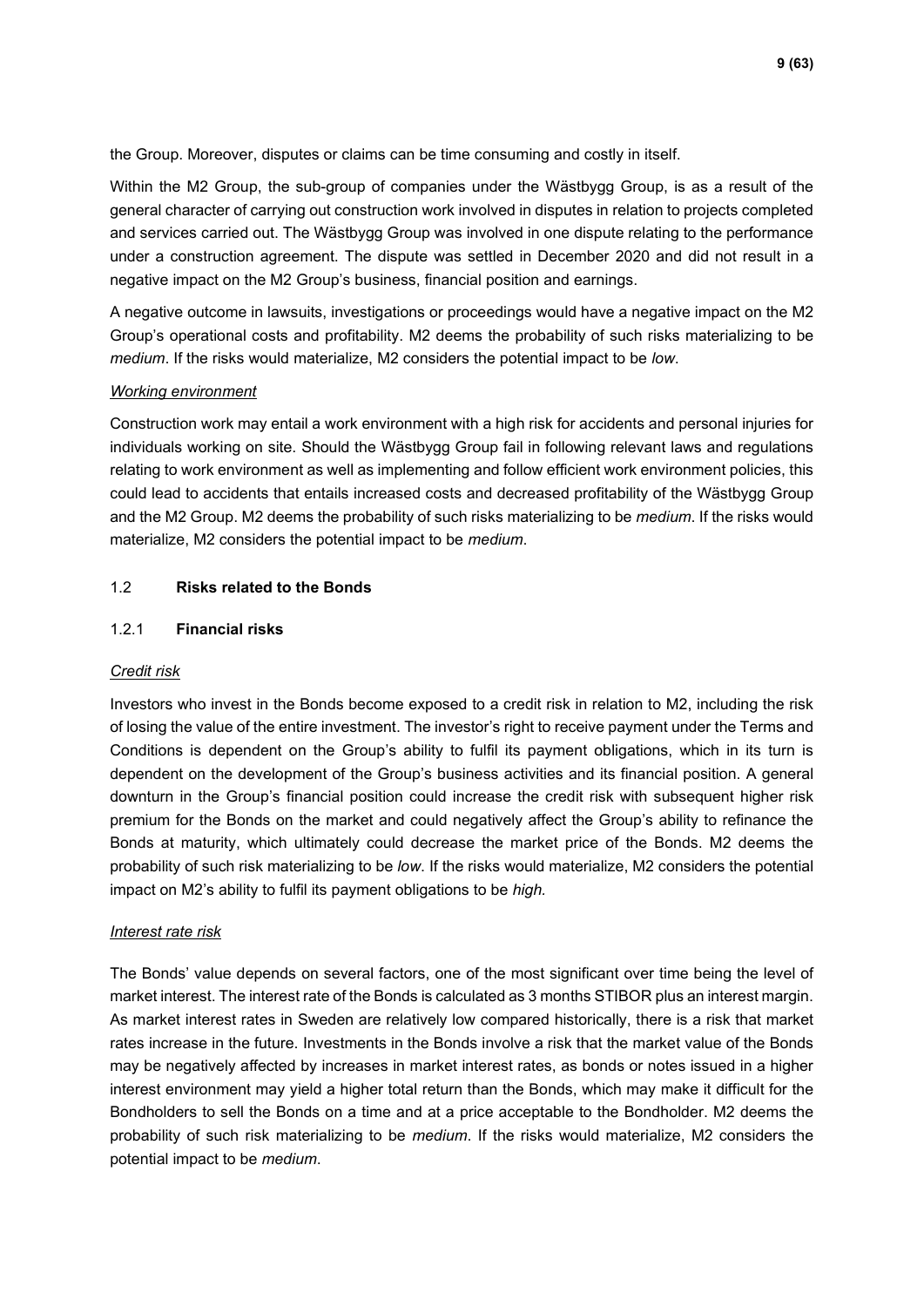the Group. Moreover, disputes or claims can be time consuming and costly in itself.

Within the M2 Group, the sub-group of companies under the Wästbygg Group, is as a result of the general character of carrying out construction work involved in disputes in relation to projects completed and services carried out. The Wästbygg Group was involved in one dispute relating to the performance under a construction agreement. The dispute was settled in December 2020 and did not result in a negative impact on the M2 Group's business, financial position and earnings.

A negative outcome in lawsuits, investigations or proceedings would have a negative impact on the M2 Group's operational costs and profitability. M2 deems the probability of such risks materializing to be *medium*. If the risks would materialize, M2 considers the potential impact to be *low*.

*Working environment*

Construction work may entail a work environment with a high risk for accidents and personal injuries for individuals working on site. Should the Wästbygg Group fail in following relevant laws and regulations relating to work environment as well as implementing and follow efficient work environment policies, this could lead to accidents that entails increased costs and decreased profitability of the Wästbygg Group and the M2 Group. M2 deems the probability of such risks materializing to be *medium*. If the risks would materialize, M2 considers the potential impact to be *medium*.

## 1.2 **Risks related to the Bonds**

### 1.2.1 **Financial risks**

*Credit risk*

Investors who invest in the Bonds become exposed to a credit risk in relation to M2, including the risk of losing the value of the entire investment. The investor's right to receive payment under the Terms and Conditions is dependent on the Group's ability to fulfil its payment obligations, which in its turn is dependent on the development of the Group's business activities and its financial position. A general downturn in the Group's financial position could increase the credit risk with subsequent higher risk premium for the Bonds on the market and could negatively affect the Group's ability to refinance the Bonds at maturity, which ultimately could decrease the market price of the Bonds. M2 deems the probability of such risk materializing to be *low*. If the risks would materialize, M2 considers the potential impact on M2's ability to fulfil its payment obligations to be *high.*

*Interest rate risk*

The Bonds' value depends on several factors, one of the most significant over time being the level of market interest. The interest rate of the Bonds is calculated as 3 months STIBOR plus an interest margin. As market interest rates in Sweden are relatively low compared historically, there is a risk that market rates increase in the future. Investments in the Bonds involve a risk that the market value of the Bonds may be negatively affected by increases in market interest rates, as bonds or notes issued in a higher interest environment may yield a higher total return than the Bonds, which may make it difficult for the Bondholders to sell the Bonds on a time and at a price acceptable to the Bondholder. M2 deems the probability of such risk materializing to be *medium*. If the risks would materialize, M2 considers the potential impact to be *medium*.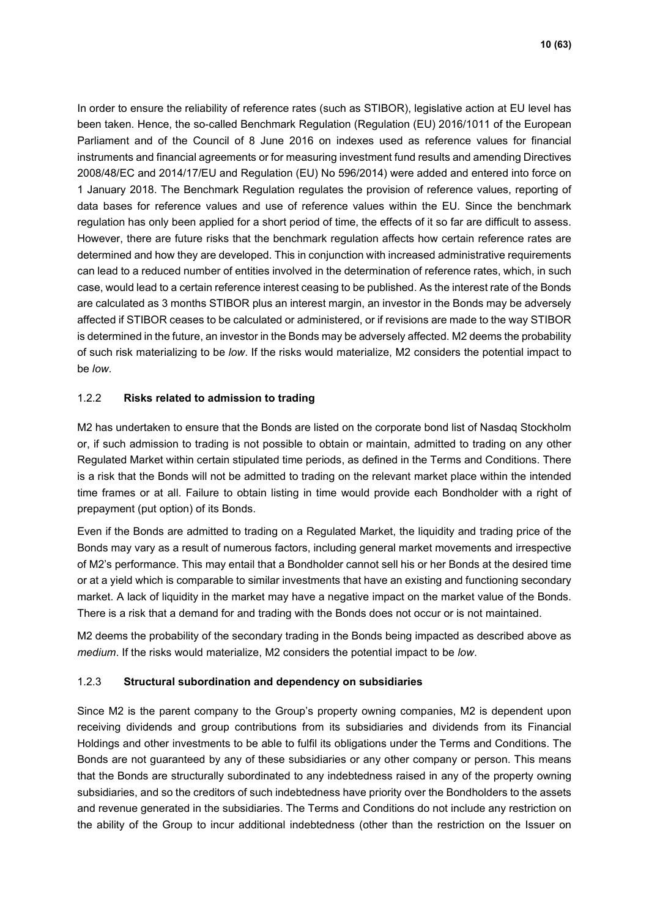In order to ensure the reliability of reference rates (such as STIBOR), legislative action at EU level has been taken. Hence, the so-called Benchmark Regulation (Regulation (EU) 2016/1011 of the European Parliament and of the Council of 8 June 2016 on indexes used as reference values for financial instruments and financial agreements or for measuring investment fund results and amending Directives 2008/48/EC and 2014/17/EU and Regulation (EU) No 596/2014) were added and entered into force on 1 January 2018. The Benchmark Regulation regulates the provision of reference values, reporting of data bases for reference values and use of reference values within the EU. Since the benchmark regulation has only been applied for a short period of time, the effects of it so far are difficult to assess. However, there are future risks that the benchmark regulation affects how certain reference rates are determined and how they are developed. This in conjunction with increased administrative requirements can lead to a reduced number of entities involved in the determination of reference rates, which, in such case, would lead to a certain reference interest ceasing to be published. As the interest rate of the Bonds are calculated as 3 months STIBOR plus an interest margin, an investor in the Bonds may be adversely affected if STIBOR ceases to be calculated or administered, or if revisions are made to the way STIBOR is determined in the future, an investor in the Bonds may be adversely affected. M2 deems the probability of such risk materializing to be *low*. If the risks would materialize, M2 considers the potential impact to be *low*.

### 1.2.2 **Risks related to admission to trading**

M2 has undertaken to ensure that the Bonds are listed on the corporate bond list of Nasdaq Stockholm or, if such admission to trading is not possible to obtain or maintain, admitted to trading on any other Regulated Market within certain stipulated time periods, as defined in the Terms and Conditions. There is a risk that the Bonds will not be admitted to trading on the relevant market place within the intended time frames or at all. Failure to obtain listing in time would provide each Bondholder with a right of prepayment (put option) of its Bonds.

Even if the Bonds are admitted to trading on a Regulated Market, the liquidity and trading price of the Bonds may vary as a result of numerous factors, including general market movements and irrespective of M2's performance. This may entail that a Bondholder cannot sell his or her Bonds at the desired time or at a yield which is comparable to similar investments that have an existing and functioning secondary market. A lack of liquidity in the market may have a negative impact on the market value of the Bonds. There is a risk that a demand for and trading with the Bonds does not occur or is not maintained.

M2 deems the probability of the secondary trading in the Bonds being impacted as described above as *medium*. If the risks would materialize, M2 considers the potential impact to be *low*.

### 1.2.3 **Structural subordination and dependency on subsidiaries**

Since M2 is the parent company to the Group's property owning companies, M2 is dependent upon receiving dividends and group contributions from its subsidiaries and dividends from its Financial Holdings and other investments to be able to fulfil its obligations under the Terms and Conditions. The Bonds are not guaranteed by any of these subsidiaries or any other company or person. This means that the Bonds are structurally subordinated to any indebtedness raised in any of the property owning subsidiaries, and so the creditors of such indebtedness have priority over the Bondholders to the assets and revenue generated in the subsidiaries. The Terms and Conditions do not include any restriction on the ability of the Group to incur additional indebtedness (other than the restriction on the Issuer on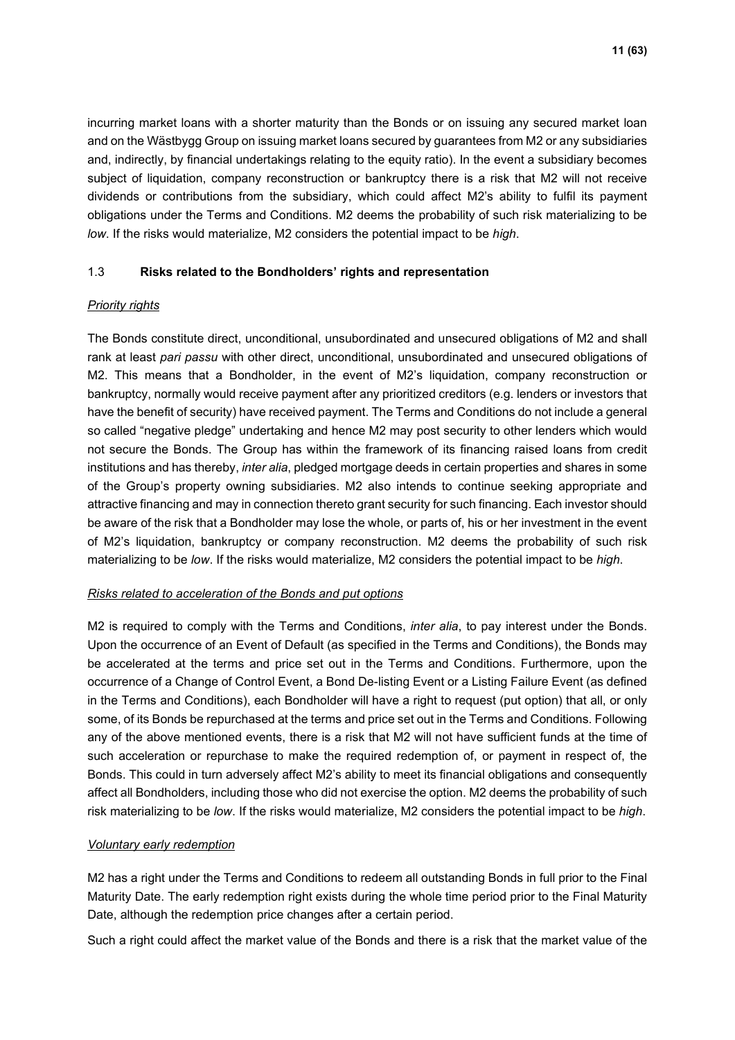incurring market loans with a shorter maturity than the Bonds or on issuing any secured market loan and on the Wästbygg Group on issuing market loans secured by guarantees from M2 or any subsidiaries and, indirectly, by financial undertakings relating to the equity ratio). In the event a subsidiary becomes subject of liquidation, company reconstruction or bankruptcy there is a risk that M2 will not receive dividends or contributions from the subsidiary, which could affect M2's ability to fulfil its payment obligations under the Terms and Conditions. M2 deems the probability of such risk materializing to be *low*. If the risks would materialize, M2 considers the potential impact to be *high*.

### 1.3 **Risks related to the Bondholders' rights and representation**

*Priority rights*

The Bonds constitute direct, unconditional, unsubordinated and unsecured obligations of M2 and shall rank at least *pari passu* with other direct, unconditional, unsubordinated and unsecured obligations of M2. This means that a Bondholder, in the event of M2's liquidation, company reconstruction or bankruptcy, normally would receive payment after any prioritized creditors (e.g. lenders or investors that have the benefit of security) have received payment. The Terms and Conditions do not include a general so called "negative pledge" undertaking and hence M2 may post security to other lenders which would not secure the Bonds. The Group has within the framework of its financing raised loans from credit institutions and has thereby, *inter alia*, pledged mortgage deeds in certain properties and shares in some of the Group's property owning subsidiaries. M2 also intends to continue seeking appropriate and attractive financing and may in connection thereto grant security for such financing. Each investor should be aware of the risk that a Bondholder may lose the whole, or parts of, his or her investment in the event of M2's liquidation, bankruptcy or company reconstruction. M2 deems the probability of such risk materializing to be *low*. If the risks would materialize, M2 considers the potential impact to be *high*.

*Risks related to acceleration of the Bonds and put options*

M2 is required to comply with the Terms and Conditions, *inter alia*, to pay interest under the Bonds. Upon the occurrence of an Event of Default (as specified in the Terms and Conditions), the Bonds may be accelerated at the terms and price set out in the Terms and Conditions. Furthermore, upon the occurrence of a Change of Control Event, a Bond De-listing Event or a Listing Failure Event (as defined in the Terms and Conditions), each Bondholder will have a right to request (put option) that all, or only some, of its Bonds be repurchased at the terms and price set out in the Terms and Conditions. Following any of the above mentioned events, there is a risk that M2 will not have sufficient funds at the time of such acceleration or repurchase to make the required redemption of, or payment in respect of, the Bonds. This could in turn adversely affect M2's ability to meet its financial obligations and consequently affect all Bondholders, including those who did not exercise the option. M2 deems the probability of such risk materializing to be *low*. If the risks would materialize, M2 considers the potential impact to be *high*.

*Voluntary early redemption*

M2 has a right under the Terms and Conditions to redeem all outstanding Bonds in full prior to the Final Maturity Date. The early redemption right exists during the whole time period prior to the Final Maturity Date, although the redemption price changes after a certain period.

Such a right could affect the market value of the Bonds and there is a risk that the market value of the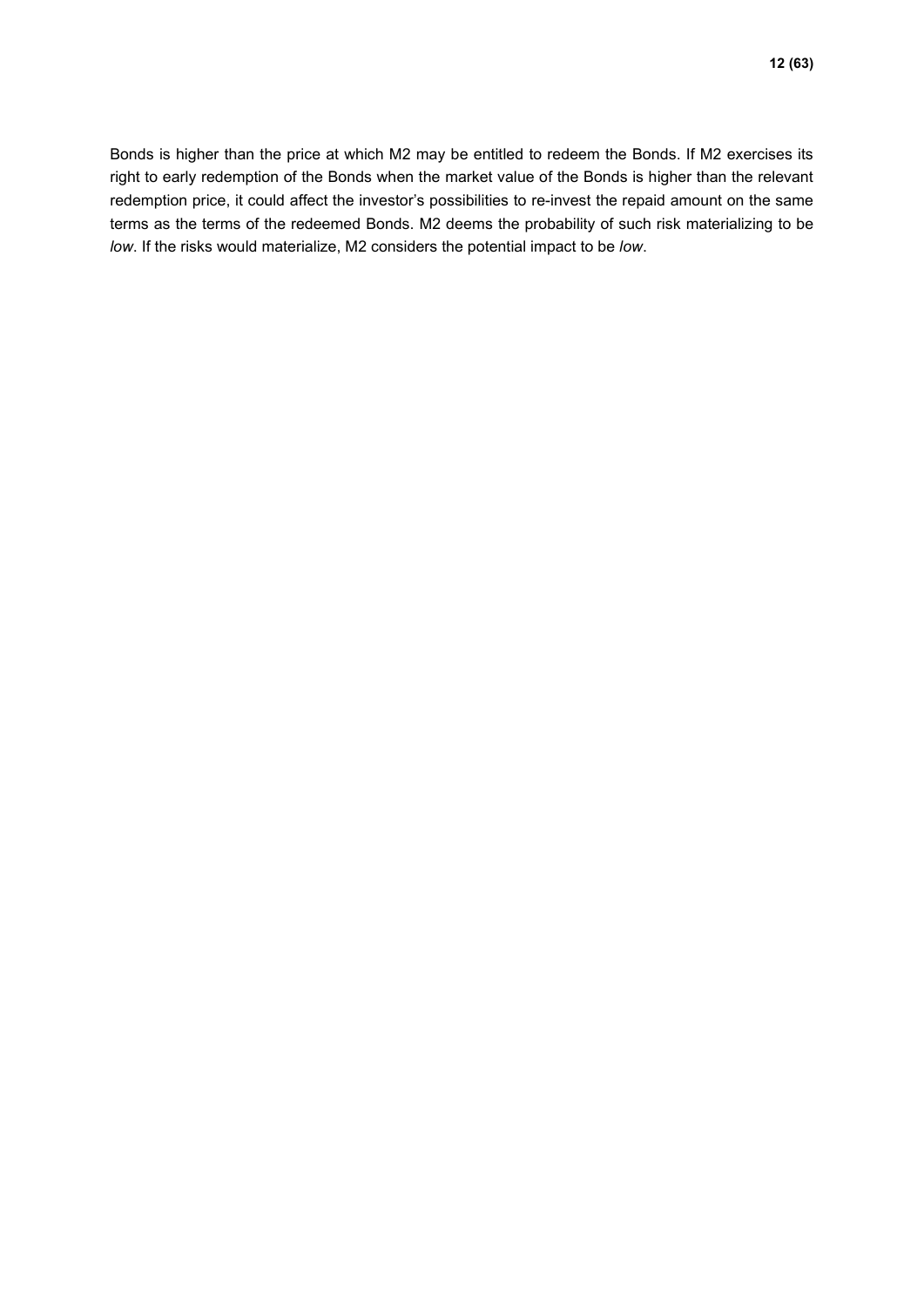Bonds is higher than the price at which M2 may be entitled to redeem the Bonds. If M2 exercises its right to early redemption of the Bonds when the market value of the Bonds is higher than the relevant redemption price, it could affect the investor's possibilities to re-invest the repaid amount on the same terms as the terms of the redeemed Bonds. M2 deems the probability of such risk materializing to be *low*. If the risks would materialize, M2 considers the potential impact to be *low*.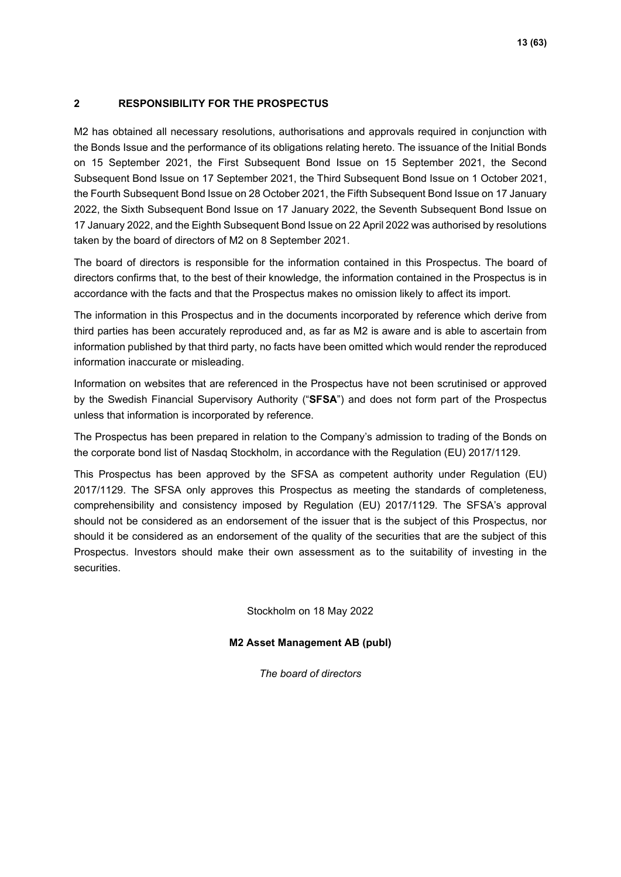## 2 RESPONSIBILITY FOR THE PROSPECTUS

M2 has obtained all necessary resolutions, authorisations and approvals required in conjunction with the Bonds Issue and the performance of its obligations relating hereto. The issuance of the Initial Bonds on 15 September 2021, the First Subsequent Bond Issue on 15 September 2021, the Second Subsequent Bond Issue on 17 September 2021, the Third Subsequent Bond Issue on 1 October 2021, the Fourth Subsequent Bond Issue on 28 October 2021, the Fifth Subsequent Bond Issue on 17 January 2022, the Sixth Subsequent Bond Issue on 17 January 2022, the Seventh Subsequent Bond Issue on 17 January 2022, and the Eighth Subsequent Bond Issue on 22 April 2022 was authorised by resolutions taken by the board of directors of M2 on 8 September 2021.

The board of directors is responsible for the information contained in this Prospectus. The board of directors confirms that, to the best of their knowledge, the information contained in the Prospectus is in accordance with the facts and that the Prospectus makes no omission likely to affect its import.

The information in this Prospectus and in the documents incorporated by reference which derive from third parties has been accurately reproduced and, as far as M2 is aware and is able to ascertain from information published by that third party, no facts have been omitted which would render the reproduced information inaccurate or misleading.

Information on websites that are referenced in the Prospectus have not been scrutinised or approved by the Swedish Financial Supervisory Authority ("**SFSA**") and does not form part of the Prospectus unless that information is incorporated by reference.

The Prospectus has been prepared in relation to the Company's admission to trading of the Bonds on the corporate bond list of Nasdaq Stockholm, in accordance with the Regulation (EU) 2017/1129.

This Prospectus has been approved by the SFSA as competent authority under Regulation (EU) 2017/1129. The SFSA only approves this Prospectus as meeting the standards of completeness, comprehensibility and consistency imposed by Regulation (EU) 2017/1129. The SFSA's approval should not be considered as an endorsement of the issuer that is the subject of this Prospectus, nor should it be considered as an endorsement of the quality of the securities that are the subject of this Prospectus. Investors should make their own assessment as to the suitability of investing in the securities.

Stockholm on 18 May 2022

**M2 Asset Management AB (publ)**

*The board of directors*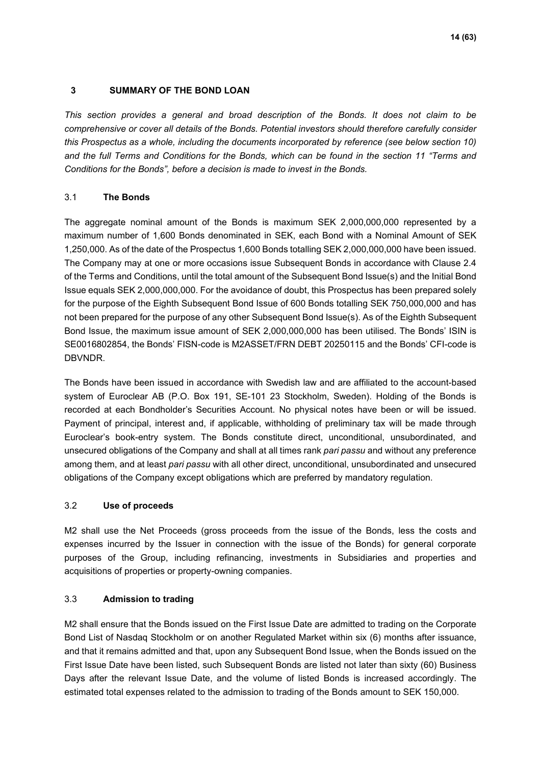## 3 SUMMARY OF THE BOND LOAN

*This section provides a general and broad description of the Bonds. It does not claim to be comprehensive or cover all details of the Bonds. Potential investors should therefore carefully consider this Prospectus as a whole, including the documents incorporated by reference (see below section 10) and the full Terms and Conditions for the Bonds, which can be found in the section 11 "Terms and Conditions for the Bonds", before a decision is made to invest in the Bonds.*

### 3.1 The Bonds

The aggregate nominal amount of the Bonds is maximum SEK 2,000,000,000 represented by a maximum number of 1,600 Bonds denominated in SEK, each Bond with a Nominal Amount of SEK 1,250,000. As of the date of the Prospectus 1,600 Bonds totalling SEK 2,000,000,000 have been issued. The Company may at one or more occasions issue Subsequent Bonds in accordance with Clause 2.4 of the Terms and Conditions, until the total amount of the Subsequent Bond Issue(s) and the Initial Bond Issue equals SEK 2,000,000,000. For the avoidance of doubt, this Prospectus has been prepared solely for the purpose of the Eighth Subsequent Bond Issue of 600 Bonds totalling SEK 750,000,000 and has not been prepared for the purpose of any other Subsequent Bond Issue(s). As of the Eighth Subsequent Bond Issue, the maximum issue amount of SEK 2,000,000,000 has been utilised. The Bonds' ISIN is SE0016802854, the Bonds' FISN-code is M2ASSET/FRN DEBT 20250115 and the Bonds' CFI-code is DBVNDR.

The Bonds have been issued in accordance with Swedish law and are affiliated to the account-based system of Euroclear AB (P.O. Box 191, SE-101 23 Stockholm, Sweden). Holding of the Bonds is recorded at each Bondholder's Securities Account. No physical notes have been or will be issued. Payment of principal, interest and, if applicable, withholding of preliminary tax will be made through Euroclear's book-entry system. The Bonds constitute direct, unconditional, unsubordinated, and unsecured obligations of the Company and shall at all times rank *pari passu* and without any preference among them, and at least *pari passu* with all other direct, unconditional, unsubordinated and unsecured obligations of the Company except obligations which are preferred by mandatory regulation.

### 3.2 Use of proceeds

M2 shall use the Net Proceeds (gross proceeds from the issue of the Bonds, less the costs and expenses incurred by the Issuer in connection with the issue of the Bonds) for general corporate purposes of the Group, including refinancing, investments in Subsidiaries and properties and acquisitions of properties or property-owning companies.

### 3.3 Admission to trading

M2 shall ensure that the Bonds issued on the First Issue Date are admitted to trading on the Corporate Bond List of Nasdaq Stockholm or on another Regulated Market within six (6) months after issuance, and that it remains admitted and that, upon any Subsequent Bond Issue, when the Bonds issued on the First Issue Date have been listed, such Subsequent Bonds are listed not later than sixty (60) Business Days after the relevant Issue Date, and the volume of listed Bonds is increased accordingly. The estimated total expenses related to the admission to trading of the Bonds amount to SEK 150,000.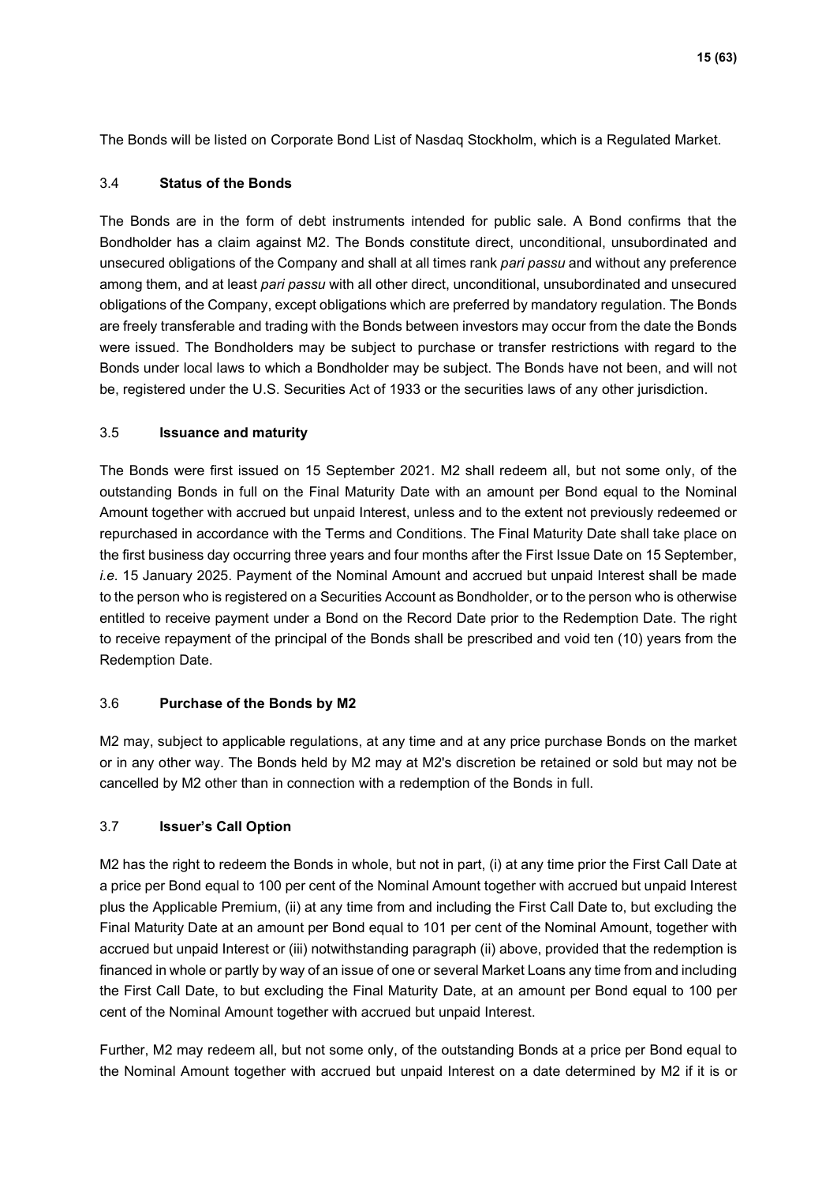The Bonds will be listed on Corporate Bond List of Nasdaq Stockholm, which is a Regulated Market.

### 3.4 **Status of the Bonds**

The Bonds are in the form of debt instruments intended for public sale. A Bond confirms that the Bondholder has a claim against M2. The Bonds constitute direct, unconditional, unsubordinated and unsecured obligations of the Company and shall at all times rank *pari passu* and without any preference among them, and at least *pari passu* with all other direct, unconditional, unsubordinated and unsecured obligations of the Company, except obligations which are preferred by mandatory regulation. The Bonds are freely transferable and trading with the Bonds between investors may occur from the date the Bonds were issued. The Bondholders may be subject to purchase or transfer restrictions with regard to the Bonds under local laws to which a Bondholder may be subject. The Bonds have not been, and will not be, registered under the U.S. Securities Act of 1933 or the securities laws of any other jurisdiction.

### 3.5 **Issuance and maturity**

The Bonds were first issued on 15 September 2021. M2 shall redeem all, but not some only, of the outstanding Bonds in full on the Final Maturity Date with an amount per Bond equal to the Nominal Amount together with accrued but unpaid Interest, unless and to the extent not previously redeemed or repurchased in accordance with the Terms and Conditions. The Final Maturity Date shall take place on the first business day occurring three years and four months after the First Issue Date on 15 September, *i.e.* 15 January 2025. Payment of the Nominal Amount and accrued but unpaid Interest shall be made to the person who is registered on a Securities Account as Bondholder, or to the person who is otherwise entitled to receive payment under a Bond on the Record Date prior to the Redemption Date. The right to receive repayment of the principal of the Bonds shall be prescribed and void ten (10) years from the Redemption Date.

### 3.6 **Purchase of the Bonds by M2**

M2 may, subject to applicable regulations, at any time and at any price purchase Bonds on the market or in any other way. The Bonds held by M2 may at M2's discretion be retained or sold but may not be cancelled by M2 other than in connection with a redemption of the Bonds in full.

### 3.7 **Issuer's Call Option**

M2 has the right to redeem the Bonds in whole, but not in part, (i) at any time prior the First Call Date at a price per Bond equal to 100 per cent of the Nominal Amount together with accrued but unpaid Interest plus the Applicable Premium, (ii) at any time from and including the First Call Date to, but excluding the Final Maturity Date at an amount per Bond equal to 101 per cent of the Nominal Amount, together with accrued but unpaid Interest or (iii) notwithstanding paragraph (ii) above, provided that the redemption is financed in whole or partly by way of an issue of one or several Market Loans any time from and including the First Call Date, to but excluding the Final Maturity Date, at an amount per Bond equal to 100 per cent of the Nominal Amount together with accrued but unpaid Interest.

Further, M2 may redeem all, but not some only, of the outstanding Bonds at a price per Bond equal to the Nominal Amount together with accrued but unpaid Interest on a date determined by M2 if it is or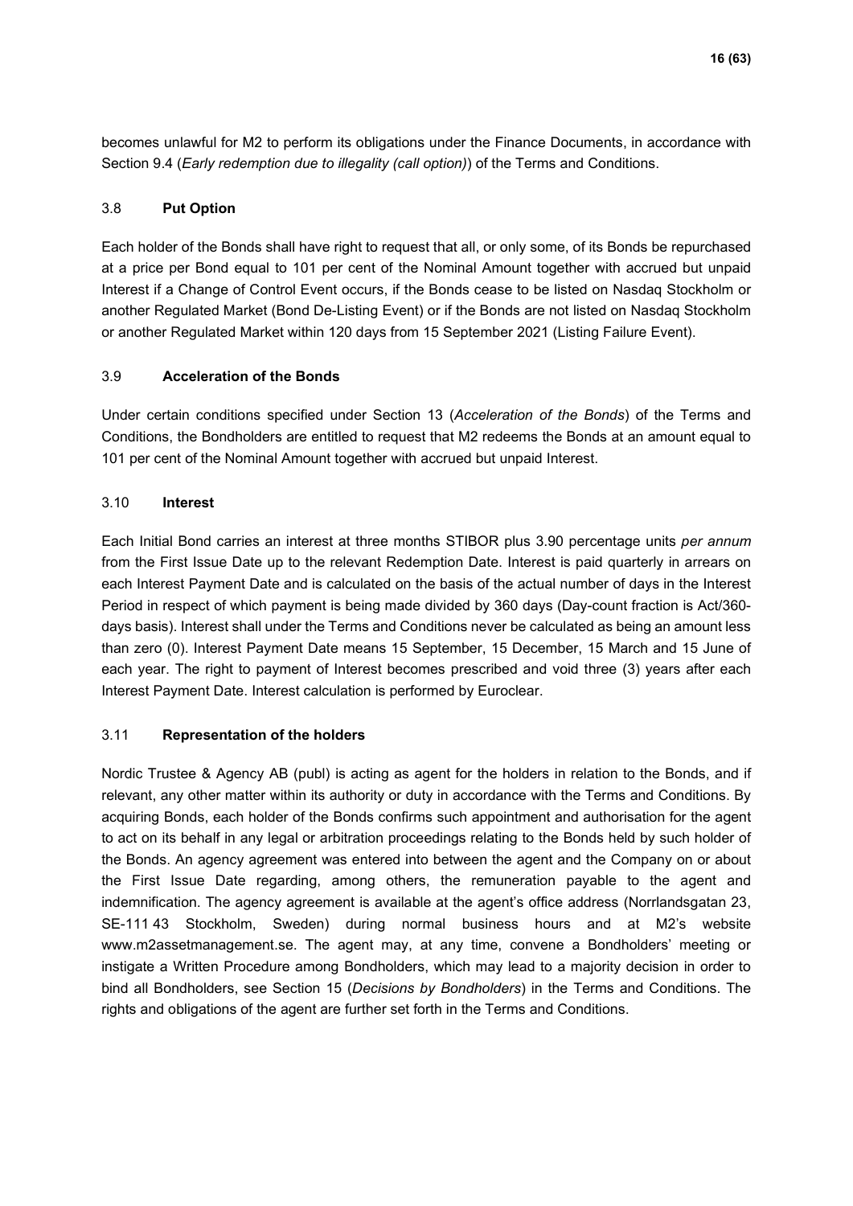becomes unlawful for M2 to perform its obligations under the Finance Documents, in accordance with Section 9.4 (*Early redemption due to illegality (call option)*) of the Terms and Conditions.

### 3.8 **Put Option**

Each holder of the Bonds shall have right to request that all, or only some, of its Bonds be repurchased at a price per Bond equal to 101 per cent of the Nominal Amount together with accrued but unpaid Interest if a Change of Control Event occurs, if the Bonds cease to be listed on Nasdaq Stockholm or another Regulated Market (Bond De-Listing Event) or if the Bonds are not listed on Nasdaq Stockholm or another Regulated Market within 120 days from 15 September 2021 (Listing Failure Event).

### 3.9 **Acceleration of the Bonds**

Under certain conditions specified under Section 13 (*Acceleration of the Bonds*) of the Terms and Conditions, the Bondholders are entitled to request that M2 redeems the Bonds at an amount equal to 101 per cent of the Nominal Amount together with accrued but unpaid Interest.

### 3.10 **Interest**

Each Initial Bond carries an interest at three months STIBOR plus 3.90 percentage units *per annum* from the First Issue Date up to the relevant Redemption Date. Interest is paid quarterly in arrears on each Interest Payment Date and is calculated on the basis of the actual number of days in the Interest Period in respect of which payment is being made divided by 360 days (Day-count fraction is Act/360-days basis). Interest shall under the Terms and Conditions never be calculated as being an amount less than zero (0). Interest Payment Date means 15 September, 15 December, 15 March and 15 June of each year. The right to payment of Interest becomes prescribed and void three (3) years after each Interest Payment Date. Interest calculation is performed by Euroclear.

### 3.11 **Representation of the holders**

Nordic Trustee & Agency AB (publ) is acting as agent for the holders in relation to the Bonds, and if relevant, any other matter within its authority or duty in accordance with the Terms and Conditions. By acquiring Bonds, each holder of the Bonds confirms such appointment and authorisation for the agent to act on its behalf in any legal or arbitration proceedings relating to the Bonds held by such holder of the Bonds. An agency agreement was entered into between the agent and the Company on or about the First Issue Date regarding, among others, the remuneration payable to the agent and indemnification. The agency agreement is available at the agent's office address (Norrlandsgatan 23, SE-111 43 Stockholm, Sweden) during normal business hours and at M2's website www.m2assetmanagement.se. The agent may, at any time, convene a Bondholders' meeting or instigate a Written Procedure among Bondholders, which may lead to a majority decision in order to bind all Bondholders, see Section 15 (*Decisions by Bondholders*) in the Terms and Conditions. The rights and obligations of the agent are further set forth in the Terms and Conditions.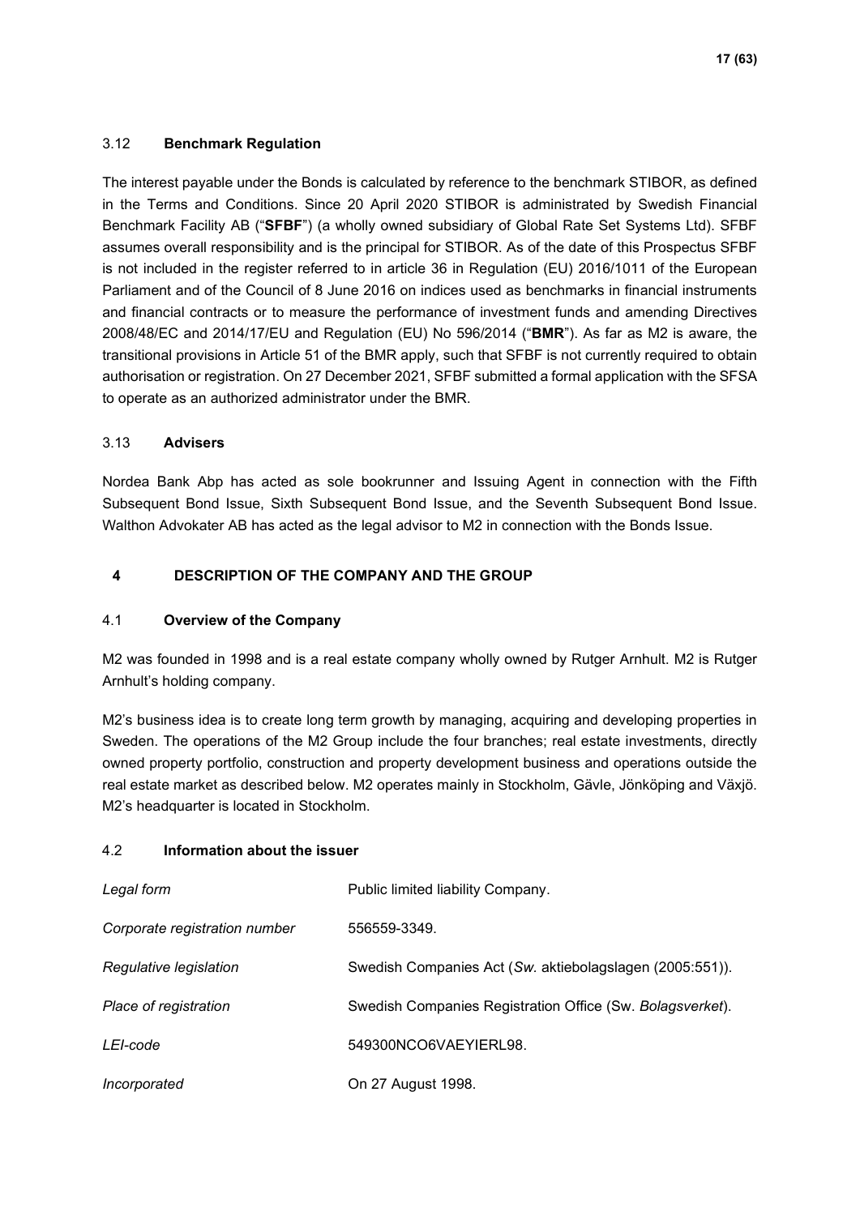### 3.12 **Benchmark Regulation**

The interest payable under the Bonds is calculated by reference to the benchmark STIBOR, as defined in the Terms and Conditions. Since 20 April 2020 STIBOR is administrated by Swedish Financial Benchmark Facility AB ("**SFBF**") (a wholly owned subsidiary of Global Rate Set Systems Ltd). SFBF assumes overall responsibility and is the principal for STIBOR. As of the date of this Prospectus SFBF is not included in the register referred to in article 36 in Regulation (EU) 2016/1011 of the European Parliament and of the Council of 8 June 2016 on indices used as benchmarks in financial instruments and financial contracts or to measure the performance of investment funds and amending Directives 2008/48/EC and 2014/17/EU and Regulation (EU) No 596/2014 ("**BMR**"). As far as M2 is aware, the transitional provisions in Article 51 of the BMR apply, such that SFBF is not currently required to obtain authorisation or registration. On 27 December 2021, SFBF submitted a formal application with the SFSA to operate as an authorized administrator under the BMR.

### 3.13 **Advisers**

Nordea Bank Abp has acted as sole bookrunner and Issuing Agent in connection with the Fifth Subsequent Bond Issue, Sixth Subsequent Bond Issue, and the Seventh Subsequent Bond Issue. Walthon Advokater AB has acted as the legal advisor to M2 in connection with the Bonds Issue.

## 4 DESCRIPTION OF THE COMPANY AND THE GROUP

### 4.1 **Overview of the Company**

M2 was founded in 1998 and is a real estate company wholly owned by Rutger Arnhult. M2 is Rutger Arnhult's holding company.

M2's business idea is to create long term growth by managing, acquiring and developing properties in Sweden. The operations of the M2 Group include the four branches; real estate investments, directly owned property portfolio, construction and property development business and operations outside the real estate market as described below. M2 operates mainly in Stockholm, Gävle, Jönköping and Växjö. M2's headquarter is located in Stockholm.

### 4.2 **Information about the issuer**

| | |
|---|---|
| *Legal form* | Public limited liability Company. |
| *Corporate registration number* | 556559-3349. |
| *Regulative legislation* | Swedish Companies Act (*Sw.* aktiebolagslagen (2005:551)). |
| *Place of registration* | Swedish Companies Registration Office (Sw. *Bolagsverket*). |
| *LEI-code* | 549300NCO6VAEYIERL98. |
| *Incorporated* | On 27 August 1998. |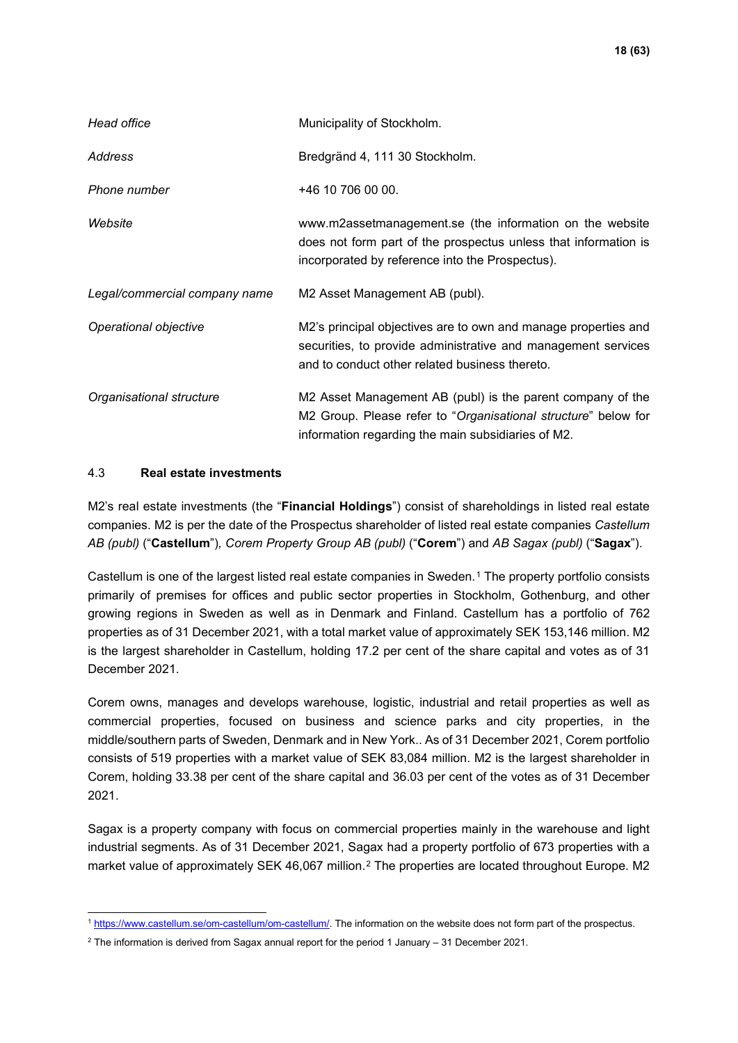| | |
|---|---|
| *Head office* | Municipality of Stockholm. |
| *Address* | Bredgränd 4, 111 30 Stockholm. |
| *Phone number* | +46 10 706 00 00. |
| *Website* | www.m2assetmanagement.se (the information on the website does not form part of the prospectus unless that information is incorporated by reference into the Prospectus). |
| *Legal/commercial company name* | M2 Asset Management AB (publ). |
| *Operational objective* | M2's principal objectives are to own and manage properties and securities, to provide administrative and management services and to conduct other related business thereto. |
| *Organisational structure* | M2 Asset Management AB (publ) is the parent company of the M2 Group. Please refer to "*Organisational structure*" below for information regarding the main subsidiaries of M2. |

## 4.3 **Real estate investments**

M2's real estate investments (the "**Financial Holdings**") consist of shareholdings in listed real estate companies. M2 is per the date of the Prospectus shareholder of listed real estate companies *Castellum AB (publ)* ("**Castellum**")*, Corem Property Group AB (publ)* ("**Corem**") and *AB Sagax (publ)* ("**Sagax**").

Castellum is one of the largest listed real estate companies in Sweden.[1] The property portfolio consists primarily of premises for offices and public sector properties in Stockholm, Gothenburg, and other growing regions in Sweden as well as in Denmark and Finland. Castellum has a portfolio of 762 properties as of 31 December 2021, with a total market value of approximately SEK 153,146 million. M2 is the largest shareholder in Castellum, holding 17.2 per cent of the share capital and votes as of 31 December 2021.

Corem owns, manages and develops warehouse, logistic, industrial and retail properties as well as commercial properties, focused on business and science parks and city properties, in the middle/southern parts of Sweden, Denmark and in New York.. As of 31 December 2021, Corem portfolio consists of 519 properties with a market value of SEK 83,084 million. M2 is the largest shareholder in Corem, holding 33.38 per cent of the share capital and 36.03 per cent of the votes as of 31 December 2021.

Sagax is a property company with focus on commercial properties mainly in the warehouse and light industrial segments. As of 31 December 2021, Sagax had a property portfolio of 673 properties with a market value of approximately SEK 46,067 million.[2] The properties are located throughout Europe. M2

[1] https://www.castellum.se/om-castellum/om-castellum/. The information on the website does not form part of the prospectus.

[2] The information is derived from Sagax annual report for the period 1 January – 31 December 2021.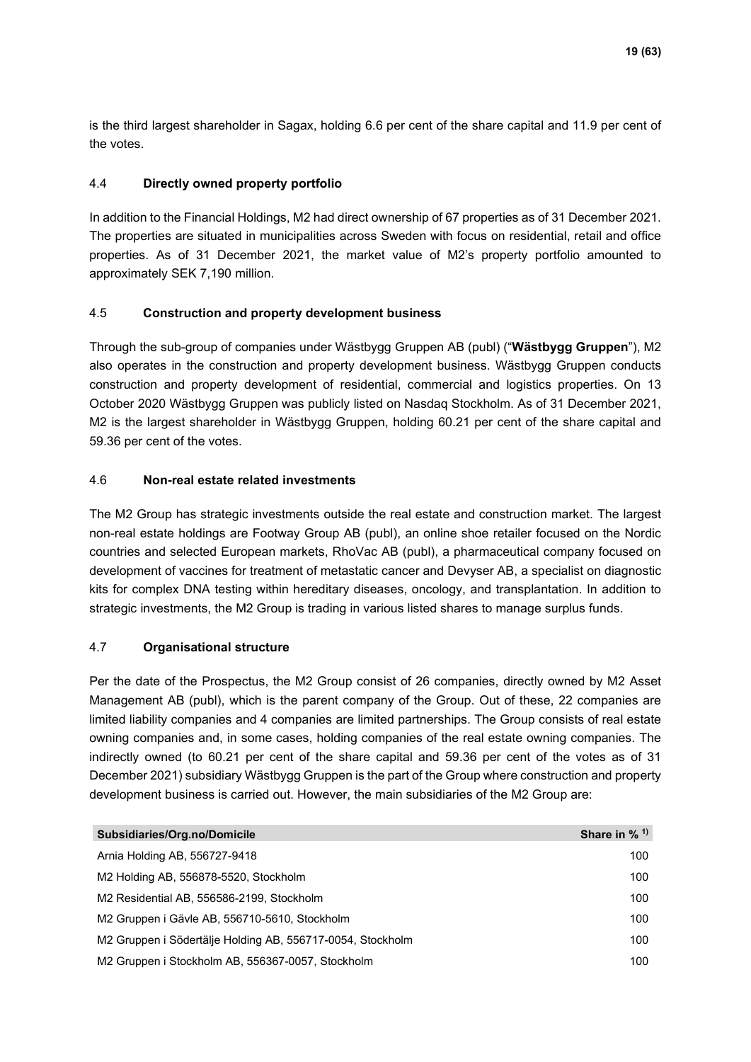is the third largest shareholder in Sagax, holding 6.6 per cent of the share capital and 11.9 per cent of the votes.

### 4.4 **Directly owned property portfolio**

In addition to the Financial Holdings, M2 had direct ownership of 67 properties as of 31 December 2021. The properties are situated in municipalities across Sweden with focus on residential, retail and office properties. As of 31 December 2021, the market value of M2's property portfolio amounted to approximately SEK 7,190 million.

### 4.5 **Construction and property development business**

Through the sub-group of companies under Wästbygg Gruppen AB (publ) ("**Wästbygg Gruppen**"), M2 also operates in the construction and property development business. Wästbygg Gruppen conducts construction and property development of residential, commercial and logistics properties. On 13 October 2020 Wästbygg Gruppen was publicly listed on Nasdaq Stockholm. As of 31 December 2021, M2 is the largest shareholder in Wästbygg Gruppen, holding 60.21 per cent of the share capital and 59.36 per cent of the votes.

### 4.6 **Non-real estate related investments**

The M2 Group has strategic investments outside the real estate and construction market. The largest non-real estate holdings are Footway Group AB (publ), an online shoe retailer focused on the Nordic countries and selected European markets, RhoVac AB (publ), a pharmaceutical company focused on development of vaccines for treatment of metastatic cancer and Devyser AB, a specialist on diagnostic kits for complex DNA testing within hereditary diseases, oncology, and transplantation. In addition to strategic investments, the M2 Group is trading in various listed shares to manage surplus funds.

### 4.7 **Organisational structure**

Per the date of the Prospectus, the M2 Group consist of 26 companies, directly owned by M2 Asset Management AB (publ), which is the parent company of the Group. Out of these, 22 companies are limited liability companies and 4 companies are limited partnerships. The Group consists of real estate owning companies and, in some cases, holding companies of the real estate owning companies. The indirectly owned (to 60.21 per cent of the share capital and 59.36 per cent of the votes as of 31 December 2021) subsidiary Wästbygg Gruppen is the part of the Group where construction and property development business is carried out. However, the main subsidiaries of the M2 Group are:

| Subsidiaries/Org.no/Domicile | Share in % [1)] |
|---|---|
| Arnia Holding AB, 556727-9418 | 100 |
| M2 Holding AB, 556878-5520, Stockholm | 100 |
| M2 Residential AB, 556586-2199, Stockholm | 100 |
| M2 Gruppen i Gävle AB, 556710-5610, Stockholm | 100 |
| M2 Gruppen i Södertälje Holding AB, 556717-0054, Stockholm | 100 |
| M2 Gruppen i Stockholm AB, 556367-0057, Stockholm | 100 |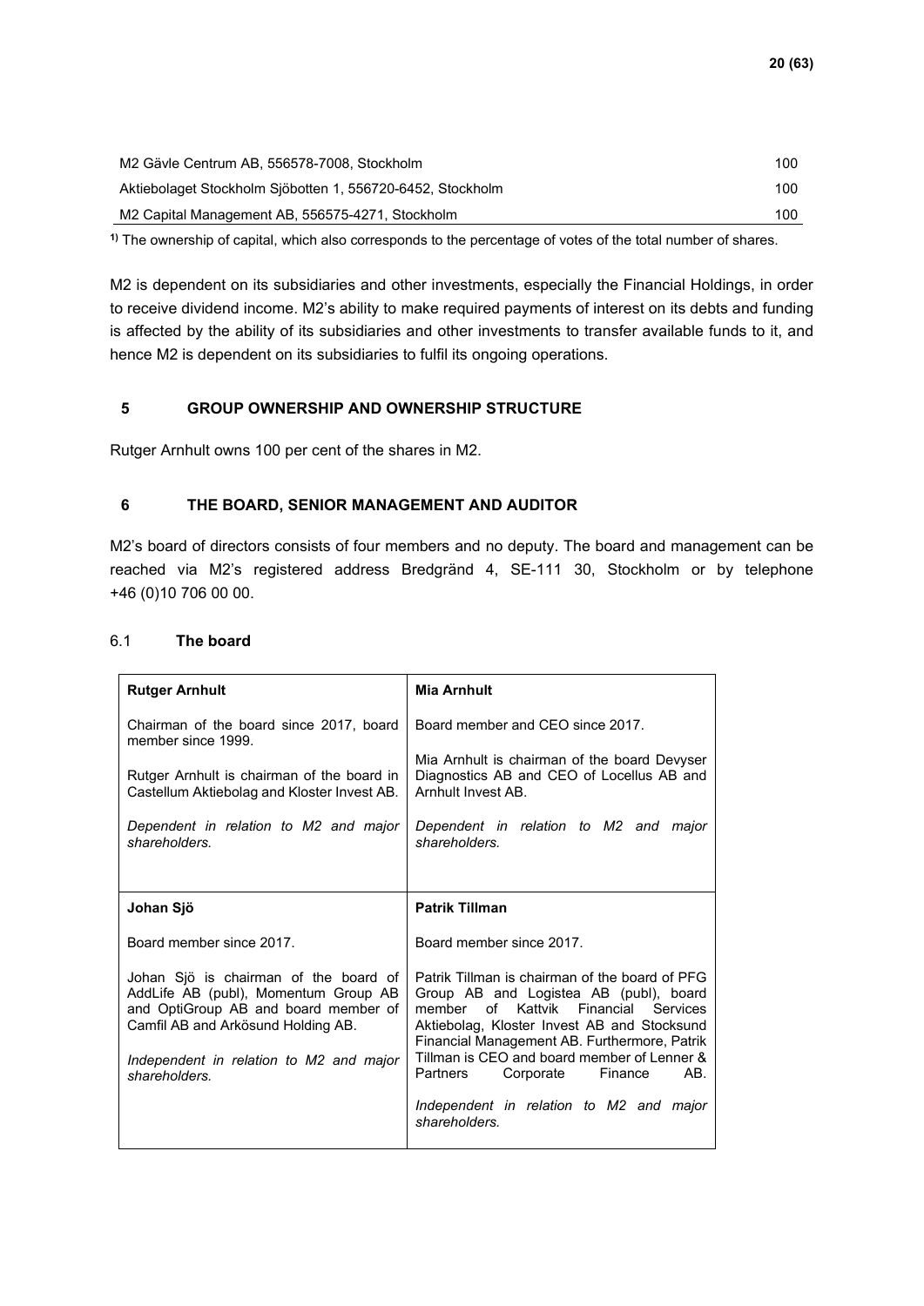| | |
|---|---|
| M2 Gävle Centrum AB, 556578-7008, Stockholm | 100 |
| Aktiebolaget Stockholm Sjöbotten 1, 556720-6452, Stockholm | 100 |
| M2 Capital Management AB, 556575-4271, Stockholm | 100 |

[1)] The ownership of capital, which also corresponds to the percentage of votes of the total number of shares.

M2 is dependent on its subsidiaries and other investments, especially the Financial Holdings, in order to receive dividend income. M2's ability to make required payments of interest on its debts and funding is affected by the ability of its subsidiaries and other investments to transfer available funds to it, and hence M2 is dependent on its subsidiaries to fulfil its ongoing operations.

## 5 GROUP OWNERSHIP AND OWNERSHIP STRUCTURE

Rutger Arnhult owns 100 per cent of the shares in M2.

## 6 THE BOARD, SENIOR MANAGEMENT AND AUDITOR

M2's board of directors consists of four members and no deputy. The board and management can be reached via M2's registered address Bredgränd 4, SE-111 30, Stockholm or by telephone +46 (0)10 706 00 00.

### 6.1 The board

| **Rutger Arnhult** | **Mia Arnhult** |
|---|---|
| Chairman of the board since 2017, board member since 1999.<br><br>Rutger Arnhult is chairman of the board in Castellum Aktiebolag and Kloster Invest AB.<br><br>*Dependent in relation to M2 and major shareholders.* | Board member and CEO since 2017.<br><br>Mia Arnhult is chairman of the board Devyser Diagnostics AB and CEO of Locellus AB and Arnhult Invest AB.<br><br>*Dependent in relation to M2 and major shareholders.* |
| **Johan Sjö** | **Patrik Tillman** |
| Board member since 2017.<br><br>Johan Sjö is chairman of the board of AddLife AB (publ), Momentum Group AB and OptiGroup AB and board member of Camfil AB and Arkösund Holding AB.<br><br>*Independent in relation to M2 and major shareholders.* | Board member since 2017.<br><br>Patrik Tillman is chairman of the board of PFG Group AB and Logistea AB (publ), board member of Kattvik Financial Services Aktiebolag, Kloster Invest AB and Stocksund Financial Management AB. Furthermore, Patrik Tillman is CEO and board member of Lenner & Partners Corporate Finance AB.<br><br>*Independent in relation to M2 and major shareholders.* |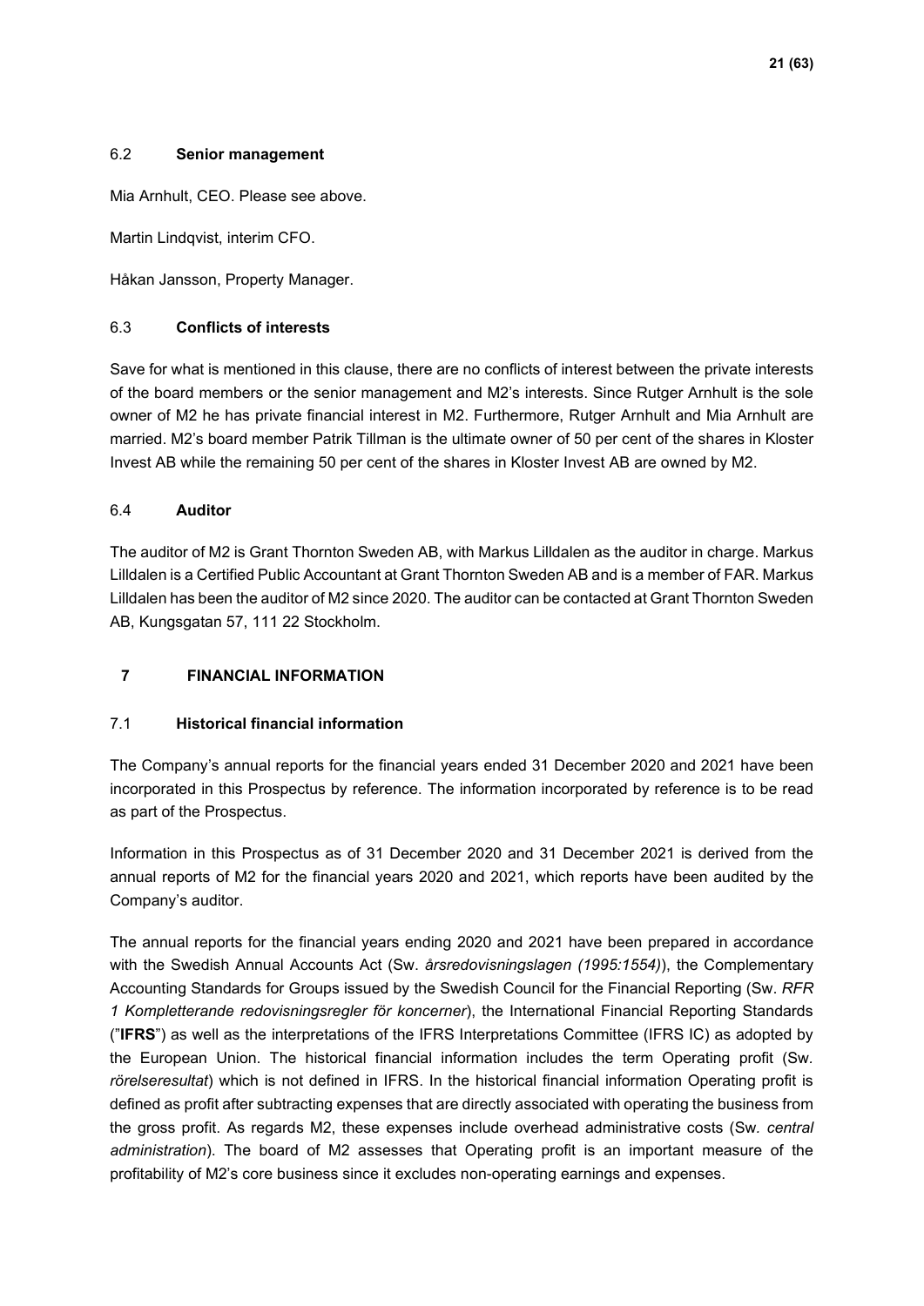### 6.2 **Senior management**

Mia Arnhult, CEO. Please see above.

Martin Lindqvist, interim CFO.

Håkan Jansson, Property Manager.

### 6.3 **Conflicts of interests**

Save for what is mentioned in this clause, there are no conflicts of interest between the private interests of the board members or the senior management and M2's interests. Since Rutger Arnhult is the sole owner of M2 he has private financial interest in M2. Furthermore, Rutger Arnhult and Mia Arnhult are married. M2's board member Patrik Tillman is the ultimate owner of 50 per cent of the shares in Kloster Invest AB while the remaining 50 per cent of the shares in Kloster Invest AB are owned by M2.

### 6.4 **Auditor**

The auditor of M2 is Grant Thornton Sweden AB, with Markus Lilldalen as the auditor in charge. Markus Lilldalen is a Certified Public Accountant at Grant Thornton Sweden AB and is a member of FAR. Markus Lilldalen has been the auditor of M2 since 2020. The auditor can be contacted at Grant Thornton Sweden AB, Kungsgatan 57, 111 22 Stockholm.

## 7 **FINANCIAL INFORMATION**

### 7.1 **Historical financial information**

The Company's annual reports for the financial years ended 31 December 2020 and 2021 have been incorporated in this Prospectus by reference. The information incorporated by reference is to be read as part of the Prospectus.

Information in this Prospectus as of 31 December 2020 and 31 December 2021 is derived from the annual reports of M2 for the financial years 2020 and 2021, which reports have been audited by the Company's auditor.

The annual reports for the financial years ending 2020 and 2021 have been prepared in accordance with the Swedish Annual Accounts Act (Sw. *årsredovisningslagen (1995:1554)*), the Complementary Accounting Standards for Groups issued by the Swedish Council for the Financial Reporting (Sw. *RFR 1 Kompletterande redovisningsregler för koncerner*), the International Financial Reporting Standards ("**IFRS**") as well as the interpretations of the IFRS Interpretations Committee (IFRS IC) as adopted by the European Union. The historical financial information includes the term Operating profit (Sw. *rörelseresultat*) which is not defined in IFRS. In the historical financial information Operating profit is defined as profit after subtracting expenses that are directly associated with operating the business from the gross profit. As regards M2, these expenses include overhead administrative costs (Sw*. central administration*). The board of M2 assesses that Operating profit is an important measure of the profitability of M2's core business since it excludes non-operating earnings and expenses.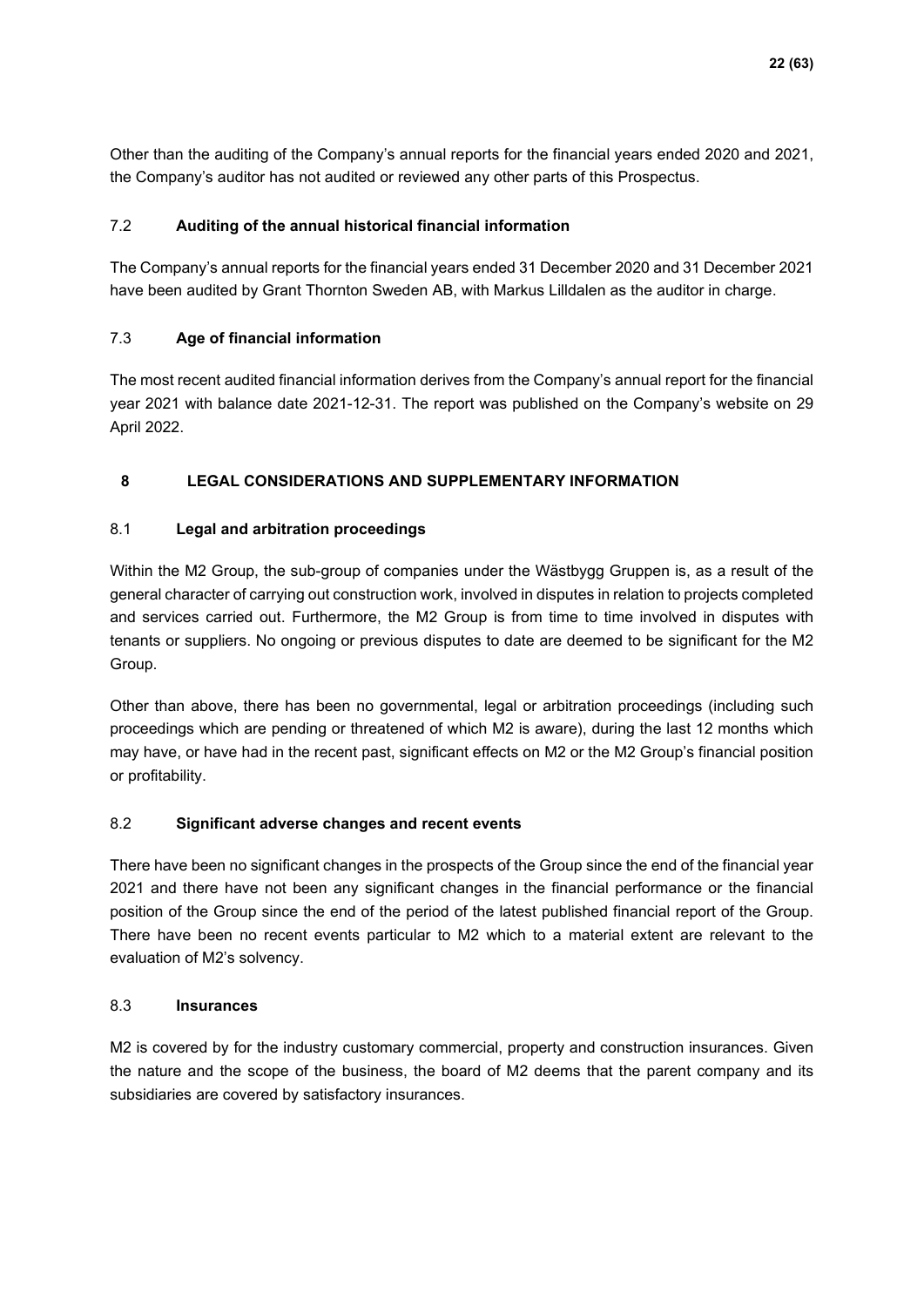Other than the auditing of the Company's annual reports for the financial years ended 2020 and 2021, the Company's auditor has not audited or reviewed any other parts of this Prospectus.

### 7.2 Auditing of the annual historical financial information

The Company's annual reports for the financial years ended 31 December 2020 and 31 December 2021 have been audited by Grant Thornton Sweden AB, with Markus Lilldalen as the auditor in charge.

### 7.3 Age of financial information

The most recent audited financial information derives from the Company's annual report for the financial year 2021 with balance date 2021-12-31. The report was published on the Company's website on 29 April 2022.

## 8 LEGAL CONSIDERATIONS AND SUPPLEMENTARY INFORMATION

### 8.1 Legal and arbitration proceedings

Within the M2 Group, the sub-group of companies under the Wästbygg Gruppen is, as a result of the general character of carrying out construction work, involved in disputes in relation to projects completed and services carried out. Furthermore, the M2 Group is from time to time involved in disputes with tenants or suppliers. No ongoing or previous disputes to date are deemed to be significant for the M2 Group.

Other than above, there has been no governmental, legal or arbitration proceedings (including such proceedings which are pending or threatened of which M2 is aware), during the last 12 months which may have, or have had in the recent past, significant effects on M2 or the M2 Group's financial position or profitability.

### 8.2 Significant adverse changes and recent events

There have been no significant changes in the prospects of the Group since the end of the financial year 2021 and there have not been any significant changes in the financial performance or the financial position of the Group since the end of the period of the latest published financial report of the Group. There have been no recent events particular to M2 which to a material extent are relevant to the evaluation of M2's solvency.

### 8.3 Insurances

M2 is covered by for the industry customary commercial, property and construction insurances. Given the nature and the scope of the business, the board of M2 deems that the parent company and its subsidiaries are covered by satisfactory insurances.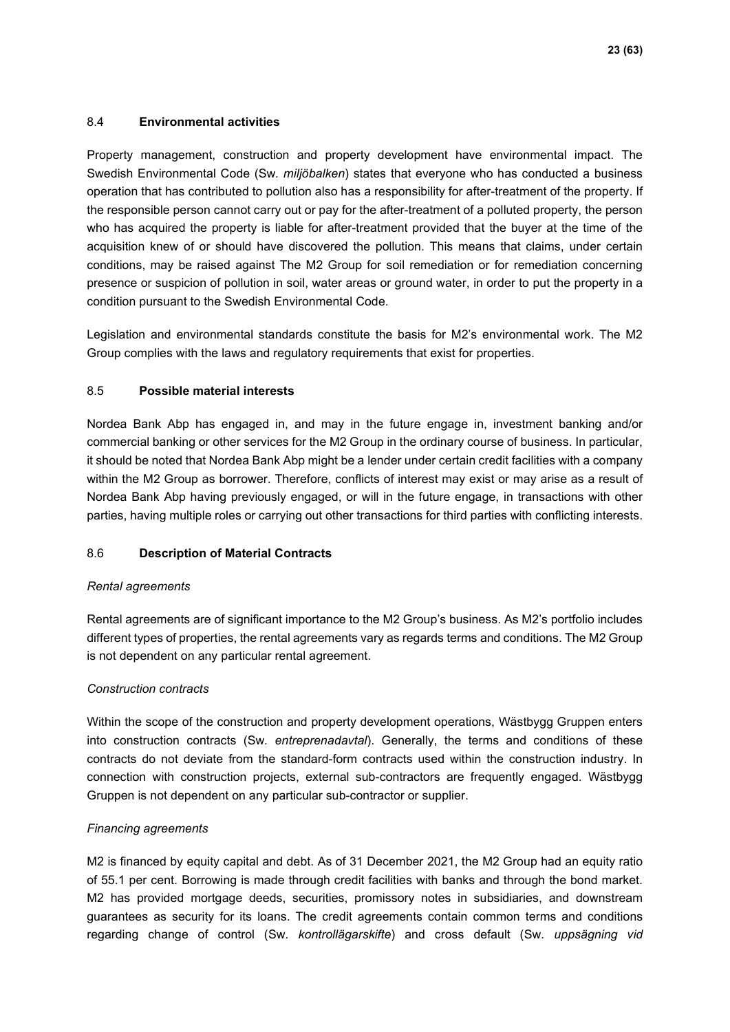## 8.4 **Environmental activities**

Property management, construction and property development have environmental impact. The Swedish Environmental Code (Sw. *miljöbalken*) states that everyone who has conducted a business operation that has contributed to pollution also has a responsibility for after-treatment of the property. If the responsible person cannot carry out or pay for the after-treatment of a polluted property, the person who has acquired the property is liable for after-treatment provided that the buyer at the time of the acquisition knew of or should have discovered the pollution. This means that claims, under certain conditions, may be raised against The M2 Group for soil remediation or for remediation concerning presence or suspicion of pollution in soil, water areas or ground water, in order to put the property in a condition pursuant to the Swedish Environmental Code.

Legislation and environmental standards constitute the basis for M2's environmental work. The M2 Group complies with the laws and regulatory requirements that exist for properties.

## 8.5 **Possible material interests**

Nordea Bank Abp has engaged in, and may in the future engage in, investment banking and/or commercial banking or other services for the M2 Group in the ordinary course of business. In particular, it should be noted that Nordea Bank Abp might be a lender under certain credit facilities with a company within the M2 Group as borrower. Therefore, conflicts of interest may exist or may arise as a result of Nordea Bank Abp having previously engaged, or will in the future engage, in transactions with other parties, having multiple roles or carrying out other transactions for third parties with conflicting interests.

## 8.6 **Description of Material Contracts**

*Rental agreements*

Rental agreements are of significant importance to the M2 Group's business. As M2's portfolio includes different types of properties, the rental agreements vary as regards terms and conditions. The M2 Group is not dependent on any particular rental agreement.

*Construction contracts*

Within the scope of the construction and property development operations, Wästbygg Gruppen enters into construction contracts (Sw. *entreprenadavtal*). Generally, the terms and conditions of these contracts do not deviate from the standard-form contracts used within the construction industry. In connection with construction projects, external sub-contractors are frequently engaged. Wästbygg Gruppen is not dependent on any particular sub-contractor or supplier.

*Financing agreements*

M2 is financed by equity capital and debt. As of 31 December 2021, the M2 Group had an equity ratio of 55.1 per cent. Borrowing is made through credit facilities with banks and through the bond market. M2 has provided mortgage deeds, securities, promissory notes in subsidiaries, and downstream guarantees as security for its loans. The credit agreements contain common terms and conditions regarding change of control (Sw. *kontrollägarskifte*) and cross default (Sw. *uppsägning vid*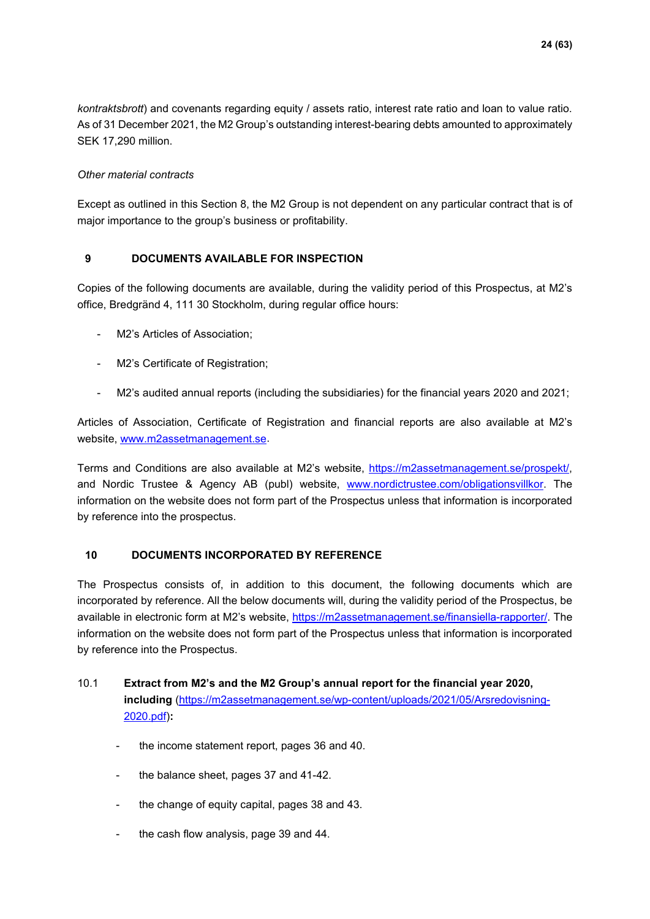*kontraktsbrott*) and covenants regarding equity / assets ratio, interest rate ratio and loan to value ratio. As of 31 December 2021, the M2 Group's outstanding interest-bearing debts amounted to approximately SEK 17,290 million.

*Other material contracts*

Except as outlined in this Section 8, the M2 Group is not dependent on any particular contract that is of major importance to the group's business or profitability.

## 9 DOCUMENTS AVAILABLE FOR INSPECTION

Copies of the following documents are available, during the validity period of this Prospectus, at M2's office, Bredgränd 4, 111 30 Stockholm, during regular office hours:

- M2's Articles of Association;
- M2's Certificate of Registration;
- M2's audited annual reports (including the subsidiaries) for the financial years 2020 and 2021;

Articles of Association, Certificate of Registration and financial reports are also available at M2's website, www.m2assetmanagement.se.

Terms and Conditions are also available at M2's website, https://m2assetmanagement.se/prospekt/, and Nordic Trustee & Agency AB (publ) website, www.nordictrustee.com/obligationsvillkor. The information on the website does not form part of the Prospectus unless that information is incorporated by reference into the prospectus.

## 10 DOCUMENTS INCORPORATED BY REFERENCE

The Prospectus consists of, in addition to this document, the following documents which are incorporated by reference. All the below documents will, during the validity period of the Prospectus, be available in electronic form at M2's website, https://m2assetmanagement.se/finansiella-rapporter/. The information on the website does not form part of the Prospectus unless that information is incorporated by reference into the Prospectus.

10.1 **Extract from M2's and the M2 Group's annual report for the financial year 2020, including** (https://m2assetmanagement.se/wp-content/uploads/2021/05/Arsredovisning-2020.pdf)**:**

- the income statement report, pages 36 and 40.
- the balance sheet, pages 37 and 41-42.
- the change of equity capital, pages 38 and 43.
- the cash flow analysis, page 39 and 44.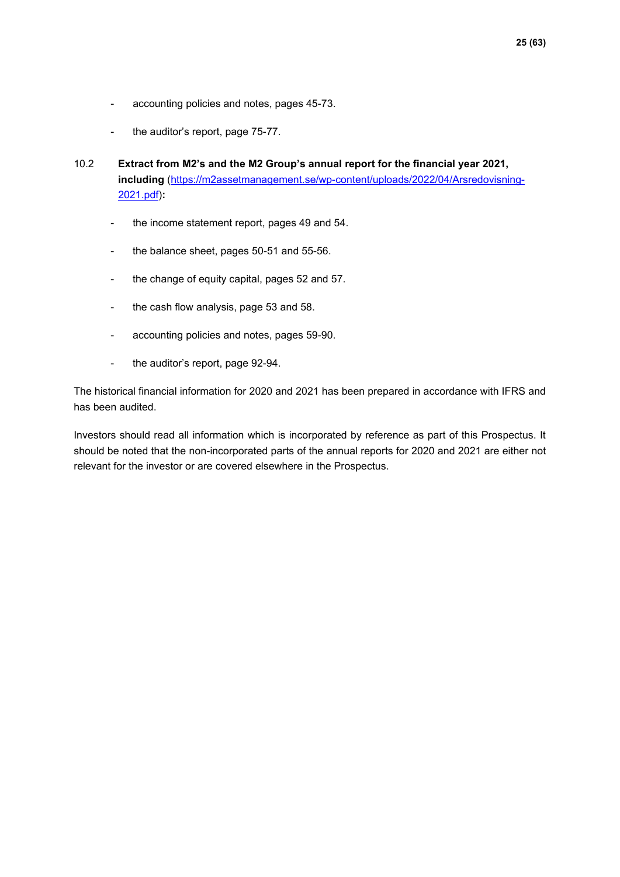- accounting policies and notes, pages 45-73.
- the auditor's report, page 75-77.

### 10.2 Extract from M2's and the M2 Group's annual report for the financial year 2021, including (https://m2assetmanagement.se/wp-content/uploads/2022/04/Arsredovisning-2021.pdf):

- the income statement report, pages 49 and 54.
- the balance sheet, pages 50-51 and 55-56.
- the change of equity capital, pages 52 and 57.
- the cash flow analysis, page 53 and 58.
- accounting policies and notes, pages 59-90.
- the auditor's report, page 92-94.

The historical financial information for 2020 and 2021 has been prepared in accordance with IFRS and has been audited.

Investors should read all information which is incorporated by reference as part of this Prospectus. It should be noted that the non-incorporated parts of the annual reports for 2020 and 2021 are either not relevant for the investor or are covered elsewhere in the Prospectus.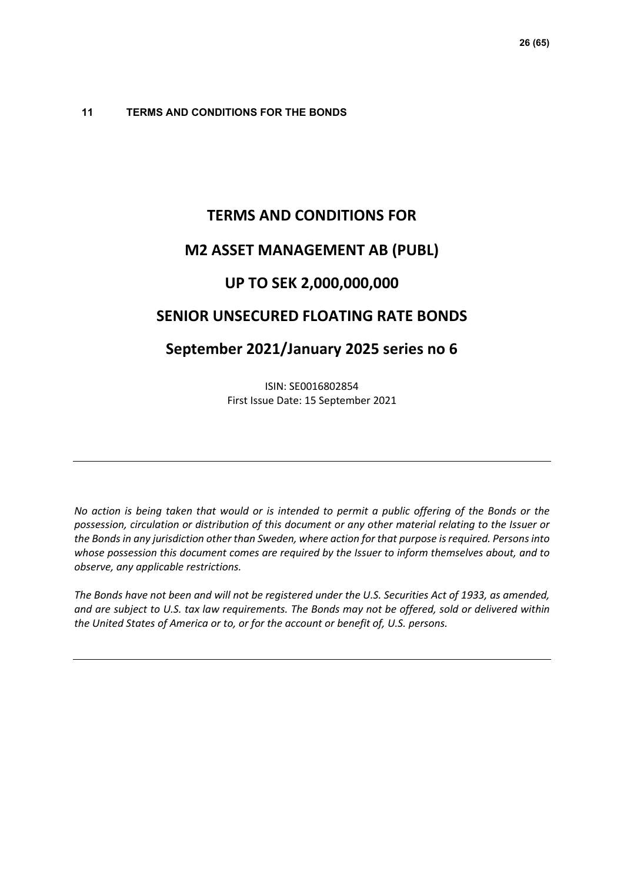## 11 TERMS AND CONDITIONS FOR THE BONDS

# TERMS AND CONDITIONS FOR

# M2 ASSET MANAGEMENT AB (PUBL)

# UP TO SEK 2,000,000,000

# SENIOR UNSECURED FLOATING RATE BONDS

# September 2021/January 2025 series no 6

ISIN: SE0016802854

First Issue Date: 15 September 2021

---

*No action is being taken that would or is intended to permit a public offering of the Bonds or the possession, circulation or distribution of this document or any other material relating to the Issuer or the Bonds in any jurisdiction other than Sweden, where action for that purpose is required. Persons into whose possession this document comes are required by the Issuer to inform themselves about, and to observe, any applicable restrictions.*

*The Bonds have not been and will not be registered under the U.S. Securities Act of 1933, as amended, and are subject to U.S. tax law requirements. The Bonds may not be offered, sold or delivered within the United States of America or to, or for the account or benefit of, U.S. persons.*

---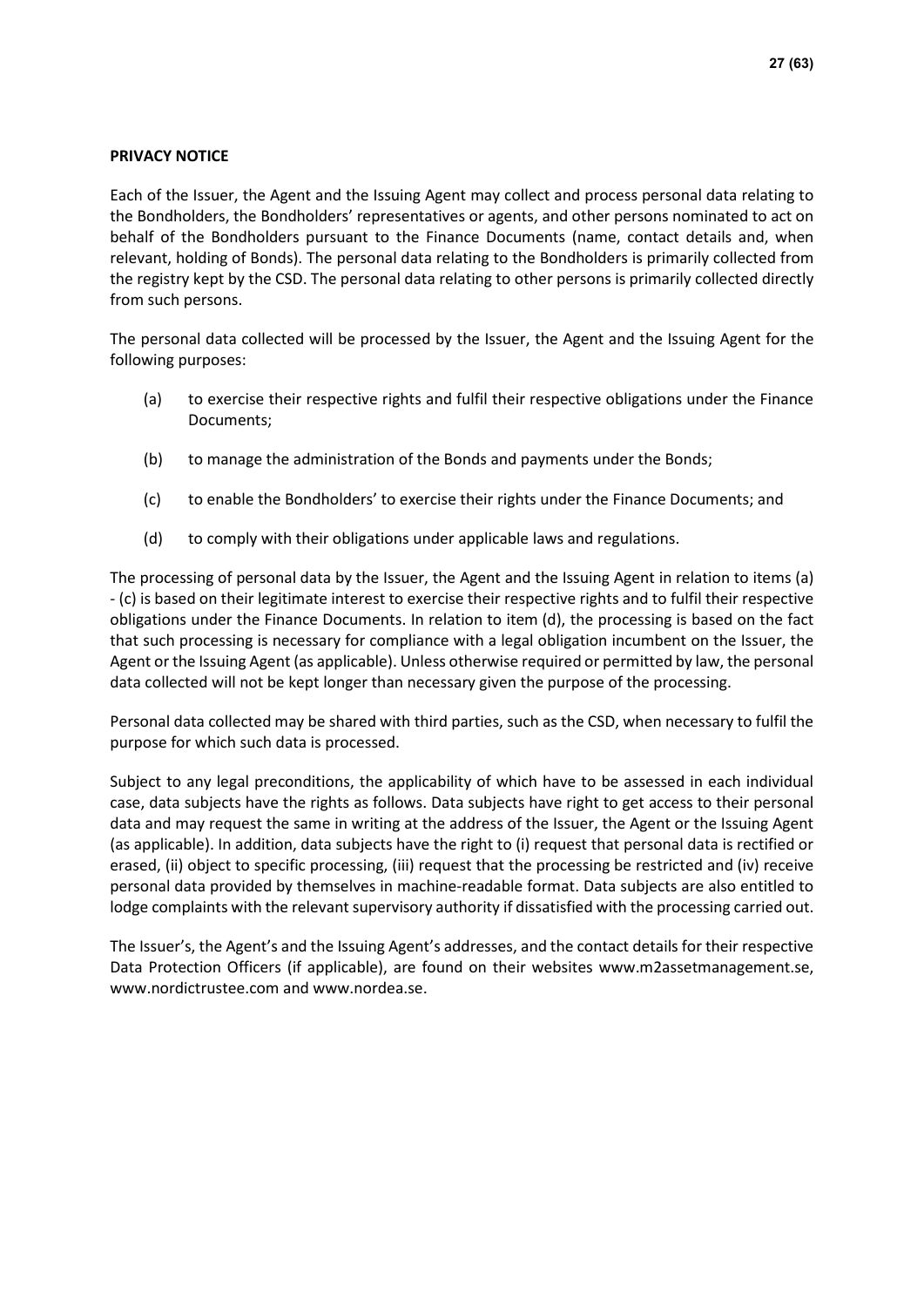**PRIVACY NOTICE**

Each of the Issuer, the Agent and the Issuing Agent may collect and process personal data relating to the Bondholders, the Bondholders' representatives or agents, and other persons nominated to act on behalf of the Bondholders pursuant to the Finance Documents (name, contact details and, when relevant, holding of Bonds). The personal data relating to the Bondholders is primarily collected from the registry kept by the CSD. The personal data relating to other persons is primarily collected directly from such persons.

The personal data collected will be processed by the Issuer, the Agent and the Issuing Agent for the following purposes:

(a) to exercise their respective rights and fulfil their respective obligations under the Finance Documents;

(b) to manage the administration of the Bonds and payments under the Bonds;

(c) to enable the Bondholders' to exercise their rights under the Finance Documents; and

(d) to comply with their obligations under applicable laws and regulations.

The processing of personal data by the Issuer, the Agent and the Issuing Agent in relation to items (a) - (c) is based on their legitimate interest to exercise their respective rights and to fulfil their respective obligations under the Finance Documents. In relation to item (d), the processing is based on the fact that such processing is necessary for compliance with a legal obligation incumbent on the Issuer, the Agent or the Issuing Agent (as applicable). Unless otherwise required or permitted by law, the personal data collected will not be kept longer than necessary given the purpose of the processing.

Personal data collected may be shared with third parties, such as the CSD, when necessary to fulfil the purpose for which such data is processed.

Subject to any legal preconditions, the applicability of which have to be assessed in each individual case, data subjects have the rights as follows. Data subjects have right to get access to their personal data and may request the same in writing at the address of the Issuer, the Agent or the Issuing Agent (as applicable). In addition, data subjects have the right to (i) request that personal data is rectified or erased, (ii) object to specific processing, (iii) request that the processing be restricted and (iv) receive personal data provided by themselves in machine-readable format. Data subjects are also entitled to lodge complaints with the relevant supervisory authority if dissatisfied with the processing carried out.

The Issuer's, the Agent's and the Issuing Agent's addresses, and the contact details for their respective Data Protection Officers (if applicable), are found on their websites www.m2assetmanagement.se, www.nordictrustee.com and www.nordea.se.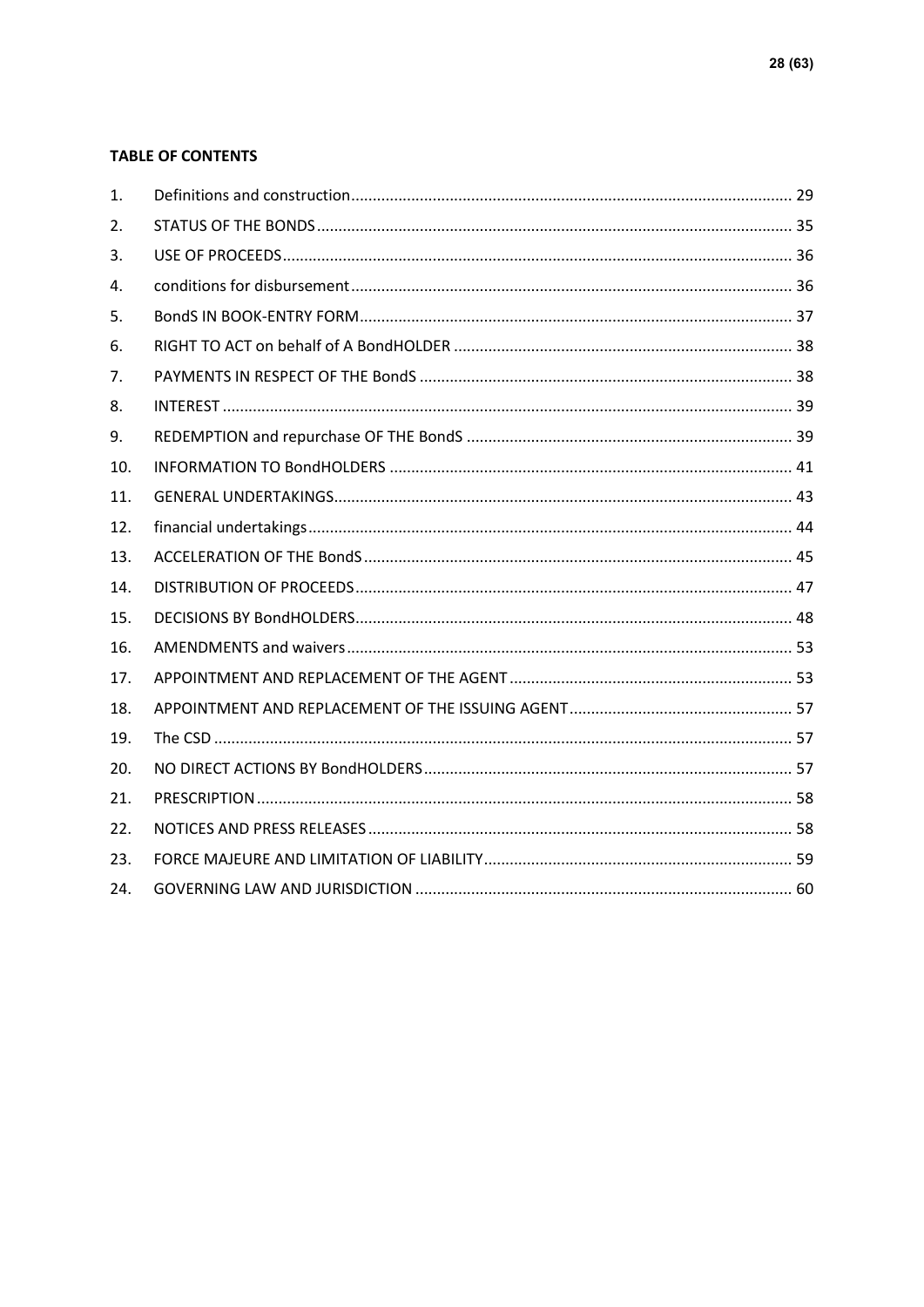**TABLE OF CONTENTS**

| | | |
|---|---|---|
| 1. | Definitions and construction | 29 |
| 2. | STATUS OF THE BONDS | 35 |
| 3. | USE OF PROCEEDS | 36 |
| 4. | conditions for disbursement | 36 |
| 5. | BondS IN BOOK-ENTRY FORM | 37 |
| 6. | RIGHT TO ACT on behalf of A BondHOLDER | 38 |
| 7. | PAYMENTS IN RESPECT OF THE BondS | 38 |
| 8. | INTEREST | 39 |
| 9. | REDEMPTION and repurchase OF THE BondS | 39 |
| 10. | INFORMATION TO BondHOLDERS | 41 |
| 11. | GENERAL UNDERTAKINGS | 43 |
| 12. | financial undertakings | 44 |
| 13. | ACCELERATION OF THE BondS | 45 |
| 14. | DISTRIBUTION OF PROCEEDS | 47 |
| 15. | DECISIONS BY BondHOLDERS | 48 |
| 16. | AMENDMENTS and waivers | 53 |
| 17. | APPOINTMENT AND REPLACEMENT OF THE AGENT | 53 |
| 18. | APPOINTMENT AND REPLACEMENT OF THE ISSUING AGENT | 57 |
| 19. | The CSD | 57 |
| 20. | NO DIRECT ACTIONS BY BondHOLDERS | 57 |
| 21. | PRESCRIPTION | 58 |
| 22. | NOTICES AND PRESS RELEASES | 58 |
| 23. | FORCE MAJEURE AND LIMITATION OF LIABILITY | 59 |
| 24. | GOVERNING LAW AND JURISDICTION | 60 |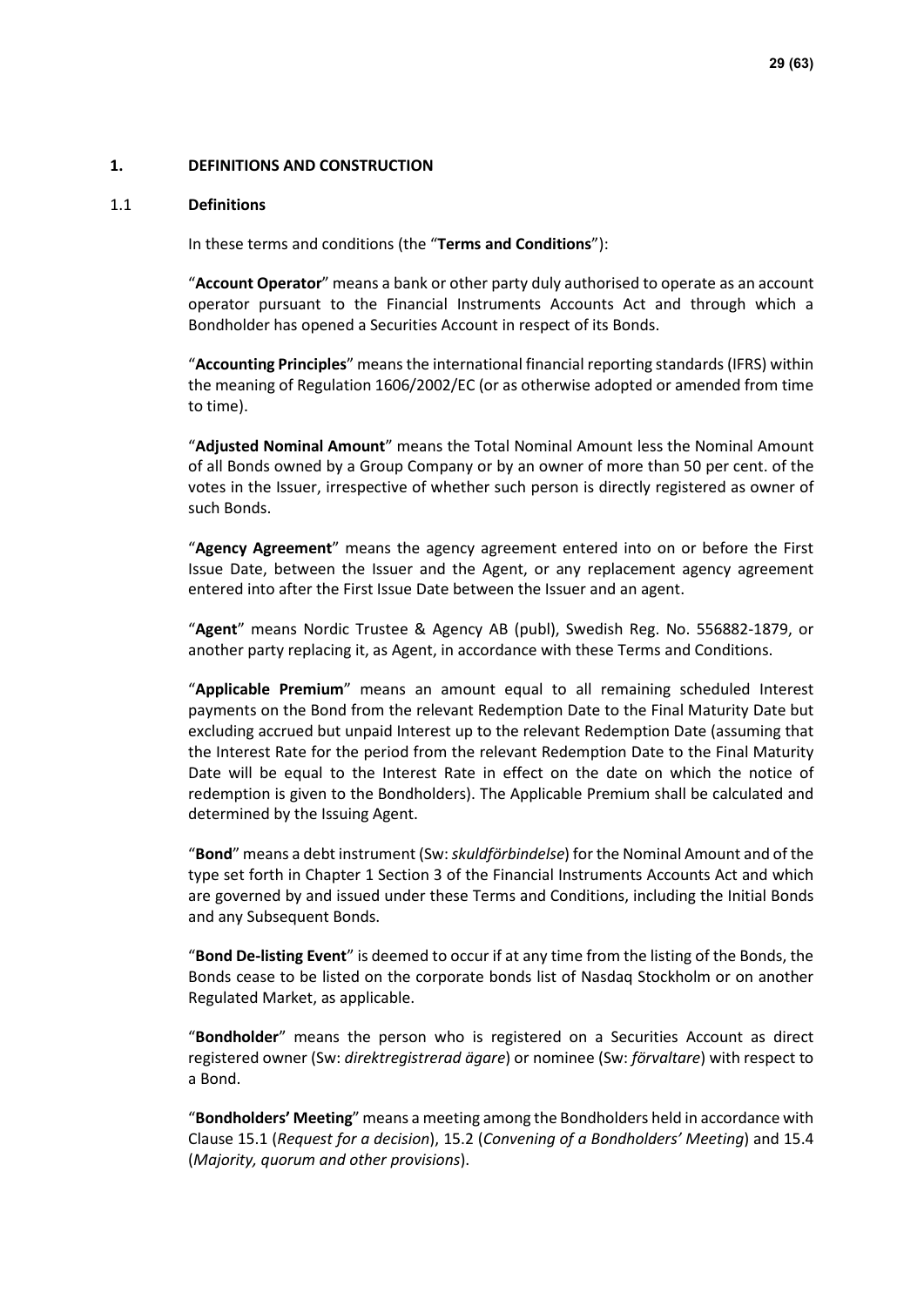## 1. DEFINITIONS AND CONSTRUCTION

### 1.1 Definitions

In these terms and conditions (the "**Terms and Conditions**"):

"**Account Operator**" means a bank or other party duly authorised to operate as an account operator pursuant to the Financial Instruments Accounts Act and through which a Bondholder has opened a Securities Account in respect of its Bonds.

"**Accounting Principles**" means the international financial reporting standards (IFRS) within the meaning of Regulation 1606/2002/EC (or as otherwise adopted or amended from time to time).

"**Adjusted Nominal Amount**" means the Total Nominal Amount less the Nominal Amount of all Bonds owned by a Group Company or by an owner of more than 50 per cent. of the votes in the Issuer, irrespective of whether such person is directly registered as owner of such Bonds.

"**Agency Agreement**" means the agency agreement entered into on or before the First Issue Date, between the Issuer and the Agent, or any replacement agency agreement entered into after the First Issue Date between the Issuer and an agent.

"**Agent**" means Nordic Trustee & Agency AB (publ), Swedish Reg. No. 556882-1879, or another party replacing it, as Agent, in accordance with these Terms and Conditions.

"**Applicable Premium**" means an amount equal to all remaining scheduled Interest payments on the Bond from the relevant Redemption Date to the Final Maturity Date but excluding accrued but unpaid Interest up to the relevant Redemption Date (assuming that the Interest Rate for the period from the relevant Redemption Date to the Final Maturity Date will be equal to the Interest Rate in effect on the date on which the notice of redemption is given to the Bondholders). The Applicable Premium shall be calculated and determined by the Issuing Agent.

"**Bond**" means a debt instrument (Sw: *skuldförbindelse*) for the Nominal Amount and of the type set forth in Chapter 1 Section 3 of the Financial Instruments Accounts Act and which are governed by and issued under these Terms and Conditions, including the Initial Bonds and any Subsequent Bonds.

"**Bond De-listing Event**" is deemed to occur if at any time from the listing of the Bonds, the Bonds cease to be listed on the corporate bonds list of Nasdaq Stockholm or on another Regulated Market, as applicable.

"**Bondholder**" means the person who is registered on a Securities Account as direct registered owner (Sw: *direktregistrerad ägare*) or nominee (Sw: *förvaltare*) with respect to a Bond.

"**Bondholders' Meeting**" means a meeting among the Bondholders held in accordance with Clause 15.1 (*Request for a decision*), 15.2 (*Convening of a Bondholders' Meeting*) and 15.4 (*Majority, quorum and other provisions*).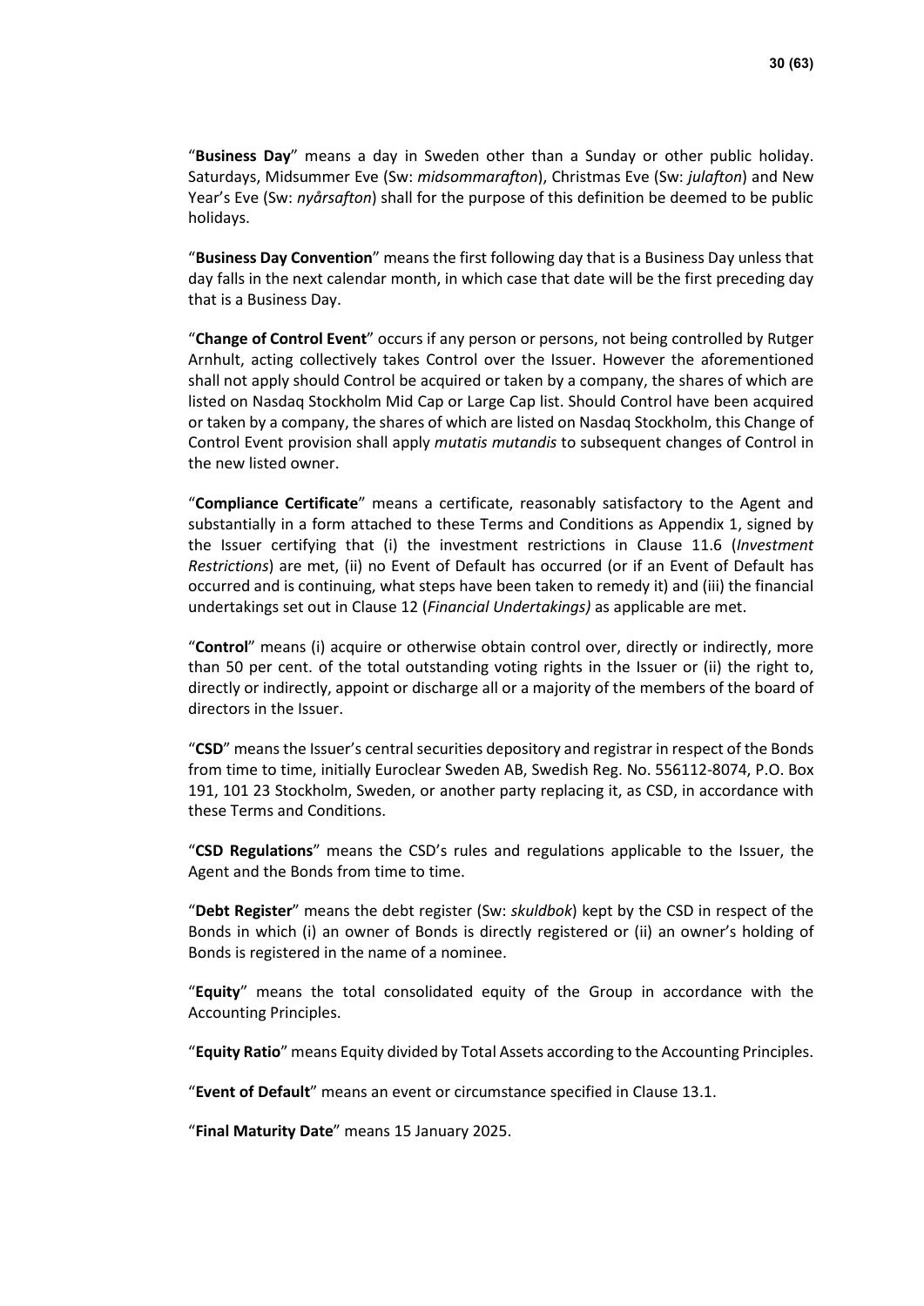"**Business Day**" means a day in Sweden other than a Sunday or other public holiday. Saturdays, Midsummer Eve (Sw: *midsommarafton*), Christmas Eve (Sw: *julafton*) and New Year's Eve (Sw: *nyårsafton*) shall for the purpose of this definition be deemed to be public holidays.

"**Business Day Convention**" means the first following day that is a Business Day unless that day falls in the next calendar month, in which case that date will be the first preceding day that is a Business Day.

"**Change of Control Event**" occurs if any person or persons, not being controlled by Rutger Arnhult, acting collectively takes Control over the Issuer. However the aforementioned shall not apply should Control be acquired or taken by a company, the shares of which are listed on Nasdaq Stockholm Mid Cap or Large Cap list. Should Control have been acquired or taken by a company, the shares of which are listed on Nasdaq Stockholm, this Change of Control Event provision shall apply *mutatis mutandis* to subsequent changes of Control in the new listed owner.

"**Compliance Certificate**" means a certificate, reasonably satisfactory to the Agent and substantially in a form attached to these Terms and Conditions as Appendix 1, signed by the Issuer certifying that (i) the investment restrictions in Clause 11.6 (*Investment Restrictions*) are met, (ii) no Event of Default has occurred (or if an Event of Default has occurred and is continuing, what steps have been taken to remedy it) and (iii) the financial undertakings set out in Clause 12 (*Financial Undertakings)* as applicable are met.

"**Control**" means (i) acquire or otherwise obtain control over, directly or indirectly, more than 50 per cent. of the total outstanding voting rights in the Issuer or (ii) the right to, directly or indirectly, appoint or discharge all or a majority of the members of the board of directors in the Issuer.

"**CSD**" means the Issuer's central securities depository and registrar in respect of the Bonds from time to time, initially Euroclear Sweden AB, Swedish Reg. No. 556112-8074, P.O. Box 191, 101 23 Stockholm, Sweden, or another party replacing it, as CSD, in accordance with these Terms and Conditions.

"**CSD Regulations**" means the CSD's rules and regulations applicable to the Issuer, the Agent and the Bonds from time to time.

"**Debt Register**" means the debt register (Sw: *skuldbok*) kept by the CSD in respect of the Bonds in which (i) an owner of Bonds is directly registered or (ii) an owner's holding of Bonds is registered in the name of a nominee.

"**Equity**" means the total consolidated equity of the Group in accordance with the Accounting Principles.

"**Equity Ratio**" means Equity divided by Total Assets according to the Accounting Principles.

"**Event of Default**" means an event or circumstance specified in Clause 13.1.

"**Final Maturity Date**" means 15 January 2025.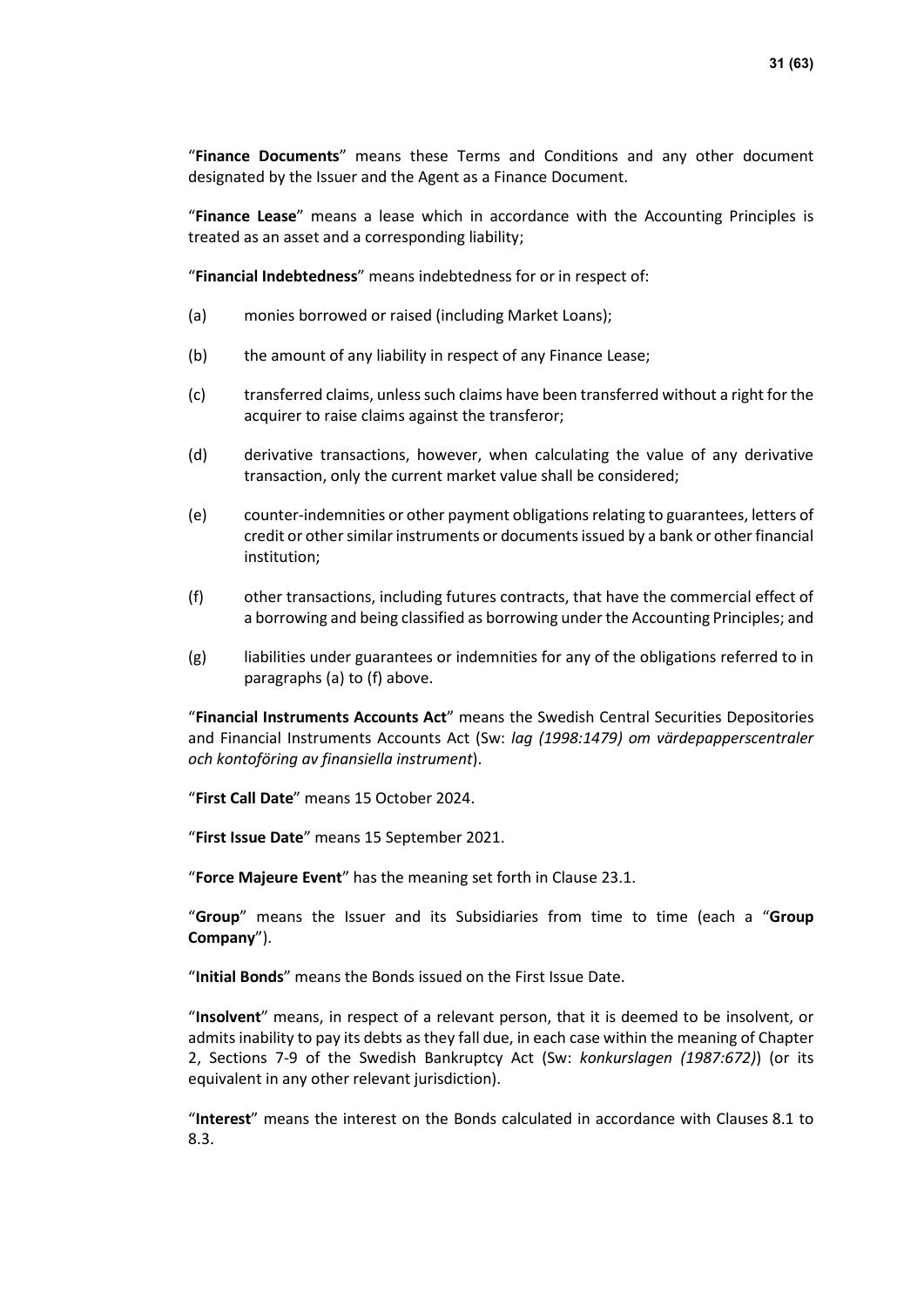"**Finance Documents**" means these Terms and Conditions and any other document designated by the Issuer and the Agent as a Finance Document.

"**Finance Lease**" means a lease which in accordance with the Accounting Principles is treated as an asset and a corresponding liability;

"**Financial Indebtedness**" means indebtedness for or in respect of:

(a) monies borrowed or raised (including Market Loans);

(b) the amount of any liability in respect of any Finance Lease;

(c) transferred claims, unless such claims have been transferred without a right for the acquirer to raise claims against the transferor;

(d) derivative transactions, however, when calculating the value of any derivative transaction, only the current market value shall be considered;

(e) counter-indemnities or other payment obligations relating to guarantees, letters of credit or other similar instruments or documents issued by a bank or other financial institution;

(f) other transactions, including futures contracts, that have the commercial effect of a borrowing and being classified as borrowing under the Accounting Principles; and

(g) liabilities under guarantees or indemnities for any of the obligations referred to in paragraphs (a) to (f) above.

"**Financial Instruments Accounts Act**" means the Swedish Central Securities Depositories and Financial Instruments Accounts Act (Sw: *lag (1998:1479) om värdepapperscentraler och kontoföring av finansiella instrument*).

"**First Call Date**" means 15 October 2024.

"**First Issue Date**" means 15 September 2021.

"**Force Majeure Event**" has the meaning set forth in Clause 23.1.

"**Group**" means the Issuer and its Subsidiaries from time to time (each a "**Group Company**").

"**Initial Bonds**" means the Bonds issued on the First Issue Date.

"**Insolvent**" means, in respect of a relevant person, that it is deemed to be insolvent, or admits inability to pay its debts as they fall due, in each case within the meaning of Chapter 2, Sections 7-9 of the Swedish Bankruptcy Act (Sw: *konkurslagen (1987:672)*) (or its equivalent in any other relevant jurisdiction).

"**Interest**" means the interest on the Bonds calculated in accordance with Clauses 8.1 to 8.3.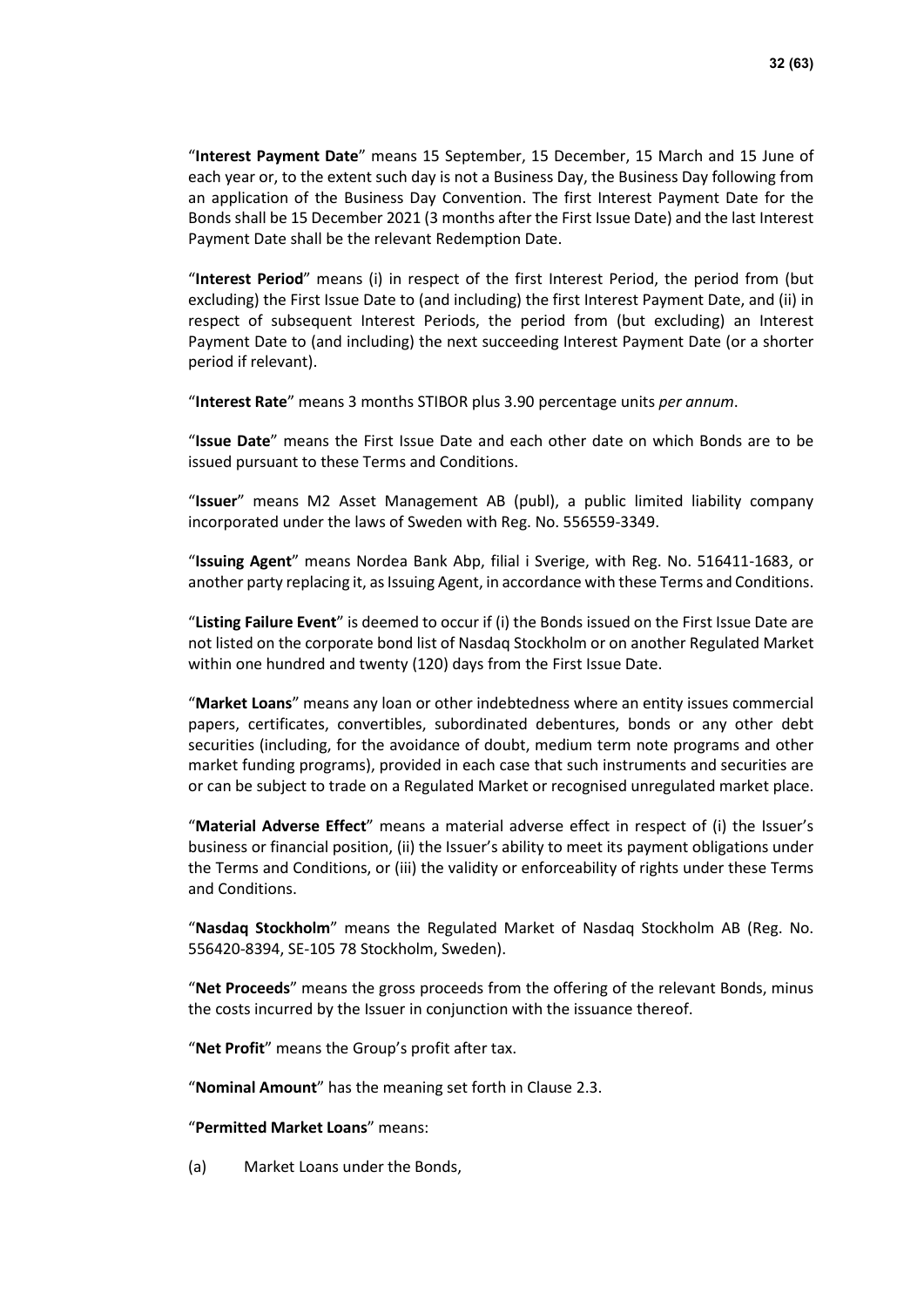"**Interest Payment Date**" means 15 September, 15 December, 15 March and 15 June of each year or, to the extent such day is not a Business Day, the Business Day following from an application of the Business Day Convention. The first Interest Payment Date for the Bonds shall be 15 December 2021 (3 months after the First Issue Date) and the last Interest Payment Date shall be the relevant Redemption Date.

"**Interest Period**" means (i) in respect of the first Interest Period, the period from (but excluding) the First Issue Date to (and including) the first Interest Payment Date, and (ii) in respect of subsequent Interest Periods, the period from (but excluding) an Interest Payment Date to (and including) the next succeeding Interest Payment Date (or a shorter period if relevant).

"**Interest Rate**" means 3 months STIBOR plus 3.90 percentage units *per annum*.

"**Issue Date**" means the First Issue Date and each other date on which Bonds are to be issued pursuant to these Terms and Conditions.

"**Issuer**" means M2 Asset Management AB (publ), a public limited liability company incorporated under the laws of Sweden with Reg. No. 556559-3349.

"**Issuing Agent**" means Nordea Bank Abp, filial i Sverige, with Reg. No. 516411-1683, or another party replacing it, as Issuing Agent, in accordance with these Terms and Conditions.

"**Listing Failure Event**" is deemed to occur if (i) the Bonds issued on the First Issue Date are not listed on the corporate bond list of Nasdaq Stockholm or on another Regulated Market within one hundred and twenty (120) days from the First Issue Date.

"**Market Loans**" means any loan or other indebtedness where an entity issues commercial papers, certificates, convertibles, subordinated debentures, bonds or any other debt securities (including, for the avoidance of doubt, medium term note programs and other market funding programs), provided in each case that such instruments and securities are or can be subject to trade on a Regulated Market or recognised unregulated market place.

"**Material Adverse Effect**" means a material adverse effect in respect of (i) the Issuer's business or financial position, (ii) the Issuer's ability to meet its payment obligations under the Terms and Conditions, or (iii) the validity or enforceability of rights under these Terms and Conditions.

"**Nasdaq Stockholm**" means the Regulated Market of Nasdaq Stockholm AB (Reg. No. 556420-8394, SE-105 78 Stockholm, Sweden).

"**Net Proceeds**" means the gross proceeds from the offering of the relevant Bonds, minus the costs incurred by the Issuer in conjunction with the issuance thereof.

"**Net Profit**" means the Group's profit after tax.

"**Nominal Amount**" has the meaning set forth in Clause 2.3.

"**Permitted Market Loans**" means:

(a) Market Loans under the Bonds,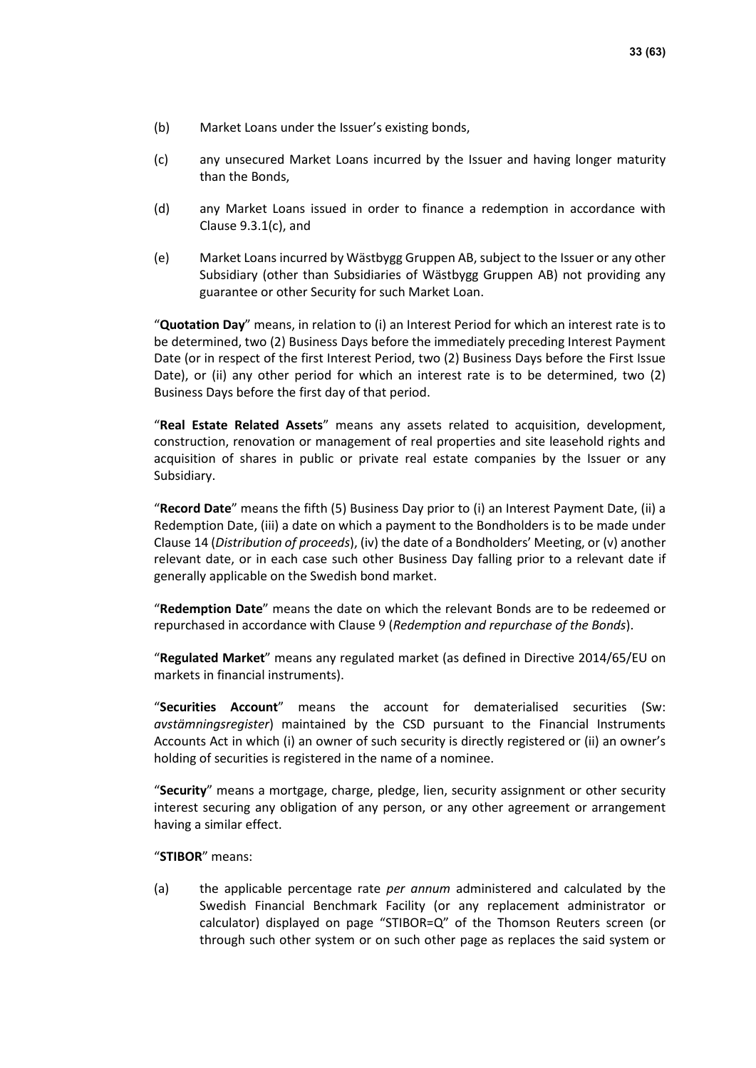(b) Market Loans under the Issuer's existing bonds,

(c) any unsecured Market Loans incurred by the Issuer and having longer maturity than the Bonds,

(d) any Market Loans issued in order to finance a redemption in accordance with Clause 9.3.1(c), and

(e) Market Loans incurred by Wästbygg Gruppen AB, subject to the Issuer or any other Subsidiary (other than Subsidiaries of Wästbygg Gruppen AB) not providing any guarantee or other Security for such Market Loan.

"**Quotation Day**" means, in relation to (i) an Interest Period for which an interest rate is to be determined, two (2) Business Days before the immediately preceding Interest Payment Date (or in respect of the first Interest Period, two (2) Business Days before the First Issue Date), or (ii) any other period for which an interest rate is to be determined, two (2) Business Days before the first day of that period.

"**Real Estate Related Assets**" means any assets related to acquisition, development, construction, renovation or management of real properties and site leasehold rights and acquisition of shares in public or private real estate companies by the Issuer or any Subsidiary.

"**Record Date**" means the fifth (5) Business Day prior to (i) an Interest Payment Date, (ii) a Redemption Date, (iii) a date on which a payment to the Bondholders is to be made under Clause 14 (*Distribution of proceeds*), (iv) the date of a Bondholders' Meeting, or (v) another relevant date, or in each case such other Business Day falling prior to a relevant date if generally applicable on the Swedish bond market.

"**Redemption Date**" means the date on which the relevant Bonds are to be redeemed or repurchased in accordance with Clause 9 (*Redemption and repurchase of the Bonds*).

"**Regulated Market**" means any regulated market (as defined in Directive 2014/65/EU on markets in financial instruments).

"**Securities Account**" means the account for dematerialised securities (Sw: *avstämningsregister*) maintained by the CSD pursuant to the Financial Instruments Accounts Act in which (i) an owner of such security is directly registered or (ii) an owner's holding of securities is registered in the name of a nominee.

"**Security**" means a mortgage, charge, pledge, lien, security assignment or other security interest securing any obligation of any person, or any other agreement or arrangement having a similar effect.

"**STIBOR**" means:

(a) the applicable percentage rate *per annum* administered and calculated by the Swedish Financial Benchmark Facility (or any replacement administrator or calculator) displayed on page "STIBOR=Q" of the Thomson Reuters screen (or through such other system or on such other page as replaces the said system or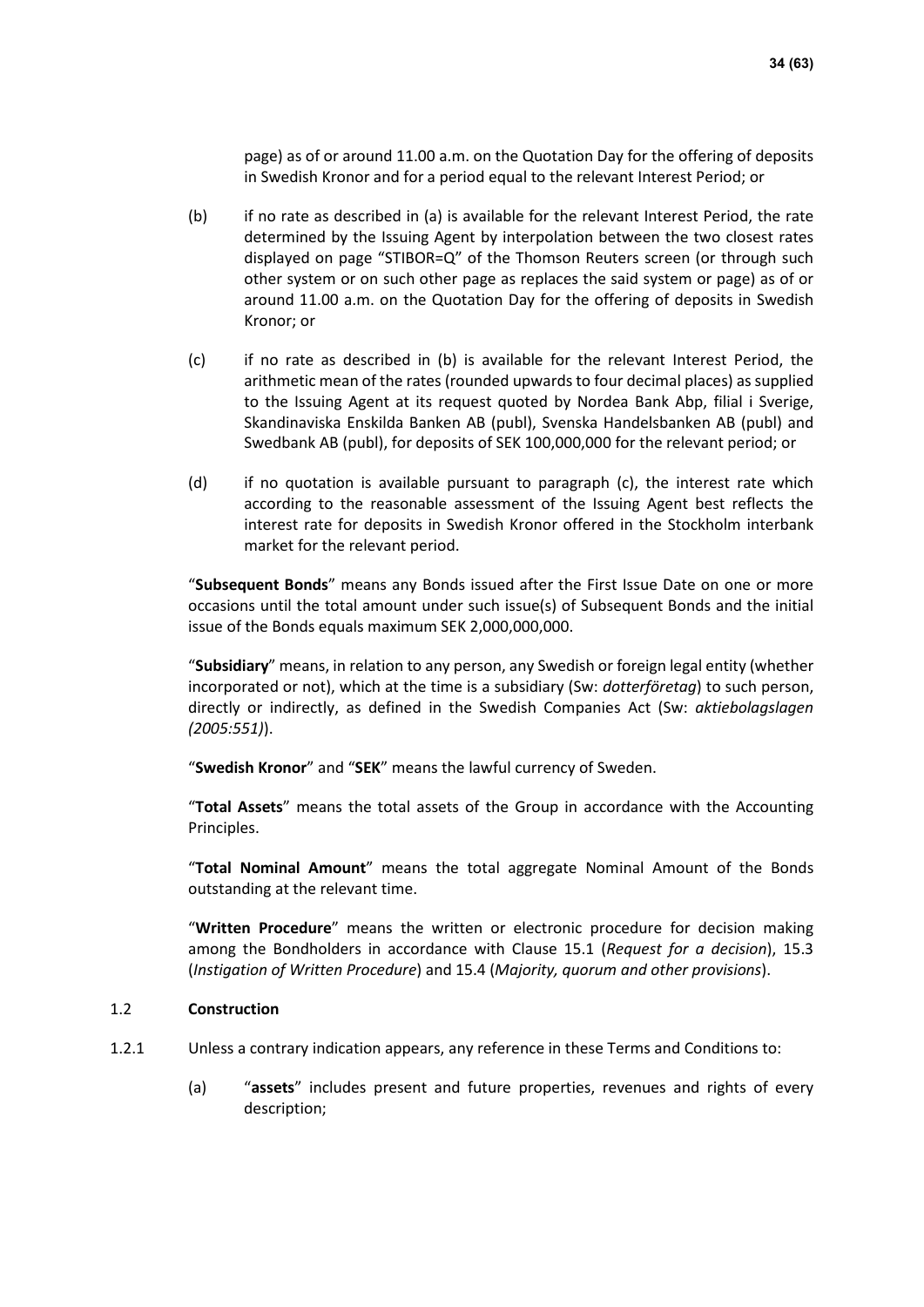page) as of or around 11.00 a.m. on the Quotation Day for the offering of deposits in Swedish Kronor and for a period equal to the relevant Interest Period; or

(b) if no rate as described in (a) is available for the relevant Interest Period, the rate determined by the Issuing Agent by interpolation between the two closest rates displayed on page "STIBOR=Q" of the Thomson Reuters screen (or through such other system or on such other page as replaces the said system or page) as of or around 11.00 a.m. on the Quotation Day for the offering of deposits in Swedish Kronor; or

(c) if no rate as described in (b) is available for the relevant Interest Period, the arithmetic mean of the rates (rounded upwards to four decimal places) as supplied to the Issuing Agent at its request quoted by Nordea Bank Abp, filial i Sverige, Skandinaviska Enskilda Banken AB (publ), Svenska Handelsbanken AB (publ) and Swedbank AB (publ), for deposits of SEK 100,000,000 for the relevant period; or

(d) if no quotation is available pursuant to paragraph (c), the interest rate which according to the reasonable assessment of the Issuing Agent best reflects the interest rate for deposits in Swedish Kronor offered in the Stockholm interbank market for the relevant period.

"**Subsequent Bonds**" means any Bonds issued after the First Issue Date on one or more occasions until the total amount under such issue(s) of Subsequent Bonds and the initial issue of the Bonds equals maximum SEK 2,000,000,000.

"**Subsidiary**" means, in relation to any person, any Swedish or foreign legal entity (whether incorporated or not), which at the time is a subsidiary (Sw: *dotterföretag*) to such person, directly or indirectly, as defined in the Swedish Companies Act (Sw: *aktiebolagslagen (2005:551)*).

"**Swedish Kronor**" and "**SEK**" means the lawful currency of Sweden.

"**Total Assets**" means the total assets of the Group in accordance with the Accounting Principles.

"**Total Nominal Amount**" means the total aggregate Nominal Amount of the Bonds outstanding at the relevant time.

"**Written Procedure**" means the written or electronic procedure for decision making among the Bondholders in accordance with Clause 15.1 (*Request for a decision*), 15.3 (*Instigation of Written Procedure*) and 15.4 (*Majority, quorum and other provisions*).

1.2 **Construction**

1.2.1 Unless a contrary indication appears, any reference in these Terms and Conditions to:

(a) "**assets**" includes present and future properties, revenues and rights of every description;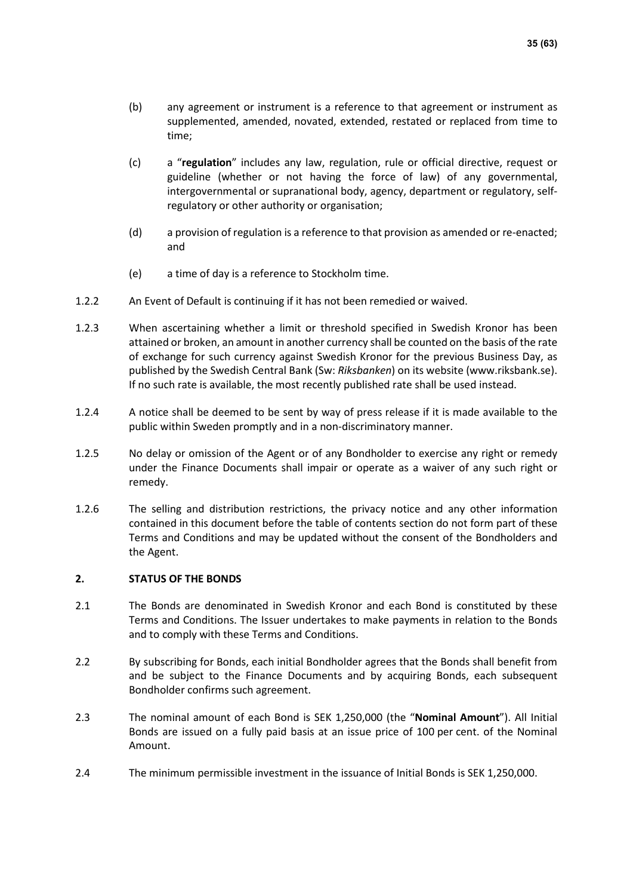(b) any agreement or instrument is a reference to that agreement or instrument as supplemented, amended, novated, extended, restated or replaced from time to time;

(c) a "**regulation**" includes any law, regulation, rule or official directive, request or guideline (whether or not having the force of law) of any governmental, intergovernmental or supranational body, agency, department or regulatory, self-regulatory or other authority or organisation;

(d) a provision of regulation is a reference to that provision as amended or re-enacted; and

(e) a time of day is a reference to Stockholm time.

1.2.2 An Event of Default is continuing if it has not been remedied or waived.

1.2.3 When ascertaining whether a limit or threshold specified in Swedish Kronor has been attained or broken, an amount in another currency shall be counted on the basis of the rate of exchange for such currency against Swedish Kronor for the previous Business Day, as published by the Swedish Central Bank (Sw: *Riksbanken*) on its website (www.riksbank.se). If no such rate is available, the most recently published rate shall be used instead.

1.2.4 A notice shall be deemed to be sent by way of press release if it is made available to the public within Sweden promptly and in a non-discriminatory manner.

1.2.5 No delay or omission of the Agent or of any Bondholder to exercise any right or remedy under the Finance Documents shall impair or operate as a waiver of any such right or remedy.

1.2.6 The selling and distribution restrictions, the privacy notice and any other information contained in this document before the table of contents section do not form part of these Terms and Conditions and may be updated without the consent of the Bondholders and the Agent.

## 2. STATUS OF THE BONDS

2.1 The Bonds are denominated in Swedish Kronor and each Bond is constituted by these Terms and Conditions. The Issuer undertakes to make payments in relation to the Bonds and to comply with these Terms and Conditions.

2.2 By subscribing for Bonds, each initial Bondholder agrees that the Bonds shall benefit from and be subject to the Finance Documents and by acquiring Bonds, each subsequent Bondholder confirms such agreement.

2.3 The nominal amount of each Bond is SEK 1,250,000 (the "**Nominal Amount**"). All Initial Bonds are issued on a fully paid basis at an issue price of 100 per cent. of the Nominal Amount.

2.4 The minimum permissible investment in the issuance of Initial Bonds is SEK 1,250,000.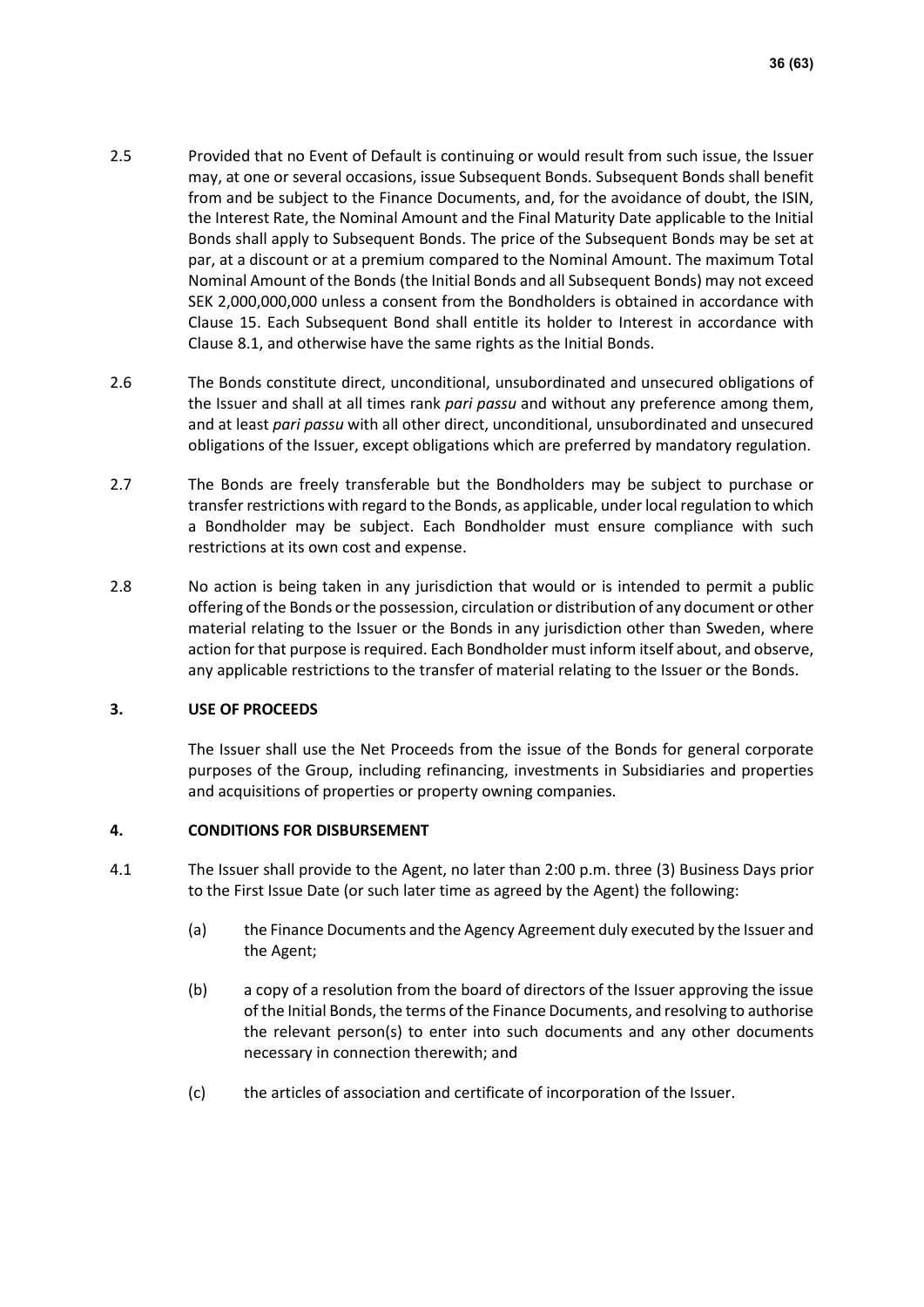2.5 Provided that no Event of Default is continuing or would result from such issue, the Issuer may, at one or several occasions, issue Subsequent Bonds. Subsequent Bonds shall benefit from and be subject to the Finance Documents, and, for the avoidance of doubt, the ISIN, the Interest Rate, the Nominal Amount and the Final Maturity Date applicable to the Initial Bonds shall apply to Subsequent Bonds. The price of the Subsequent Bonds may be set at par, at a discount or at a premium compared to the Nominal Amount. The maximum Total Nominal Amount of the Bonds (the Initial Bonds and all Subsequent Bonds) may not exceed SEK 2,000,000,000 unless a consent from the Bondholders is obtained in accordance with Clause 15. Each Subsequent Bond shall entitle its holder to Interest in accordance with Clause 8.1, and otherwise have the same rights as the Initial Bonds.

2.6 The Bonds constitute direct, unconditional, unsubordinated and unsecured obligations of the Issuer and shall at all times rank *pari passu* and without any preference among them, and at least *pari passu* with all other direct, unconditional, unsubordinated and unsecured obligations of the Issuer, except obligations which are preferred by mandatory regulation.

2.7 The Bonds are freely transferable but the Bondholders may be subject to purchase or transfer restrictions with regard to the Bonds, as applicable, under local regulation to which a Bondholder may be subject. Each Bondholder must ensure compliance with such restrictions at its own cost and expense.

2.8 No action is being taken in any jurisdiction that would or is intended to permit a public offering of the Bonds or the possession, circulation or distribution of any document or other material relating to the Issuer or the Bonds in any jurisdiction other than Sweden, where action for that purpose is required. Each Bondholder must inform itself about, and observe, any applicable restrictions to the transfer of material relating to the Issuer or the Bonds.

## 3. USE OF PROCEEDS

The Issuer shall use the Net Proceeds from the issue of the Bonds for general corporate purposes of the Group, including refinancing, investments in Subsidiaries and properties and acquisitions of properties or property owning companies.

## 4. CONDITIONS FOR DISBURSEMENT

4.1 The Issuer shall provide to the Agent, no later than 2:00 p.m. three (3) Business Days prior to the First Issue Date (or such later time as agreed by the Agent) the following:

(a) the Finance Documents and the Agency Agreement duly executed by the Issuer and the Agent;

(b) a copy of a resolution from the board of directors of the Issuer approving the issue of the Initial Bonds, the terms of the Finance Documents, and resolving to authorise the relevant person(s) to enter into such documents and any other documents necessary in connection therewith; and

(c) the articles of association and certificate of incorporation of the Issuer.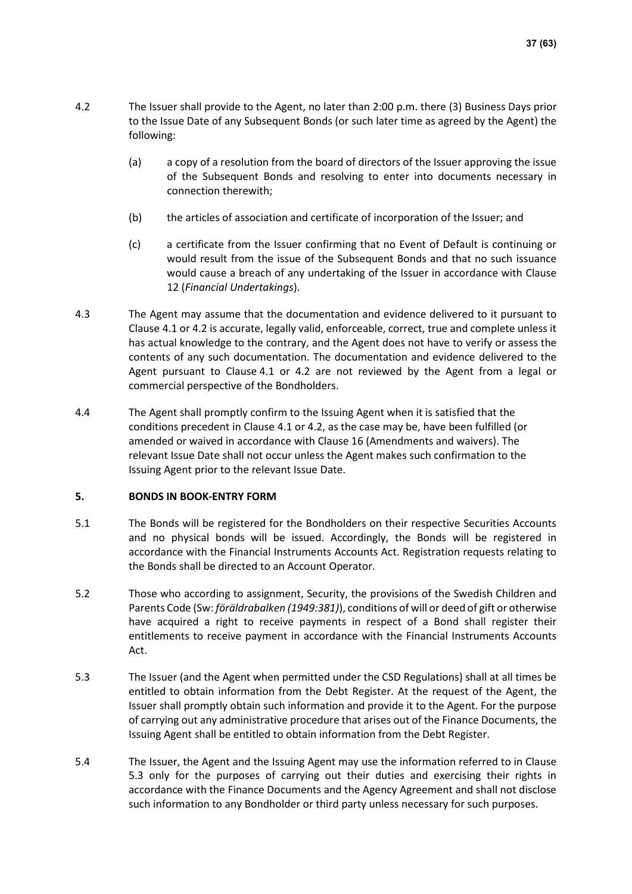4.2 The Issuer shall provide to the Agent, no later than 2:00 p.m. there (3) Business Days prior to the Issue Date of any Subsequent Bonds (or such later time as agreed by the Agent) the following:

(a) a copy of a resolution from the board of directors of the Issuer approving the issue of the Subsequent Bonds and resolving to enter into documents necessary in connection therewith;

(b) the articles of association and certificate of incorporation of the Issuer; and

(c) a certificate from the Issuer confirming that no Event of Default is continuing or would result from the issue of the Subsequent Bonds and that no such issuance would cause a breach of any undertaking of the Issuer in accordance with Clause 12 (*Financial Undertakings*).

4.3 The Agent may assume that the documentation and evidence delivered to it pursuant to Clause 4.1 or 4.2 is accurate, legally valid, enforceable, correct, true and complete unless it has actual knowledge to the contrary, and the Agent does not have to verify or assess the contents of any such documentation. The documentation and evidence delivered to the Agent pursuant to Clause 4.1 or 4.2 are not reviewed by the Agent from a legal or commercial perspective of the Bondholders.

4.4 The Agent shall promptly confirm to the Issuing Agent when it is satisfied that the conditions precedent in Clause 4.1 or 4.2, as the case may be, have been fulfilled (or amended or waived in accordance with Clause 16 (Amendments and waivers). The relevant Issue Date shall not occur unless the Agent makes such confirmation to the Issuing Agent prior to the relevant Issue Date.

## 5. BONDS IN BOOK-ENTRY FORM

5.1 The Bonds will be registered for the Bondholders on their respective Securities Accounts and no physical bonds will be issued. Accordingly, the Bonds will be registered in accordance with the Financial Instruments Accounts Act. Registration requests relating to the Bonds shall be directed to an Account Operator.

5.2 Those who according to assignment, Security, the provisions of the Swedish Children and Parents Code (Sw: *föräldrabalken (1949:381)*), conditions of will or deed of gift or otherwise have acquired a right to receive payments in respect of a Bond shall register their entitlements to receive payment in accordance with the Financial Instruments Accounts Act.

5.3 The Issuer (and the Agent when permitted under the CSD Regulations) shall at all times be entitled to obtain information from the Debt Register. At the request of the Agent, the Issuer shall promptly obtain such information and provide it to the Agent. For the purpose of carrying out any administrative procedure that arises out of the Finance Documents, the Issuing Agent shall be entitled to obtain information from the Debt Register.

5.4 The Issuer, the Agent and the Issuing Agent may use the information referred to in Clause 5.3 only for the purposes of carrying out their duties and exercising their rights in accordance with the Finance Documents and the Agency Agreement and shall not disclose such information to any Bondholder or third party unless necessary for such purposes.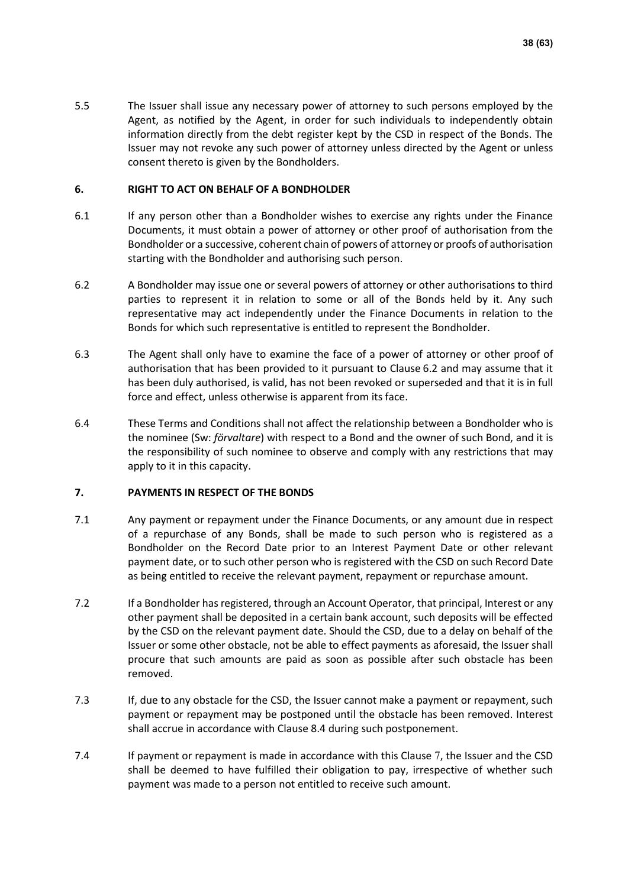5.5 The Issuer shall issue any necessary power of attorney to such persons employed by the Agent, as notified by the Agent, in order for such individuals to independently obtain information directly from the debt register kept by the CSD in respect of the Bonds. The Issuer may not revoke any such power of attorney unless directed by the Agent or unless consent thereto is given by the Bondholders.

## 6. RIGHT TO ACT ON BEHALF OF A BONDHOLDER

6.1 If any person other than a Bondholder wishes to exercise any rights under the Finance Documents, it must obtain a power of attorney or other proof of authorisation from the Bondholder or a successive, coherent chain of powers of attorney or proofs of authorisation starting with the Bondholder and authorising such person.

6.2 A Bondholder may issue one or several powers of attorney or other authorisations to third parties to represent it in relation to some or all of the Bonds held by it. Any such representative may act independently under the Finance Documents in relation to the Bonds for which such representative is entitled to represent the Bondholder.

6.3 The Agent shall only have to examine the face of a power of attorney or other proof of authorisation that has been provided to it pursuant to Clause 6.2 and may assume that it has been duly authorised, is valid, has not been revoked or superseded and that it is in full force and effect, unless otherwise is apparent from its face.

6.4 These Terms and Conditions shall not affect the relationship between a Bondholder who is the nominee (Sw: *förvaltare*) with respect to a Bond and the owner of such Bond, and it is the responsibility of such nominee to observe and comply with any restrictions that may apply to it in this capacity.

## 7. PAYMENTS IN RESPECT OF THE BONDS

7.1 Any payment or repayment under the Finance Documents, or any amount due in respect of a repurchase of any Bonds, shall be made to such person who is registered as a Bondholder on the Record Date prior to an Interest Payment Date or other relevant payment date, or to such other person who is registered with the CSD on such Record Date as being entitled to receive the relevant payment, repayment or repurchase amount.

7.2 If a Bondholder has registered, through an Account Operator, that principal, Interest or any other payment shall be deposited in a certain bank account, such deposits will be effected by the CSD on the relevant payment date. Should the CSD, due to a delay on behalf of the Issuer or some other obstacle, not be able to effect payments as aforesaid, the Issuer shall procure that such amounts are paid as soon as possible after such obstacle has been removed.

7.3 If, due to any obstacle for the CSD, the Issuer cannot make a payment or repayment, such payment or repayment may be postponed until the obstacle has been removed. Interest shall accrue in accordance with Clause 8.4 during such postponement.

7.4 If payment or repayment is made in accordance with this Clause 7, the Issuer and the CSD shall be deemed to have fulfilled their obligation to pay, irrespective of whether such payment was made to a person not entitled to receive such amount.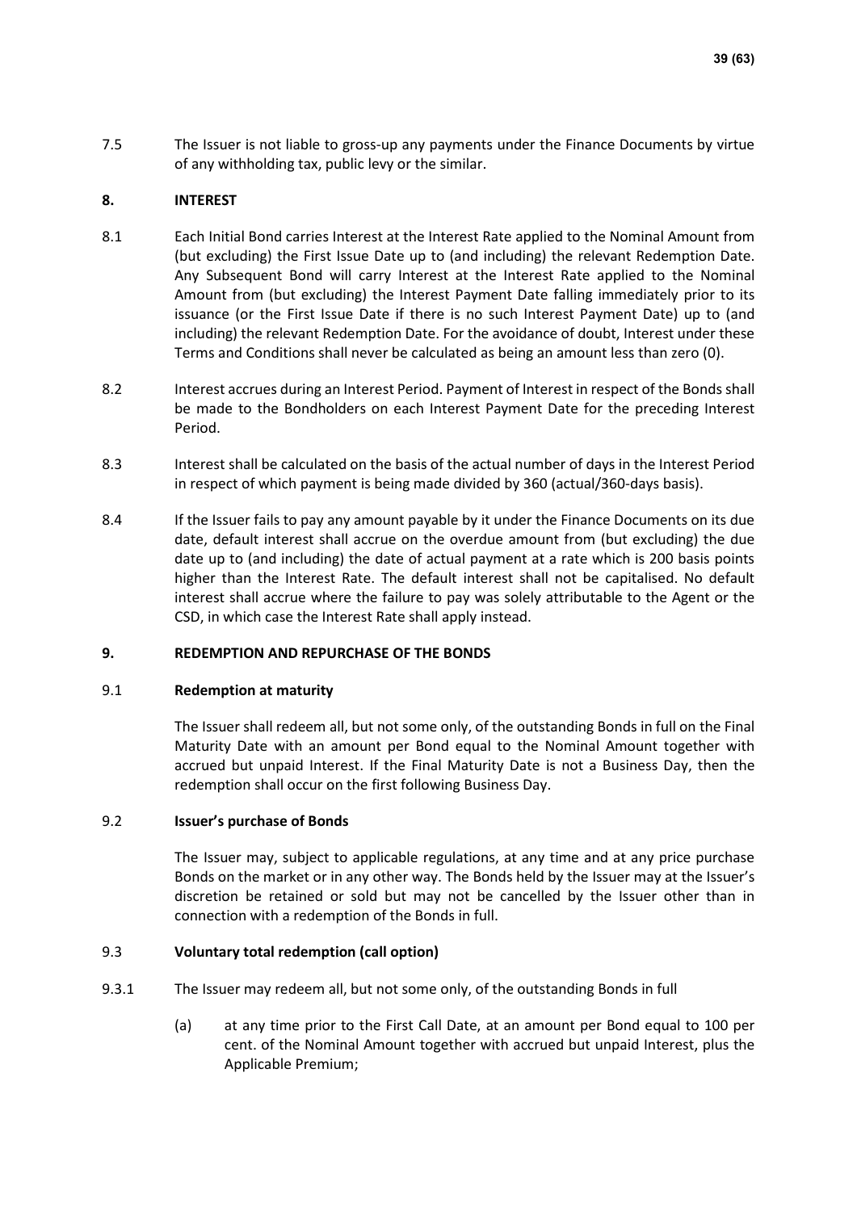7.5 The Issuer is not liable to gross-up any payments under the Finance Documents by virtue of any withholding tax, public levy or the similar.

## 8. INTEREST

8.1 Each Initial Bond carries Interest at the Interest Rate applied to the Nominal Amount from (but excluding) the First Issue Date up to (and including) the relevant Redemption Date. Any Subsequent Bond will carry Interest at the Interest Rate applied to the Nominal Amount from (but excluding) the Interest Payment Date falling immediately prior to its issuance (or the First Issue Date if there is no such Interest Payment Date) up to (and including) the relevant Redemption Date. For the avoidance of doubt, Interest under these Terms and Conditions shall never be calculated as being an amount less than zero (0).

8.2 Interest accrues during an Interest Period. Payment of Interest in respect of the Bonds shall be made to the Bondholders on each Interest Payment Date for the preceding Interest Period.

8.3 Interest shall be calculated on the basis of the actual number of days in the Interest Period in respect of which payment is being made divided by 360 (actual/360-days basis).

8.4 If the Issuer fails to pay any amount payable by it under the Finance Documents on its due date, default interest shall accrue on the overdue amount from (but excluding) the due date up to (and including) the date of actual payment at a rate which is 200 basis points higher than the Interest Rate. The default interest shall not be capitalised. No default interest shall accrue where the failure to pay was solely attributable to the Agent or the CSD, in which case the Interest Rate shall apply instead.

## 9. REDEMPTION AND REPURCHASE OF THE BONDS

### 9.1 Redemption at maturity

The Issuer shall redeem all, but not some only, of the outstanding Bonds in full on the Final Maturity Date with an amount per Bond equal to the Nominal Amount together with accrued but unpaid Interest. If the Final Maturity Date is not a Business Day, then the redemption shall occur on the first following Business Day.

### 9.2 Issuer's purchase of Bonds

The Issuer may, subject to applicable regulations, at any time and at any price purchase Bonds on the market or in any other way. The Bonds held by the Issuer may at the Issuer's discretion be retained or sold but may not be cancelled by the Issuer other than in connection with a redemption of the Bonds in full.

### 9.3 Voluntary total redemption (call option)

9.3.1 The Issuer may redeem all, but not some only, of the outstanding Bonds in full

(a) at any time prior to the First Call Date, at an amount per Bond equal to 100 per cent. of the Nominal Amount together with accrued but unpaid Interest, plus the Applicable Premium;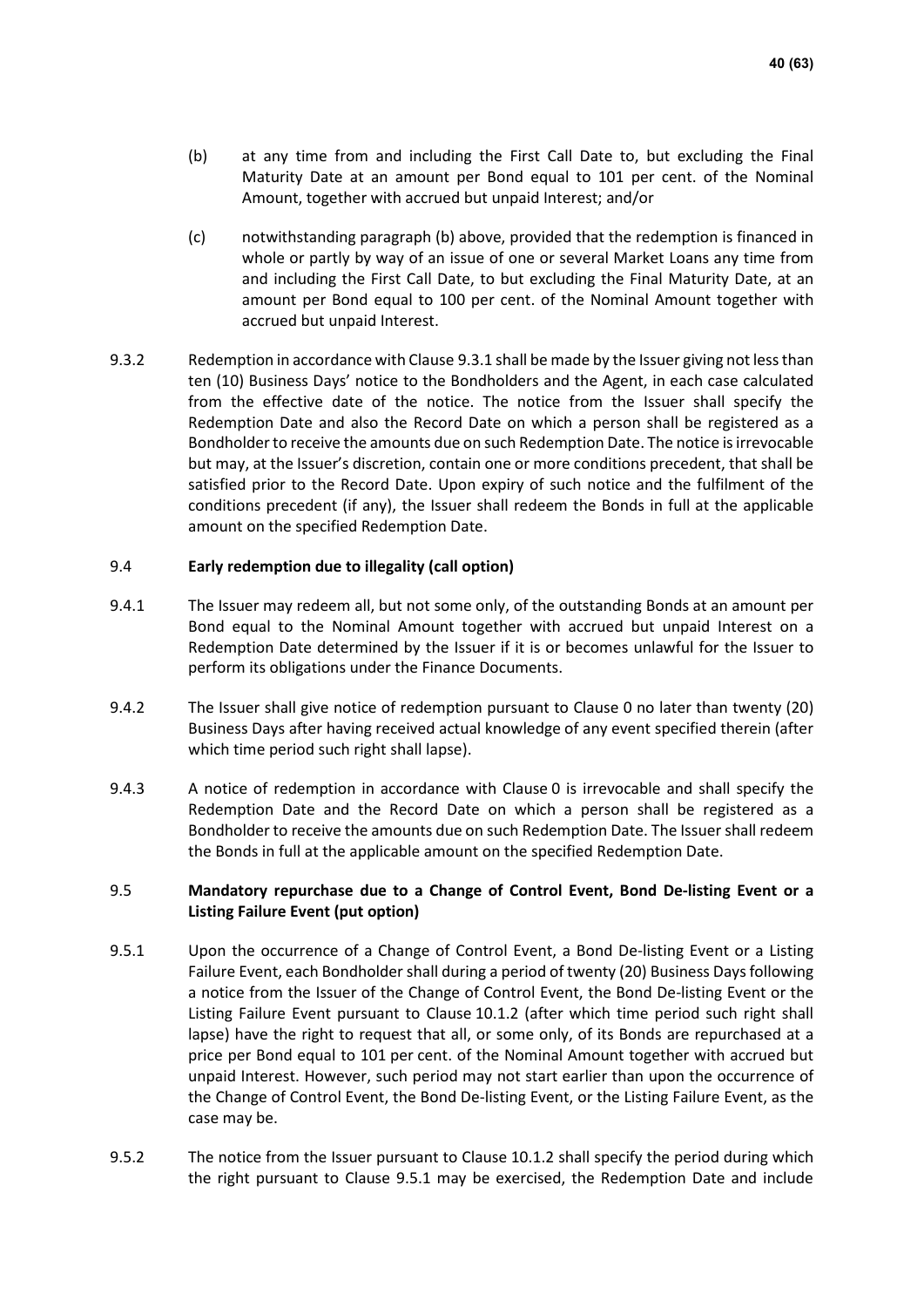(b) at any time from and including the First Call Date to, but excluding the Final Maturity Date at an amount per Bond equal to 101 per cent. of the Nominal Amount, together with accrued but unpaid Interest; and/or

(c) notwithstanding paragraph (b) above, provided that the redemption is financed in whole or partly by way of an issue of one or several Market Loans any time from and including the First Call Date, to but excluding the Final Maturity Date, at an amount per Bond equal to 100 per cent. of the Nominal Amount together with accrued but unpaid Interest.

9.3.2 Redemption in accordance with Clause 9.3.1 shall be made by the Issuer giving not less than ten (10) Business Days' notice to the Bondholders and the Agent, in each case calculated from the effective date of the notice. The notice from the Issuer shall specify the Redemption Date and also the Record Date on which a person shall be registered as a Bondholder to receive the amounts due on such Redemption Date. The notice is irrevocable but may, at the Issuer's discretion, contain one or more conditions precedent, that shall be satisfied prior to the Record Date. Upon expiry of such notice and the fulfilment of the conditions precedent (if any), the Issuer shall redeem the Bonds in full at the applicable amount on the specified Redemption Date.

9.4 **Early redemption due to illegality (call option)**

9.4.1 The Issuer may redeem all, but not some only, of the outstanding Bonds at an amount per Bond equal to the Nominal Amount together with accrued but unpaid Interest on a Redemption Date determined by the Issuer if it is or becomes unlawful for the Issuer to perform its obligations under the Finance Documents.

9.4.2 The Issuer shall give notice of redemption pursuant to Clause 0 no later than twenty (20) Business Days after having received actual knowledge of any event specified therein (after which time period such right shall lapse).

9.4.3 A notice of redemption in accordance with Clause 0 is irrevocable and shall specify the Redemption Date and the Record Date on which a person shall be registered as a Bondholder to receive the amounts due on such Redemption Date. The Issuer shall redeem the Bonds in full at the applicable amount on the specified Redemption Date.

9.5 **Mandatory repurchase due to a Change of Control Event, Bond De-listing Event or a Listing Failure Event (put option)**

9.5.1 Upon the occurrence of a Change of Control Event, a Bond De-listing Event or a Listing Failure Event, each Bondholder shall during a period of twenty (20) Business Days following a notice from the Issuer of the Change of Control Event, the Bond De-listing Event or the Listing Failure Event pursuant to Clause 10.1.2 (after which time period such right shall lapse) have the right to request that all, or some only, of its Bonds are repurchased at a price per Bond equal to 101 per cent. of the Nominal Amount together with accrued but unpaid Interest. However, such period may not start earlier than upon the occurrence of the Change of Control Event, the Bond De-listing Event, or the Listing Failure Event, as the case may be.

9.5.2 The notice from the Issuer pursuant to Clause 10.1.2 shall specify the period during which the right pursuant to Clause 9.5.1 may be exercised, the Redemption Date and include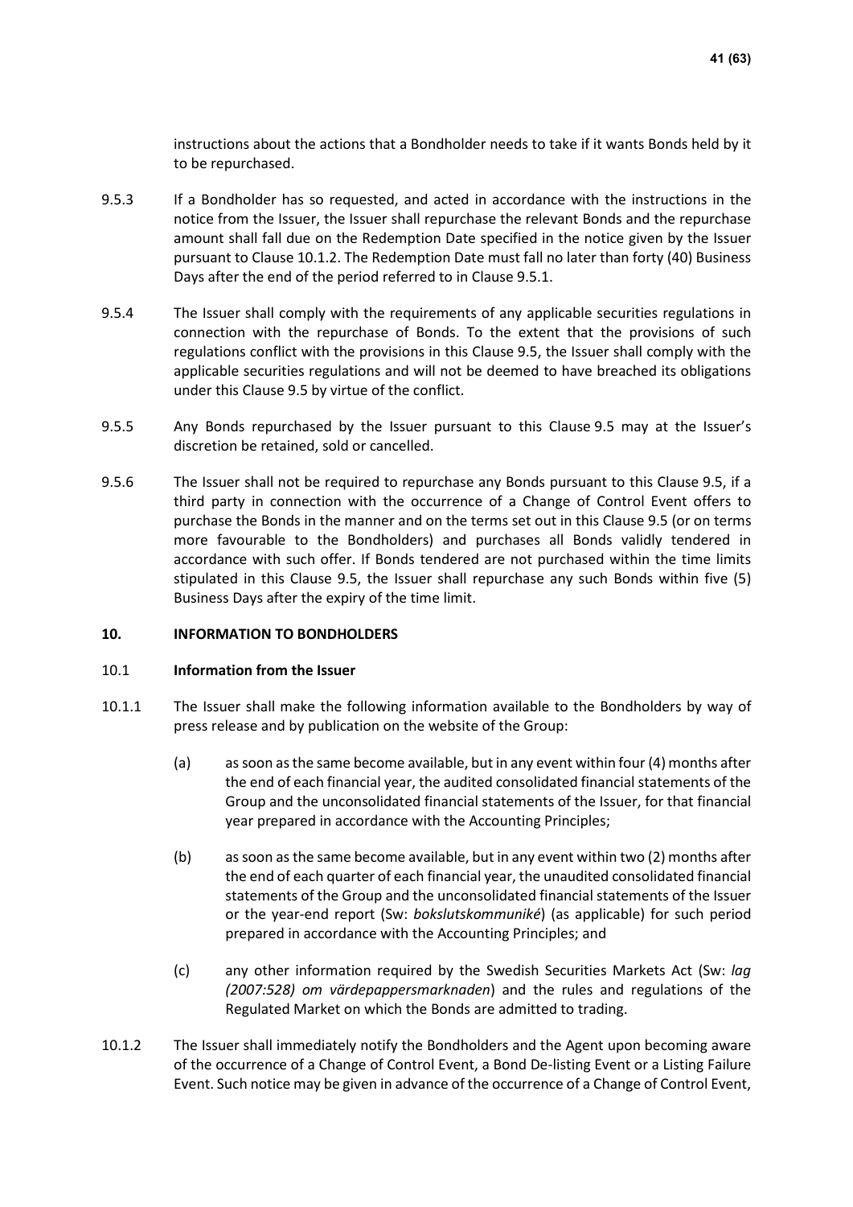instructions about the actions that a Bondholder needs to take if it wants Bonds held by it to be repurchased.

9.5.3 If a Bondholder has so requested, and acted in accordance with the instructions in the notice from the Issuer, the Issuer shall repurchase the relevant Bonds and the repurchase amount shall fall due on the Redemption Date specified in the notice given by the Issuer pursuant to Clause 10.1.2. The Redemption Date must fall no later than forty (40) Business Days after the end of the period referred to in Clause 9.5.1.

9.5.4 The Issuer shall comply with the requirements of any applicable securities regulations in connection with the repurchase of Bonds. To the extent that the provisions of such regulations conflict with the provisions in this Clause 9.5, the Issuer shall comply with the applicable securities regulations and will not be deemed to have breached its obligations under this Clause 9.5 by virtue of the conflict.

9.5.5 Any Bonds repurchased by the Issuer pursuant to this Clause 9.5 may at the Issuer's discretion be retained, sold or cancelled.

9.5.6 The Issuer shall not be required to repurchase any Bonds pursuant to this Clause 9.5, if a third party in connection with the occurrence of a Change of Control Event offers to purchase the Bonds in the manner and on the terms set out in this Clause 9.5 (or on terms more favourable to the Bondholders) and purchases all Bonds validly tendered in accordance with such offer. If Bonds tendered are not purchased within the time limits stipulated in this Clause 9.5, the Issuer shall repurchase any such Bonds within five (5) Business Days after the expiry of the time limit.

## 10. INFORMATION TO BONDHOLDERS

### 10.1 Information from the Issuer

10.1.1 The Issuer shall make the following information available to the Bondholders by way of press release and by publication on the website of the Group:

(a) as soon as the same become available, but in any event within four (4) months after the end of each financial year, the audited consolidated financial statements of the Group and the unconsolidated financial statements of the Issuer, for that financial year prepared in accordance with the Accounting Principles;

(b) as soon as the same become available, but in any event within two (2) months after the end of each quarter of each financial year, the unaudited consolidated financial statements of the Group and the unconsolidated financial statements of the Issuer or the year-end report (Sw: *bokslutskommuniké*) (as applicable) for such period prepared in accordance with the Accounting Principles; and

(c) any other information required by the Swedish Securities Markets Act (Sw: *lag (2007:528) om värdepappersmarknaden*) and the rules and regulations of the Regulated Market on which the Bonds are admitted to trading.

10.1.2 The Issuer shall immediately notify the Bondholders and the Agent upon becoming aware of the occurrence of a Change of Control Event, a Bond De-listing Event or a Listing Failure Event. Such notice may be given in advance of the occurrence of a Change of Control Event,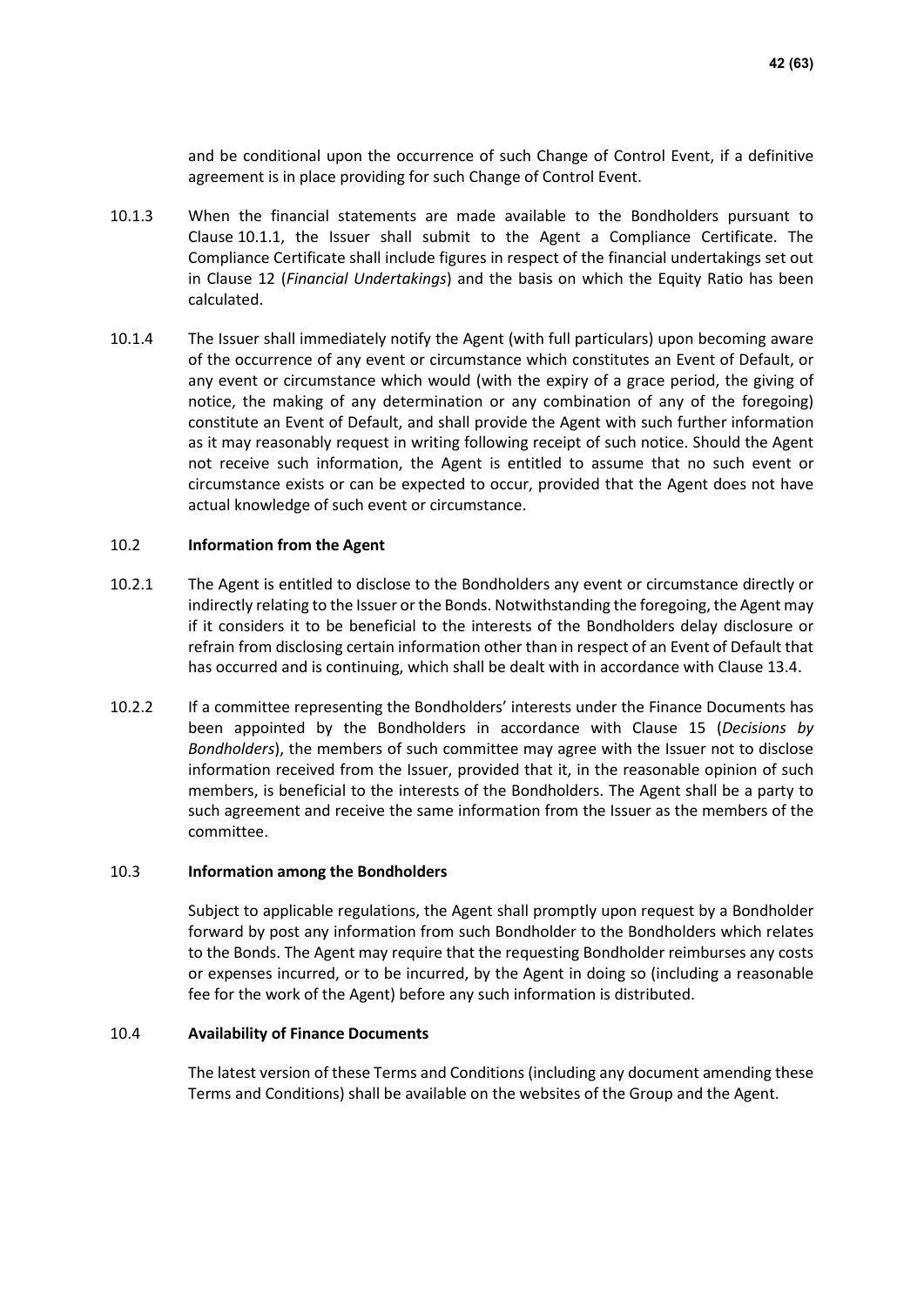and be conditional upon the occurrence of such Change of Control Event, if a definitive agreement is in place providing for such Change of Control Event.

10.1.3 When the financial statements are made available to the Bondholders pursuant to Clause 10.1.1, the Issuer shall submit to the Agent a Compliance Certificate. The Compliance Certificate shall include figures in respect of the financial undertakings set out in Clause 12 (*Financial Undertakings*) and the basis on which the Equity Ratio has been calculated.

10.1.4 The Issuer shall immediately notify the Agent (with full particulars) upon becoming aware of the occurrence of any event or circumstance which constitutes an Event of Default, or any event or circumstance which would (with the expiry of a grace period, the giving of notice, the making of any determination or any combination of any of the foregoing) constitute an Event of Default, and shall provide the Agent with such further information as it may reasonably request in writing following receipt of such notice. Should the Agent not receive such information, the Agent is entitled to assume that no such event or circumstance exists or can be expected to occur, provided that the Agent does not have actual knowledge of such event or circumstance.

10.2 **Information from the Agent**

10.2.1 The Agent is entitled to disclose to the Bondholders any event or circumstance directly or indirectly relating to the Issuer or the Bonds. Notwithstanding the foregoing, the Agent may if it considers it to be beneficial to the interests of the Bondholders delay disclosure or refrain from disclosing certain information other than in respect of an Event of Default that has occurred and is continuing, which shall be dealt with in accordance with Clause 13.4.

10.2.2 If a committee representing the Bondholders' interests under the Finance Documents has been appointed by the Bondholders in accordance with Clause 15 (*Decisions by Bondholders*), the members of such committee may agree with the Issuer not to disclose information received from the Issuer, provided that it, in the reasonable opinion of such members, is beneficial to the interests of the Bondholders. The Agent shall be a party to such agreement and receive the same information from the Issuer as the members of the committee.

10.3 **Information among the Bondholders**

Subject to applicable regulations, the Agent shall promptly upon request by a Bondholder forward by post any information from such Bondholder to the Bondholders which relates to the Bonds. The Agent may require that the requesting Bondholder reimburses any costs or expenses incurred, or to be incurred, by the Agent in doing so (including a reasonable fee for the work of the Agent) before any such information is distributed.

10.4 **Availability of Finance Documents**

The latest version of these Terms and Conditions (including any document amending these Terms and Conditions) shall be available on the websites of the Group and the Agent.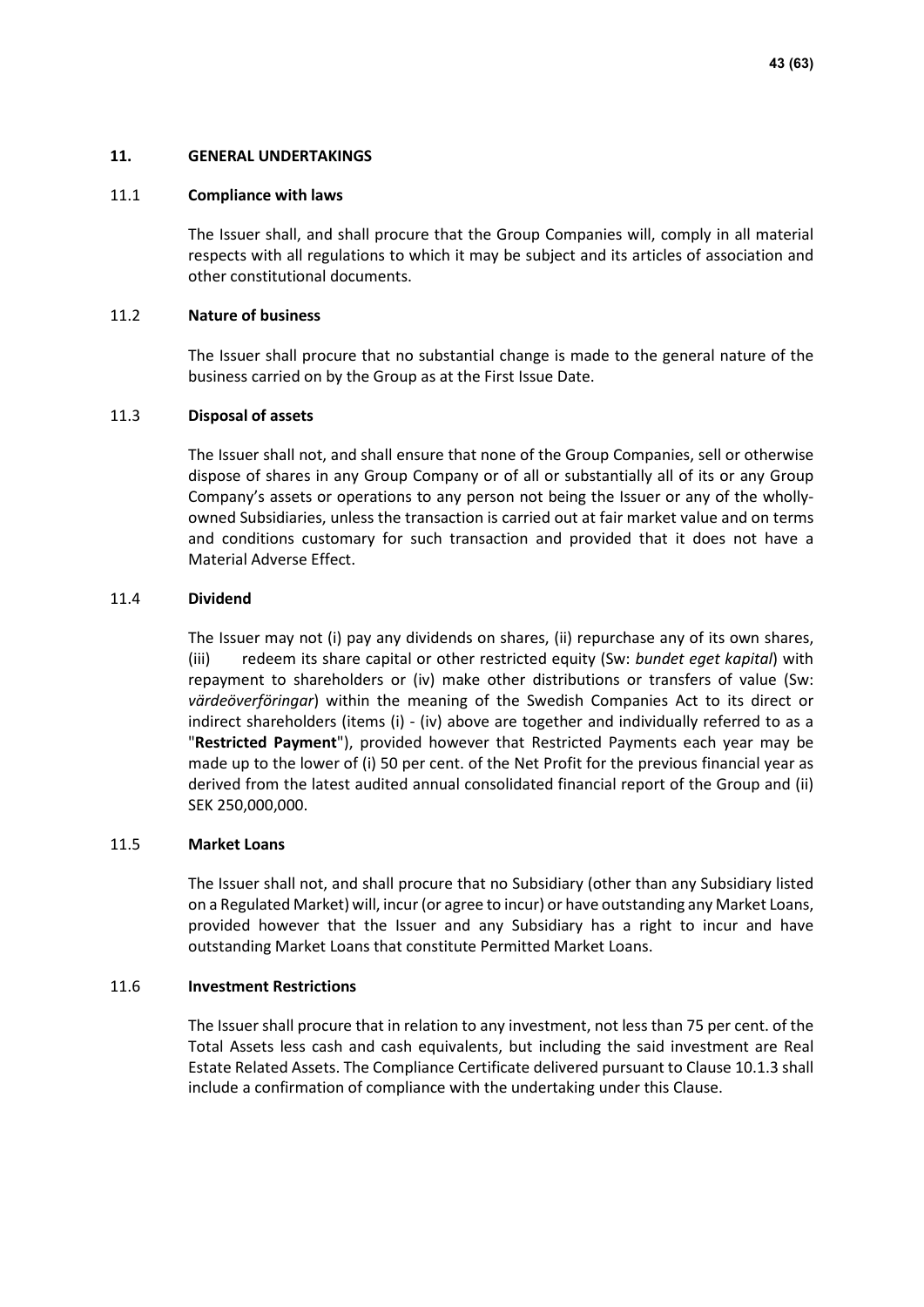## 11. GENERAL UNDERTAKINGS

### 11.1 Compliance with laws

The Issuer shall, and shall procure that the Group Companies will, comply in all material respects with all regulations to which it may be subject and its articles of association and other constitutional documents.

### 11.2 Nature of business

The Issuer shall procure that no substantial change is made to the general nature of the business carried on by the Group as at the First Issue Date.

### 11.3 Disposal of assets

The Issuer shall not, and shall ensure that none of the Group Companies, sell or otherwise dispose of shares in any Group Company or of all or substantially all of its or any Group Company's assets or operations to any person not being the Issuer or any of the wholly-owned Subsidiaries, unless the transaction is carried out at fair market value and on terms and conditions customary for such transaction and provided that it does not have a Material Adverse Effect.

### 11.4 Dividend

The Issuer may not (i) pay any dividends on shares, (ii) repurchase any of its own shares, (iii) redeem its share capital or other restricted equity (Sw: *bundet eget kapital*) with repayment to shareholders or (iv) make other distributions or transfers of value (Sw: *värdeöverföringar*) within the meaning of the Swedish Companies Act to its direct or indirect shareholders (items (i) - (iv) above are together and individually referred to as a "**Restricted Payment**"), provided however that Restricted Payments each year may be made up to the lower of (i) 50 per cent. of the Net Profit for the previous financial year as derived from the latest audited annual consolidated financial report of the Group and (ii) SEK 250,000,000.

### 11.5 Market Loans

The Issuer shall not, and shall procure that no Subsidiary (other than any Subsidiary listed on a Regulated Market) will, incur (or agree to incur) or have outstanding any Market Loans, provided however that the Issuer and any Subsidiary has a right to incur and have outstanding Market Loans that constitute Permitted Market Loans.

### 11.6 Investment Restrictions

The Issuer shall procure that in relation to any investment, not less than 75 per cent. of the Total Assets less cash and cash equivalents, but including the said investment are Real Estate Related Assets. The Compliance Certificate delivered pursuant to Clause 10.1.3 shall include a confirmation of compliance with the undertaking under this Clause.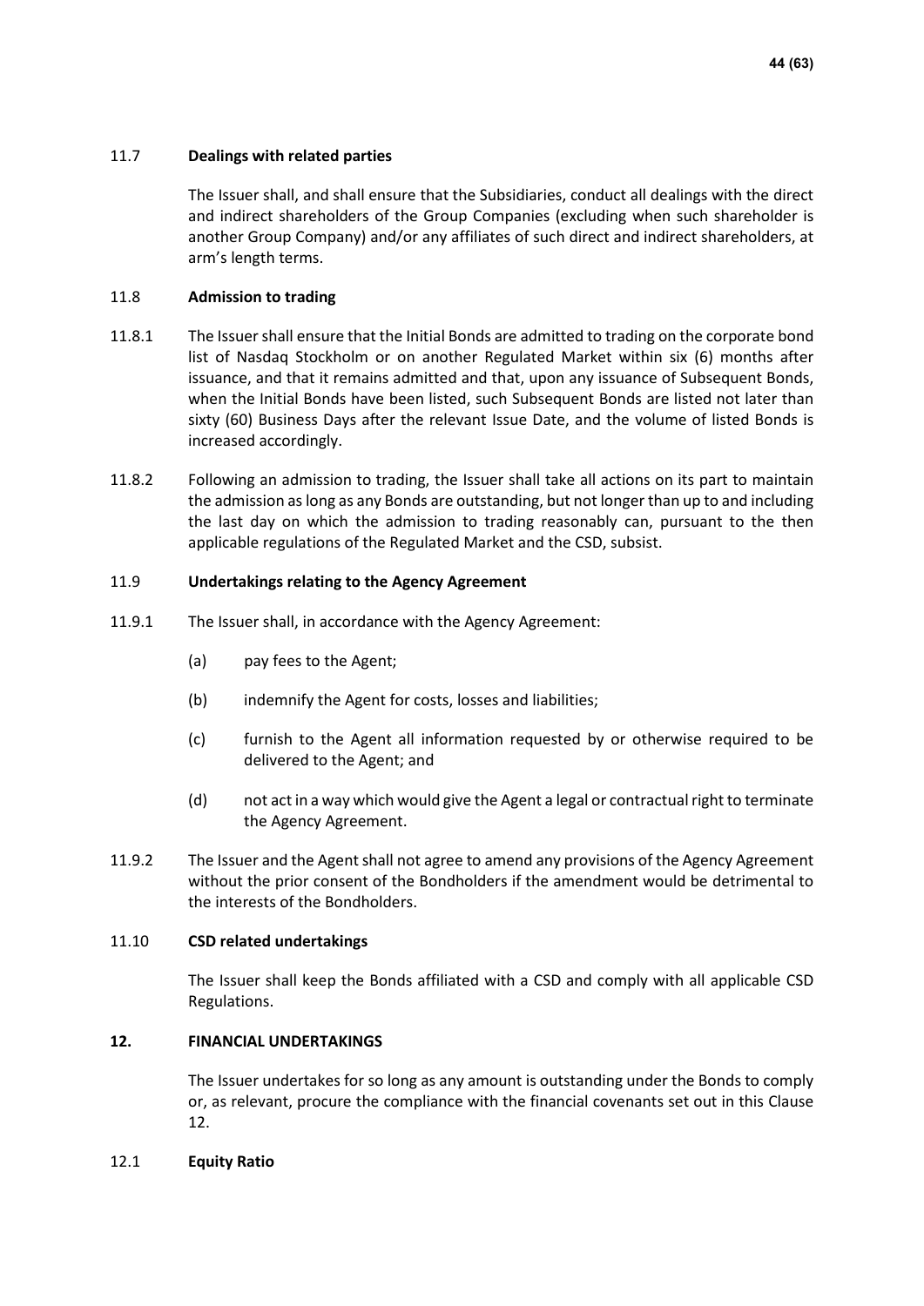### 11.7 **Dealings with related parties**

The Issuer shall, and shall ensure that the Subsidiaries, conduct all dealings with the direct and indirect shareholders of the Group Companies (excluding when such shareholder is another Group Company) and/or any affiliates of such direct and indirect shareholders, at arm's length terms.

### 11.8 **Admission to trading**

11.8.1 The Issuer shall ensure that the Initial Bonds are admitted to trading on the corporate bond list of Nasdaq Stockholm or on another Regulated Market within six (6) months after issuance, and that it remains admitted and that, upon any issuance of Subsequent Bonds, when the Initial Bonds have been listed, such Subsequent Bonds are listed not later than sixty (60) Business Days after the relevant Issue Date, and the volume of listed Bonds is increased accordingly.

11.8.2 Following an admission to trading, the Issuer shall take all actions on its part to maintain the admission as long as any Bonds are outstanding, but not longer than up to and including the last day on which the admission to trading reasonably can, pursuant to the then applicable regulations of the Regulated Market and the CSD, subsist.

### 11.9 **Undertakings relating to the Agency Agreement**

11.9.1 The Issuer shall, in accordance with the Agency Agreement:

(a) pay fees to the Agent;

(b) indemnify the Agent for costs, losses and liabilities;

(c) furnish to the Agent all information requested by or otherwise required to be delivered to the Agent; and

(d) not act in a way which would give the Agent a legal or contractual right to terminate the Agency Agreement.

11.9.2 The Issuer and the Agent shall not agree to amend any provisions of the Agency Agreement without the prior consent of the Bondholders if the amendment would be detrimental to the interests of the Bondholders.

### 11.10 **CSD related undertakings**

The Issuer shall keep the Bonds affiliated with a CSD and comply with all applicable CSD Regulations.

## 12. **FINANCIAL UNDERTAKINGS**

The Issuer undertakes for so long as any amount is outstanding under the Bonds to comply or, as relevant, procure the compliance with the financial covenants set out in this Clause 12.

### 12.1 **Equity Ratio**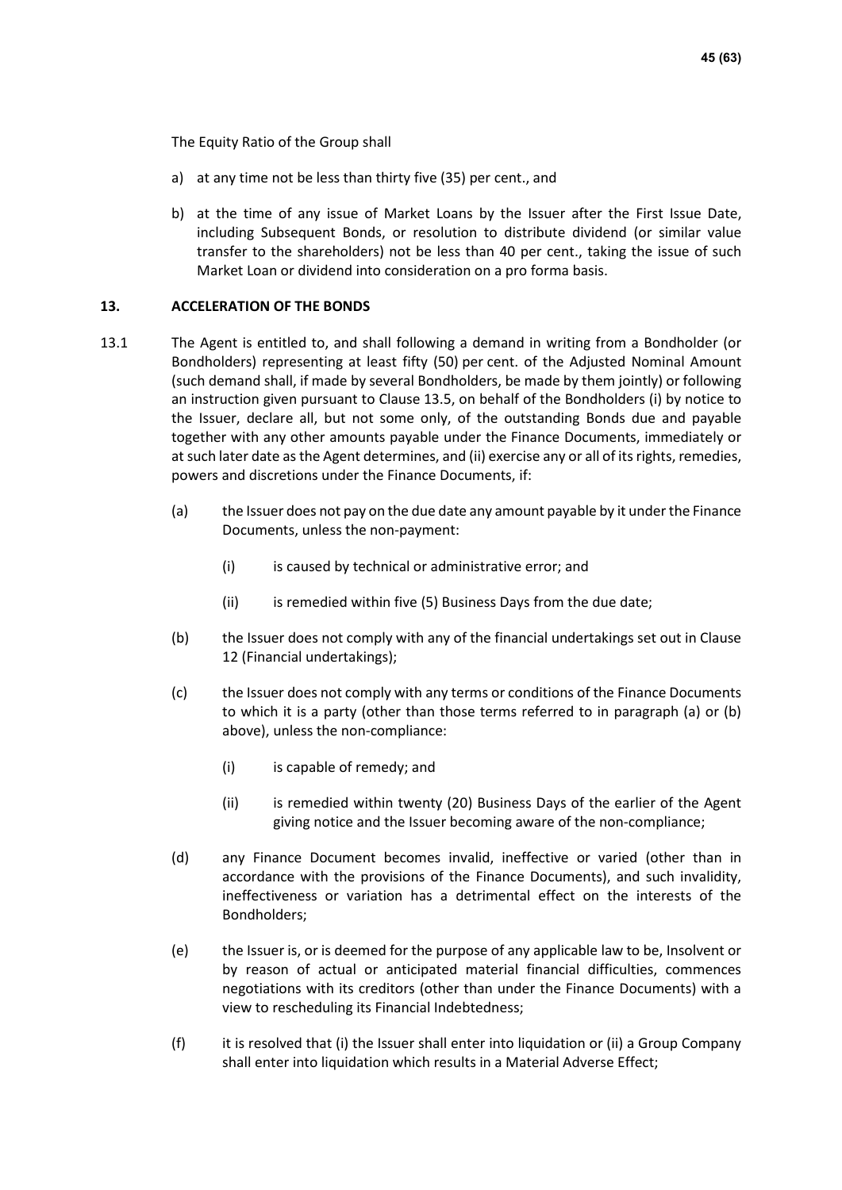The Equity Ratio of the Group shall

a) at any time not be less than thirty five (35) per cent., and

b) at the time of any issue of Market Loans by the Issuer after the First Issue Date, including Subsequent Bonds, or resolution to distribute dividend (or similar value transfer to the shareholders) not be less than 40 per cent., taking the issue of such Market Loan or dividend into consideration on a pro forma basis.

## 13. ACCELERATION OF THE BONDS

13.1 The Agent is entitled to, and shall following a demand in writing from a Bondholder (or Bondholders) representing at least fifty (50) per cent. of the Adjusted Nominal Amount (such demand shall, if made by several Bondholders, be made by them jointly) or following an instruction given pursuant to Clause 13.5, on behalf of the Bondholders (i) by notice to the Issuer, declare all, but not some only, of the outstanding Bonds due and payable together with any other amounts payable under the Finance Documents, immediately or at such later date as the Agent determines, and (ii) exercise any or all of its rights, remedies, powers and discretions under the Finance Documents, if:

(a) the Issuer does not pay on the due date any amount payable by it under the Finance Documents, unless the non-payment:

(i) is caused by technical or administrative error; and

(ii) is remedied within five (5) Business Days from the due date;

(b) the Issuer does not comply with any of the financial undertakings set out in Clause 12 (Financial undertakings);

(c) the Issuer does not comply with any terms or conditions of the Finance Documents to which it is a party (other than those terms referred to in paragraph (a) or (b) above), unless the non-compliance:

(i) is capable of remedy; and

(ii) is remedied within twenty (20) Business Days of the earlier of the Agent giving notice and the Issuer becoming aware of the non-compliance;

(d) any Finance Document becomes invalid, ineffective or varied (other than in accordance with the provisions of the Finance Documents), and such invalidity, ineffectiveness or variation has a detrimental effect on the interests of the Bondholders;

(e) the Issuer is, or is deemed for the purpose of any applicable law to be, Insolvent or by reason of actual or anticipated material financial difficulties, commences negotiations with its creditors (other than under the Finance Documents) with a view to rescheduling its Financial Indebtedness;

(f) it is resolved that (i) the Issuer shall enter into liquidation or (ii) a Group Company shall enter into liquidation which results in a Material Adverse Effect;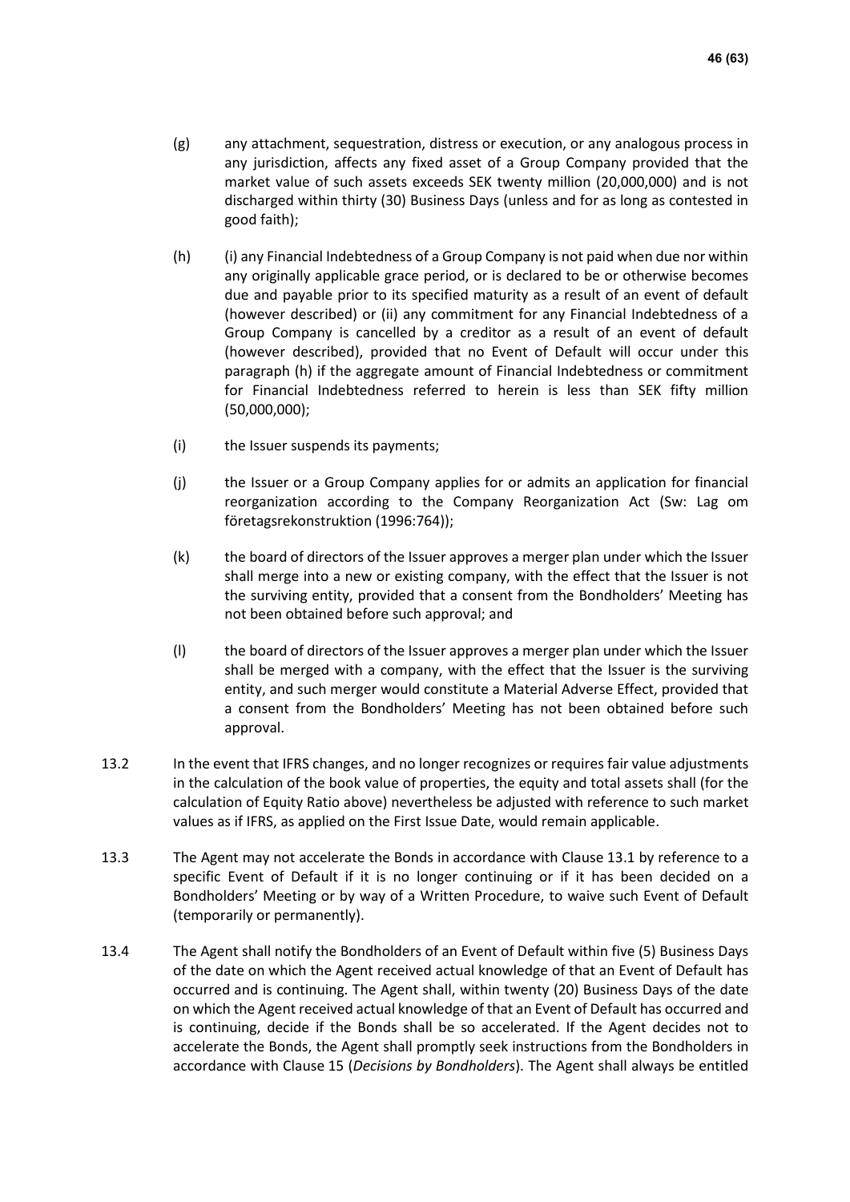(g) any attachment, sequestration, distress or execution, or any analogous process in any jurisdiction, affects any fixed asset of a Group Company provided that the market value of such assets exceeds SEK twenty million (20,000,000) and is not discharged within thirty (30) Business Days (unless and for as long as contested in good faith);

(h) (i) any Financial Indebtedness of a Group Company is not paid when due nor within any originally applicable grace period, or is declared to be or otherwise becomes due and payable prior to its specified maturity as a result of an event of default (however described) or (ii) any commitment for any Financial Indebtedness of a Group Company is cancelled by a creditor as a result of an event of default (however described), provided that no Event of Default will occur under this paragraph (h) if the aggregate amount of Financial Indebtedness or commitment for Financial Indebtedness referred to herein is less than SEK fifty million (50,000,000);

(i) the Issuer suspends its payments;

(j) the Issuer or a Group Company applies for or admits an application for financial reorganization according to the Company Reorganization Act (Sw: Lag om företagsrekonstruktion (1996:764));

(k) the board of directors of the Issuer approves a merger plan under which the Issuer shall merge into a new or existing company, with the effect that the Issuer is not the surviving entity, provided that a consent from the Bondholders' Meeting has not been obtained before such approval; and

(l) the board of directors of the Issuer approves a merger plan under which the Issuer shall be merged with a company, with the effect that the Issuer is the surviving entity, and such merger would constitute a Material Adverse Effect, provided that a consent from the Bondholders' Meeting has not been obtained before such approval.

13.2 In the event that IFRS changes, and no longer recognizes or requires fair value adjustments in the calculation of the book value of properties, the equity and total assets shall (for the calculation of Equity Ratio above) nevertheless be adjusted with reference to such market values as if IFRS, as applied on the First Issue Date, would remain applicable.

13.3 The Agent may not accelerate the Bonds in accordance with Clause 13.1 by reference to a specific Event of Default if it is no longer continuing or if it has been decided on a Bondholders' Meeting or by way of a Written Procedure, to waive such Event of Default (temporarily or permanently).

13.4 The Agent shall notify the Bondholders of an Event of Default within five (5) Business Days of the date on which the Agent received actual knowledge of that an Event of Default has occurred and is continuing. The Agent shall, within twenty (20) Business Days of the date on which the Agent received actual knowledge of that an Event of Default has occurred and is continuing, decide if the Bonds shall be so accelerated. If the Agent decides not to accelerate the Bonds, the Agent shall promptly seek instructions from the Bondholders in accordance with Clause 15 (*Decisions by Bondholders*). The Agent shall always be entitled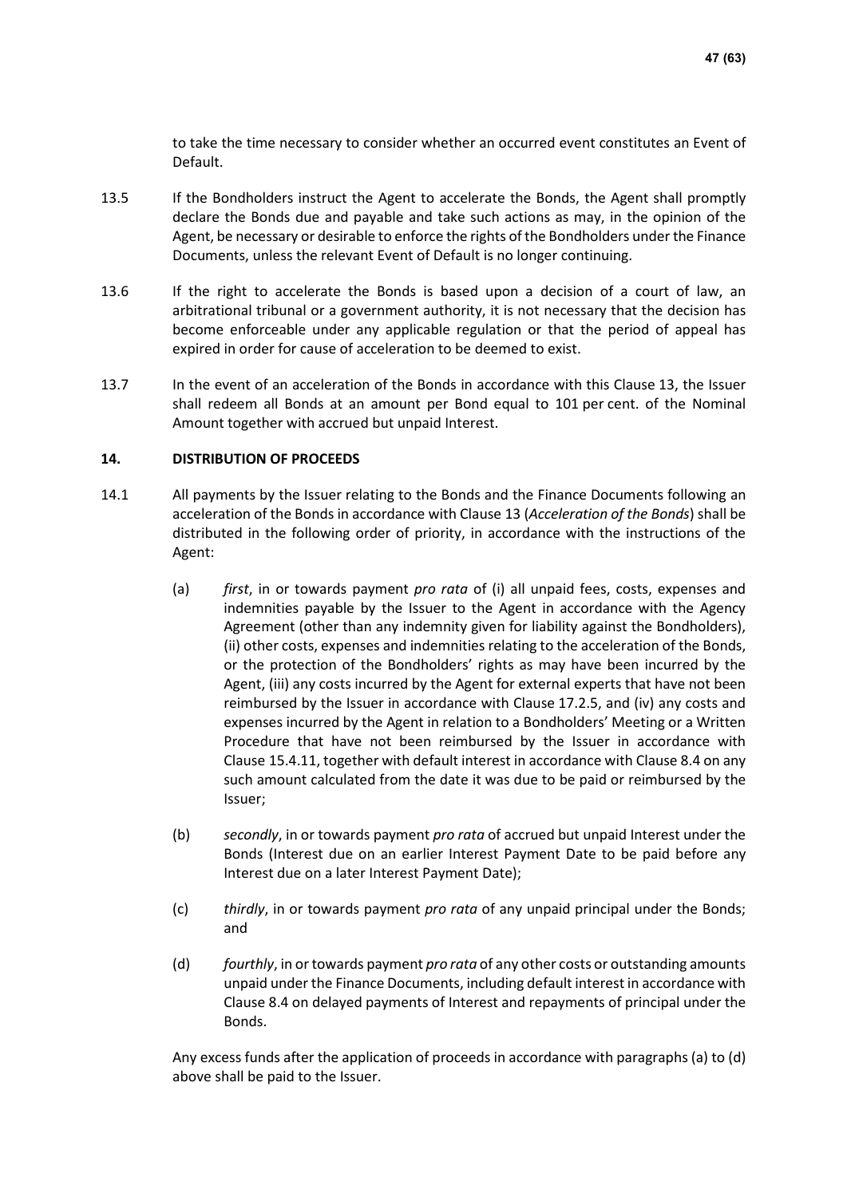to take the time necessary to consider whether an occurred event constitutes an Event of Default.

13.5 If the Bondholders instruct the Agent to accelerate the Bonds, the Agent shall promptly declare the Bonds due and payable and take such actions as may, in the opinion of the Agent, be necessary or desirable to enforce the rights of the Bondholders under the Finance Documents, unless the relevant Event of Default is no longer continuing.

13.6 If the right to accelerate the Bonds is based upon a decision of a court of law, an arbitrational tribunal or a government authority, it is not necessary that the decision has become enforceable under any applicable regulation or that the period of appeal has expired in order for cause of acceleration to be deemed to exist.

13.7 In the event of an acceleration of the Bonds in accordance with this Clause 13, the Issuer shall redeem all Bonds at an amount per Bond equal to 101 per cent. of the Nominal Amount together with accrued but unpaid Interest.

## 14. DISTRIBUTION OF PROCEEDS

14.1 All payments by the Issuer relating to the Bonds and the Finance Documents following an acceleration of the Bonds in accordance with Clause 13 (*Acceleration of the Bonds*) shall be distributed in the following order of priority, in accordance with the instructions of the Agent:

(a) *first*, in or towards payment *pro rata* of (i) all unpaid fees, costs, expenses and indemnities payable by the Issuer to the Agent in accordance with the Agency Agreement (other than any indemnity given for liability against the Bondholders), (ii) other costs, expenses and indemnities relating to the acceleration of the Bonds, or the protection of the Bondholders' rights as may have been incurred by the Agent, (iii) any costs incurred by the Agent for external experts that have not been reimbursed by the Issuer in accordance with Clause 17.2.5, and (iv) any costs and expenses incurred by the Agent in relation to a Bondholders' Meeting or a Written Procedure that have not been reimbursed by the Issuer in accordance with Clause 15.4.11, together with default interest in accordance with Clause 8.4 on any such amount calculated from the date it was due to be paid or reimbursed by the Issuer;

(b) *secondly*, in or towards payment *pro rata* of accrued but unpaid Interest under the Bonds (Interest due on an earlier Interest Payment Date to be paid before any Interest due on a later Interest Payment Date);

(c) *thirdly*, in or towards payment *pro rata* of any unpaid principal under the Bonds; and

(d) *fourthly*, in or towards payment *pro rata* of any other costs or outstanding amounts unpaid under the Finance Documents, including default interest in accordance with Clause 8.4 on delayed payments of Interest and repayments of principal under the Bonds.

Any excess funds after the application of proceeds in accordance with paragraphs (a) to (d) above shall be paid to the Issuer.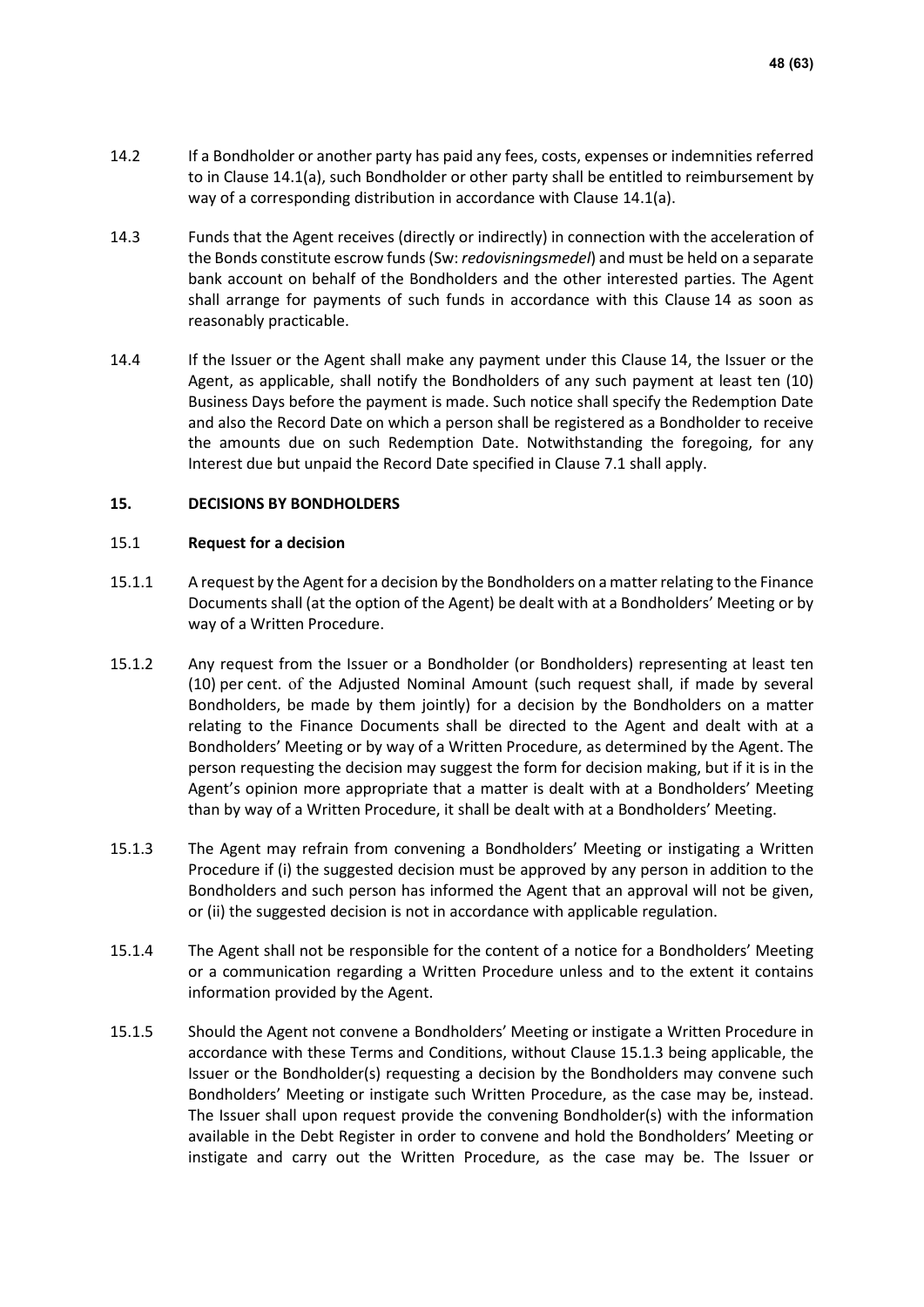14.2 If a Bondholder or another party has paid any fees, costs, expenses or indemnities referred to in Clause 14.1(a), such Bondholder or other party shall be entitled to reimbursement by way of a corresponding distribution in accordance with Clause 14.1(a).

14.3 Funds that the Agent receives (directly or indirectly) in connection with the acceleration of the Bonds constitute escrow funds (Sw: *redovisningsmedel*) and must be held on a separate bank account on behalf of the Bondholders and the other interested parties. The Agent shall arrange for payments of such funds in accordance with this Clause 14 as soon as reasonably practicable.

14.4 If the Issuer or the Agent shall make any payment under this Clause 14, the Issuer or the Agent, as applicable, shall notify the Bondholders of any such payment at least ten (10) Business Days before the payment is made. Such notice shall specify the Redemption Date and also the Record Date on which a person shall be registered as a Bondholder to receive the amounts due on such Redemption Date. Notwithstanding the foregoing, for any Interest due but unpaid the Record Date specified in Clause 7.1 shall apply.

## 15. DECISIONS BY BONDHOLDERS

### 15.1 Request for a decision

15.1.1 A request by the Agent for a decision by the Bondholders on a matter relating to the Finance Documents shall (at the option of the Agent) be dealt with at a Bondholders' Meeting or by way of a Written Procedure.

15.1.2 Any request from the Issuer or a Bondholder (or Bondholders) representing at least ten (10) per cent. of the Adjusted Nominal Amount (such request shall, if made by several Bondholders, be made by them jointly) for a decision by the Bondholders on a matter relating to the Finance Documents shall be directed to the Agent and dealt with at a Bondholders' Meeting or by way of a Written Procedure, as determined by the Agent. The person requesting the decision may suggest the form for decision making, but if it is in the Agent's opinion more appropriate that a matter is dealt with at a Bondholders' Meeting than by way of a Written Procedure, it shall be dealt with at a Bondholders' Meeting.

15.1.3 The Agent may refrain from convening a Bondholders' Meeting or instigating a Written Procedure if (i) the suggested decision must be approved by any person in addition to the Bondholders and such person has informed the Agent that an approval will not be given, or (ii) the suggested decision is not in accordance with applicable regulation.

15.1.4 The Agent shall not be responsible for the content of a notice for a Bondholders' Meeting or a communication regarding a Written Procedure unless and to the extent it contains information provided by the Agent.

15.1.5 Should the Agent not convene a Bondholders' Meeting or instigate a Written Procedure in accordance with these Terms and Conditions, without Clause 15.1.3 being applicable, the Issuer or the Bondholder(s) requesting a decision by the Bondholders may convene such Bondholders' Meeting or instigate such Written Procedure, as the case may be, instead. The Issuer shall upon request provide the convening Bondholder(s) with the information available in the Debt Register in order to convene and hold the Bondholders' Meeting or instigate and carry out the Written Procedure, as the case may be. The Issuer or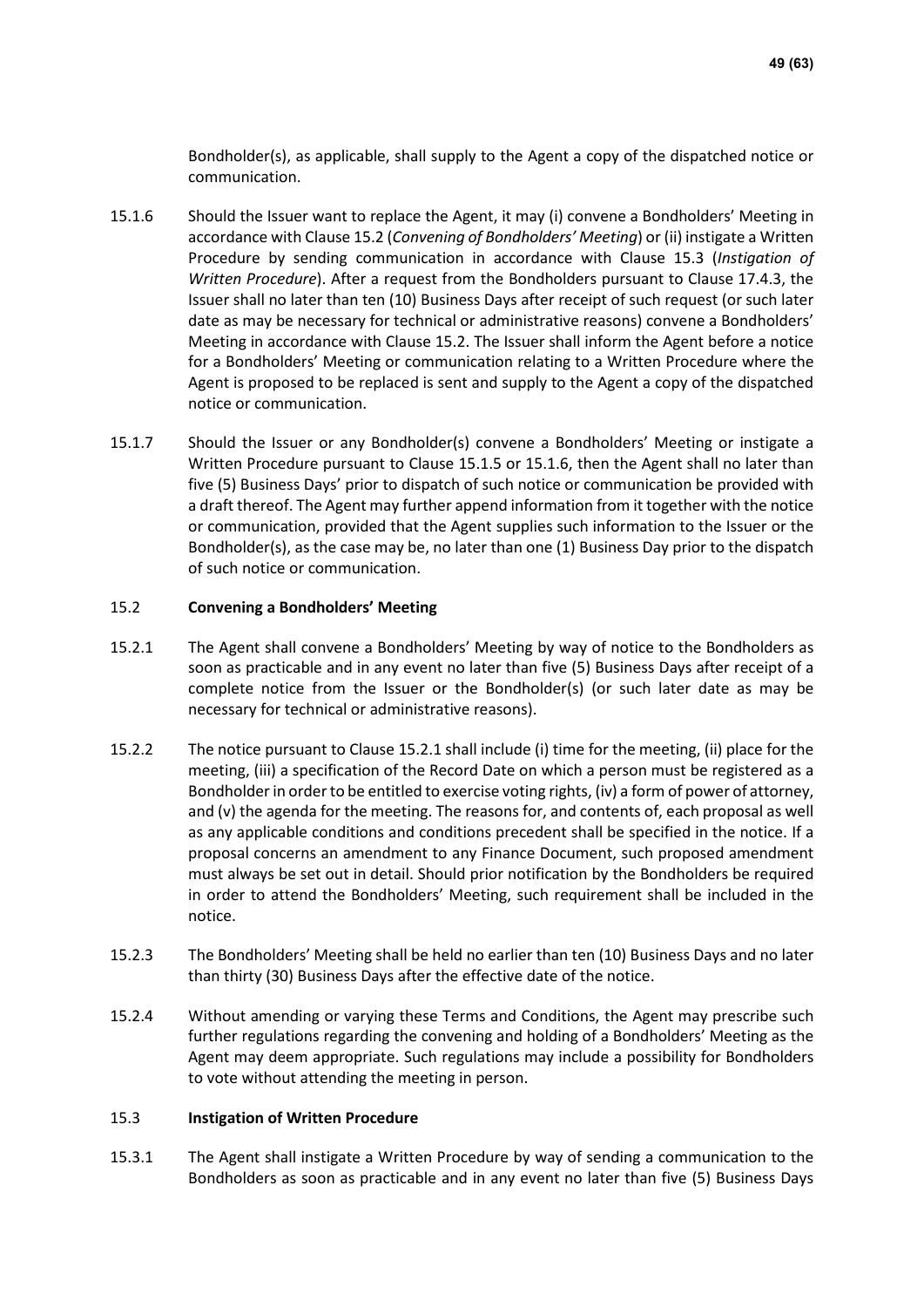Bondholder(s), as applicable, shall supply to the Agent a copy of the dispatched notice or communication.

15.1.6 Should the Issuer want to replace the Agent, it may (i) convene a Bondholders' Meeting in accordance with Clause 15.2 (*Convening of Bondholders' Meeting*) or (ii) instigate a Written Procedure by sending communication in accordance with Clause 15.3 (*Instigation of Written Procedure*). After a request from the Bondholders pursuant to Clause 17.4.3, the Issuer shall no later than ten (10) Business Days after receipt of such request (or such later date as may be necessary for technical or administrative reasons) convene a Bondholders' Meeting in accordance with Clause 15.2. The Issuer shall inform the Agent before a notice for a Bondholders' Meeting or communication relating to a Written Procedure where the Agent is proposed to be replaced is sent and supply to the Agent a copy of the dispatched notice or communication.

15.1.7 Should the Issuer or any Bondholder(s) convene a Bondholders' Meeting or instigate a Written Procedure pursuant to Clause 15.1.5 or 15.1.6, then the Agent shall no later than five (5) Business Days' prior to dispatch of such notice or communication be provided with a draft thereof. The Agent may further append information from it together with the notice or communication, provided that the Agent supplies such information to the Issuer or the Bondholder(s), as the case may be, no later than one (1) Business Day prior to the dispatch of such notice or communication.

### 15.2 **Convening a Bondholders' Meeting**

15.2.1 The Agent shall convene a Bondholders' Meeting by way of notice to the Bondholders as soon as practicable and in any event no later than five (5) Business Days after receipt of a complete notice from the Issuer or the Bondholder(s) (or such later date as may be necessary for technical or administrative reasons).

15.2.2 The notice pursuant to Clause 15.2.1 shall include (i) time for the meeting, (ii) place for the meeting, (iii) a specification of the Record Date on which a person must be registered as a Bondholder in order to be entitled to exercise voting rights, (iv) a form of power of attorney, and (v) the agenda for the meeting. The reasons for, and contents of, each proposal as well as any applicable conditions and conditions precedent shall be specified in the notice. If a proposal concerns an amendment to any Finance Document, such proposed amendment must always be set out in detail. Should prior notification by the Bondholders be required in order to attend the Bondholders' Meeting, such requirement shall be included in the notice.

15.2.3 The Bondholders' Meeting shall be held no earlier than ten (10) Business Days and no later than thirty (30) Business Days after the effective date of the notice.

15.2.4 Without amending or varying these Terms and Conditions, the Agent may prescribe such further regulations regarding the convening and holding of a Bondholders' Meeting as the Agent may deem appropriate. Such regulations may include a possibility for Bondholders to vote without attending the meeting in person.

### 15.3 **Instigation of Written Procedure**

15.3.1 The Agent shall instigate a Written Procedure by way of sending a communication to the Bondholders as soon as practicable and in any event no later than five (5) Business Days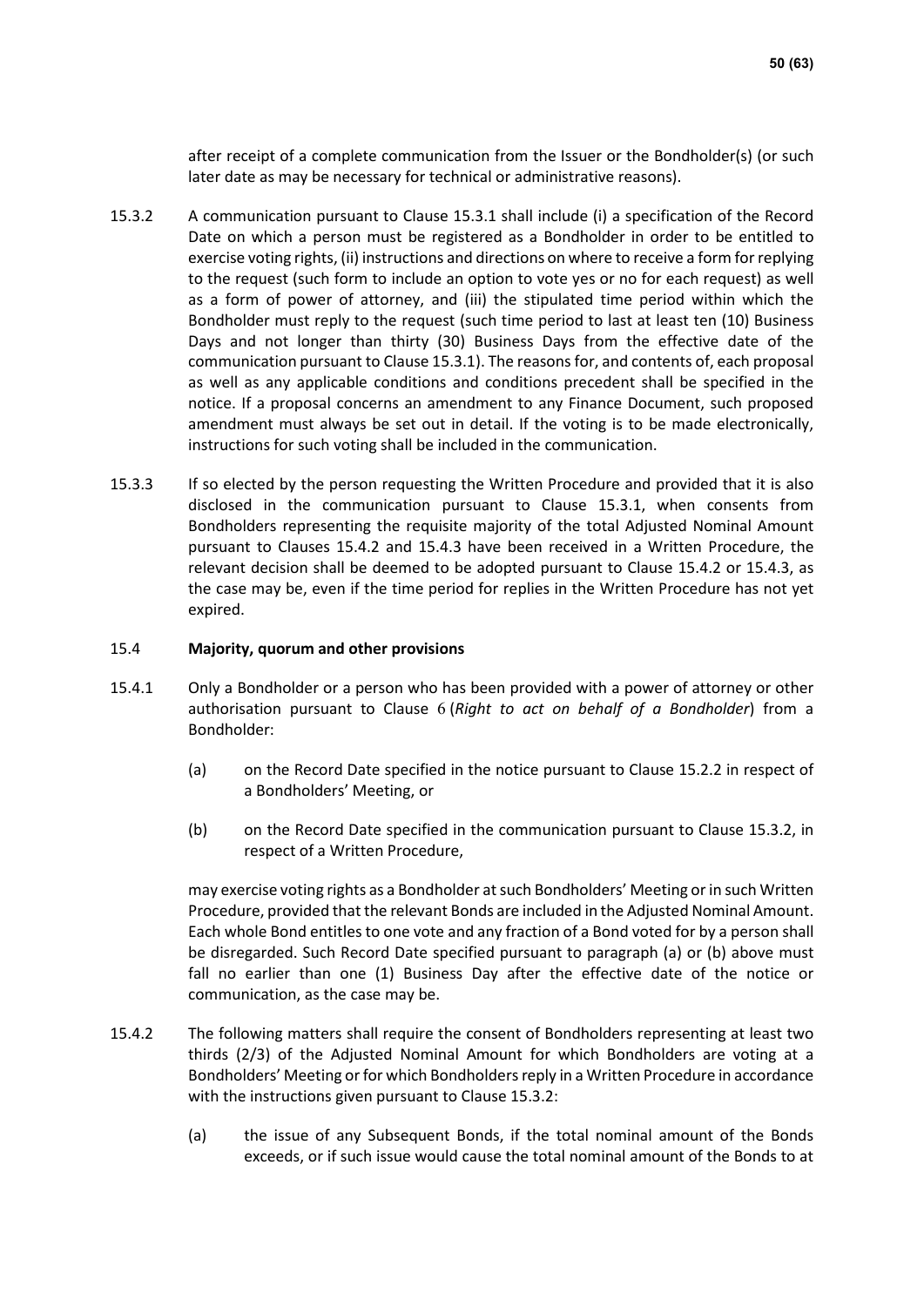after receipt of a complete communication from the Issuer or the Bondholder(s) (or such later date as may be necessary for technical or administrative reasons).

15.3.2 A communication pursuant to Clause 15.3.1 shall include (i) a specification of the Record Date on which a person must be registered as a Bondholder in order to be entitled to exercise voting rights, (ii) instructions and directions on where to receive a form for replying to the request (such form to include an option to vote yes or no for each request) as well as a form of power of attorney, and (iii) the stipulated time period within which the Bondholder must reply to the request (such time period to last at least ten (10) Business Days and not longer than thirty (30) Business Days from the effective date of the communication pursuant to Clause 15.3.1). The reasons for, and contents of, each proposal as well as any applicable conditions and conditions precedent shall be specified in the notice. If a proposal concerns an amendment to any Finance Document, such proposed amendment must always be set out in detail. If the voting is to be made electronically, instructions for such voting shall be included in the communication.

15.3.3 If so elected by the person requesting the Written Procedure and provided that it is also disclosed in the communication pursuant to Clause 15.3.1, when consents from Bondholders representing the requisite majority of the total Adjusted Nominal Amount pursuant to Clauses 15.4.2 and 15.4.3 have been received in a Written Procedure, the relevant decision shall be deemed to be adopted pursuant to Clause 15.4.2 or 15.4.3, as the case may be, even if the time period for replies in the Written Procedure has not yet expired.

### 15.4 **Majority, quorum and other provisions**

15.4.1 Only a Bondholder or a person who has been provided with a power of attorney or other authorisation pursuant to Clause 6 (*Right to act on behalf of a Bondholder*) from a Bondholder:

(a) on the Record Date specified in the notice pursuant to Clause 15.2.2 in respect of a Bondholders' Meeting, or

(b) on the Record Date specified in the communication pursuant to Clause 15.3.2, in respect of a Written Procedure,

may exercise voting rights as a Bondholder at such Bondholders' Meeting or in such Written Procedure, provided that the relevant Bonds are included in the Adjusted Nominal Amount. Each whole Bond entitles to one vote and any fraction of a Bond voted for by a person shall be disregarded. Such Record Date specified pursuant to paragraph (a) or (b) above must fall no earlier than one (1) Business Day after the effective date of the notice or communication, as the case may be.

15.4.2 The following matters shall require the consent of Bondholders representing at least two thirds (2/3) of the Adjusted Nominal Amount for which Bondholders are voting at a Bondholders' Meeting or for which Bondholders reply in a Written Procedure in accordance with the instructions given pursuant to Clause 15.3.2:

(a) the issue of any Subsequent Bonds, if the total nominal amount of the Bonds exceeds, or if such issue would cause the total nominal amount of the Bonds to at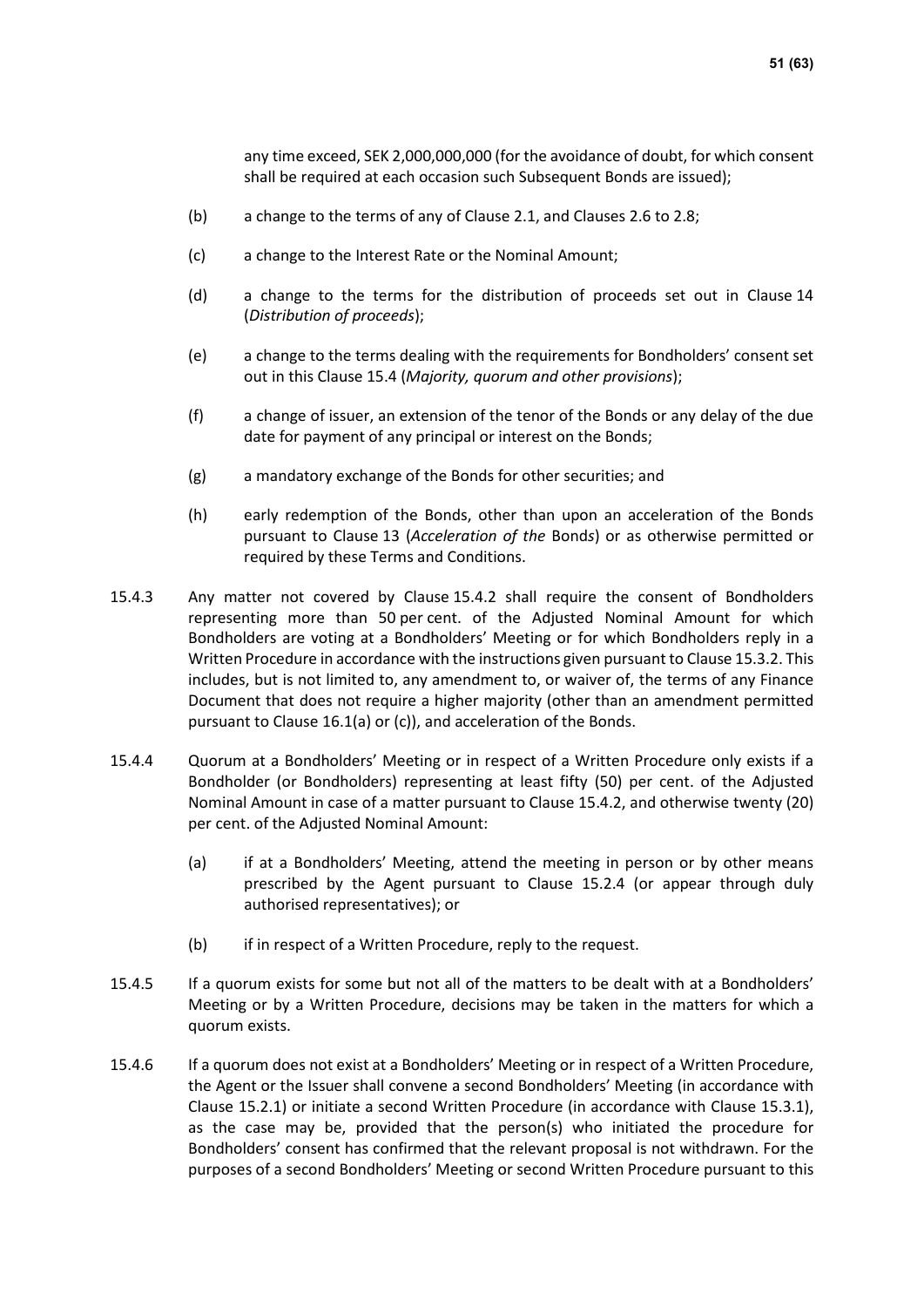any time exceed, SEK 2,000,000,000 (for the avoidance of doubt, for which consent shall be required at each occasion such Subsequent Bonds are issued);

(b) a change to the terms of any of Clause 2.1, and Clauses 2.6 to 2.8;

(c) a change to the Interest Rate or the Nominal Amount;

(d) a change to the terms for the distribution of proceeds set out in Clause 14 (*Distribution of proceeds*);

(e) a change to the terms dealing with the requirements for Bondholders' consent set out in this Clause 15.4 (*Majority, quorum and other provisions*);

(f) a change of issuer, an extension of the tenor of the Bonds or any delay of the due date for payment of any principal or interest on the Bonds;

(g) a mandatory exchange of the Bonds for other securities; and

(h) early redemption of the Bonds, other than upon an acceleration of the Bonds pursuant to Clause 13 (*Acceleration of the* Bonds) or as otherwise permitted or required by these Terms and Conditions.

15.4.3 Any matter not covered by Clause 15.4.2 shall require the consent of Bondholders representing more than 50 per cent. of the Adjusted Nominal Amount for which Bondholders are voting at a Bondholders' Meeting or for which Bondholders reply in a Written Procedure in accordance with the instructions given pursuant to Clause 15.3.2. This includes, but is not limited to, any amendment to, or waiver of, the terms of any Finance Document that does not require a higher majority (other than an amendment permitted pursuant to Clause 16.1(a) or (c)), and acceleration of the Bonds.

15.4.4 Quorum at a Bondholders' Meeting or in respect of a Written Procedure only exists if a Bondholder (or Bondholders) representing at least fifty (50) per cent. of the Adjusted Nominal Amount in case of a matter pursuant to Clause 15.4.2, and otherwise twenty (20) per cent. of the Adjusted Nominal Amount:

(a) if at a Bondholders' Meeting, attend the meeting in person or by other means prescribed by the Agent pursuant to Clause 15.2.4 (or appear through duly authorised representatives); or

(b) if in respect of a Written Procedure, reply to the request.

15.4.5 If a quorum exists for some but not all of the matters to be dealt with at a Bondholders' Meeting or by a Written Procedure, decisions may be taken in the matters for which a quorum exists.

15.4.6 If a quorum does not exist at a Bondholders' Meeting or in respect of a Written Procedure, the Agent or the Issuer shall convene a second Bondholders' Meeting (in accordance with Clause 15.2.1) or initiate a second Written Procedure (in accordance with Clause 15.3.1), as the case may be, provided that the person(s) who initiated the procedure for Bondholders' consent has confirmed that the relevant proposal is not withdrawn. For the purposes of a second Bondholders' Meeting or second Written Procedure pursuant to this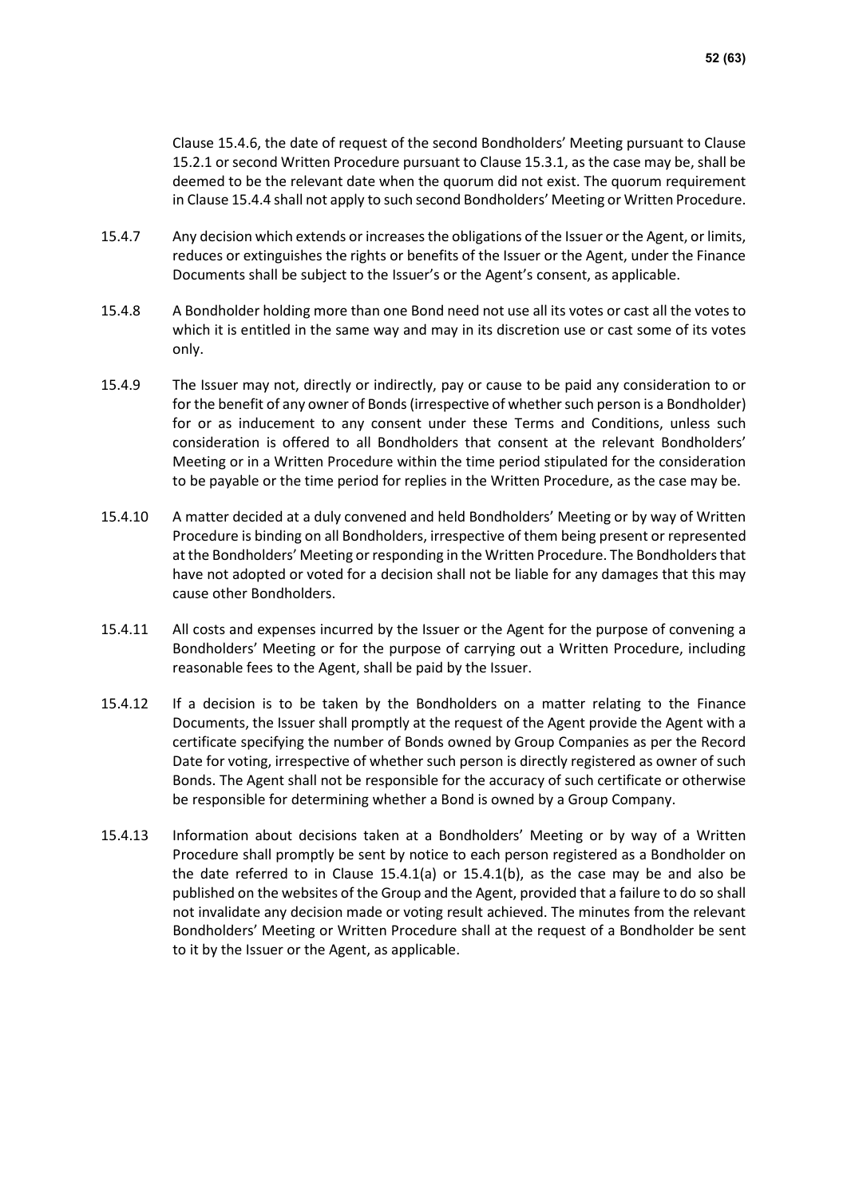Clause 15.4.6, the date of request of the second Bondholders' Meeting pursuant to Clause 15.2.1 or second Written Procedure pursuant to Clause 15.3.1, as the case may be, shall be deemed to be the relevant date when the quorum did not exist. The quorum requirement in Clause 15.4.4 shall not apply to such second Bondholders' Meeting or Written Procedure.

15.4.7 Any decision which extends or increases the obligations of the Issuer or the Agent, or limits, reduces or extinguishes the rights or benefits of the Issuer or the Agent, under the Finance Documents shall be subject to the Issuer's or the Agent's consent, as applicable.

15.4.8 A Bondholder holding more than one Bond need not use all its votes or cast all the votes to which it is entitled in the same way and may in its discretion use or cast some of its votes only.

15.4.9 The Issuer may not, directly or indirectly, pay or cause to be paid any consideration to or for the benefit of any owner of Bonds (irrespective of whether such person is a Bondholder) for or as inducement to any consent under these Terms and Conditions, unless such consideration is offered to all Bondholders that consent at the relevant Bondholders' Meeting or in a Written Procedure within the time period stipulated for the consideration to be payable or the time period for replies in the Written Procedure, as the case may be.

15.4.10 A matter decided at a duly convened and held Bondholders' Meeting or by way of Written Procedure is binding on all Bondholders, irrespective of them being present or represented at the Bondholders' Meeting or responding in the Written Procedure. The Bondholders that have not adopted or voted for a decision shall not be liable for any damages that this may cause other Bondholders.

15.4.11 All costs and expenses incurred by the Issuer or the Agent for the purpose of convening a Bondholders' Meeting or for the purpose of carrying out a Written Procedure, including reasonable fees to the Agent, shall be paid by the Issuer.

15.4.12 If a decision is to be taken by the Bondholders on a matter relating to the Finance Documents, the Issuer shall promptly at the request of the Agent provide the Agent with a certificate specifying the number of Bonds owned by Group Companies as per the Record Date for voting, irrespective of whether such person is directly registered as owner of such Bonds. The Agent shall not be responsible for the accuracy of such certificate or otherwise be responsible for determining whether a Bond is owned by a Group Company.

15.4.13 Information about decisions taken at a Bondholders' Meeting or by way of a Written Procedure shall promptly be sent by notice to each person registered as a Bondholder on the date referred to in Clause 15.4.1(a) or 15.4.1(b), as the case may be and also be published on the websites of the Group and the Agent, provided that a failure to do so shall not invalidate any decision made or voting result achieved. The minutes from the relevant Bondholders' Meeting or Written Procedure shall at the request of a Bondholder be sent to it by the Issuer or the Agent, as applicable.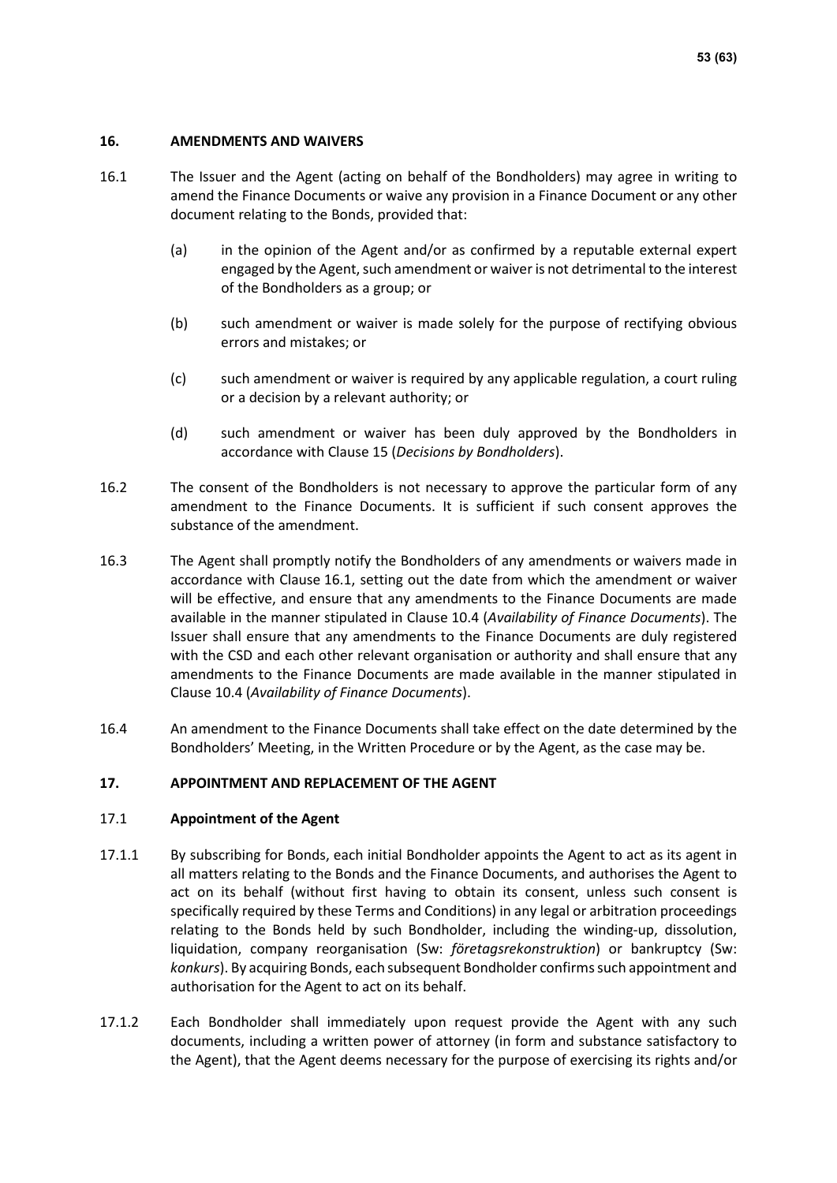## 16. AMENDMENTS AND WAIVERS

16.1 The Issuer and the Agent (acting on behalf of the Bondholders) may agree in writing to amend the Finance Documents or waive any provision in a Finance Document or any other document relating to the Bonds, provided that:

(a) in the opinion of the Agent and/or as confirmed by a reputable external expert engaged by the Agent, such amendment or waiver is not detrimental to the interest of the Bondholders as a group; or

(b) such amendment or waiver is made solely for the purpose of rectifying obvious errors and mistakes; or

(c) such amendment or waiver is required by any applicable regulation, a court ruling or a decision by a relevant authority; or

(d) such amendment or waiver has been duly approved by the Bondholders in accordance with Clause 15 (*Decisions by Bondholders*).

16.2 The consent of the Bondholders is not necessary to approve the particular form of any amendment to the Finance Documents. It is sufficient if such consent approves the substance of the amendment.

16.3 The Agent shall promptly notify the Bondholders of any amendments or waivers made in accordance with Clause 16.1, setting out the date from which the amendment or waiver will be effective, and ensure that any amendments to the Finance Documents are made available in the manner stipulated in Clause 10.4 (*Availability of Finance Documents*). The Issuer shall ensure that any amendments to the Finance Documents are duly registered with the CSD and each other relevant organisation or authority and shall ensure that any amendments to the Finance Documents are made available in the manner stipulated in Clause 10.4 (*Availability of Finance Documents*).

16.4 An amendment to the Finance Documents shall take effect on the date determined by the Bondholders' Meeting, in the Written Procedure or by the Agent, as the case may be.

## 17. APPOINTMENT AND REPLACEMENT OF THE AGENT

### 17.1 Appointment of the Agent

17.1.1 By subscribing for Bonds, each initial Bondholder appoints the Agent to act as its agent in all matters relating to the Bonds and the Finance Documents, and authorises the Agent to act on its behalf (without first having to obtain its consent, unless such consent is specifically required by these Terms and Conditions) in any legal or arbitration proceedings relating to the Bonds held by such Bondholder, including the winding-up, dissolution, liquidation, company reorganisation (Sw: *företagsrekonstruktion*) or bankruptcy (Sw: *konkurs*). By acquiring Bonds, each subsequent Bondholder confirms such appointment and authorisation for the Agent to act on its behalf.

17.1.2 Each Bondholder shall immediately upon request provide the Agent with any such documents, including a written power of attorney (in form and substance satisfactory to the Agent), that the Agent deems necessary for the purpose of exercising its rights and/or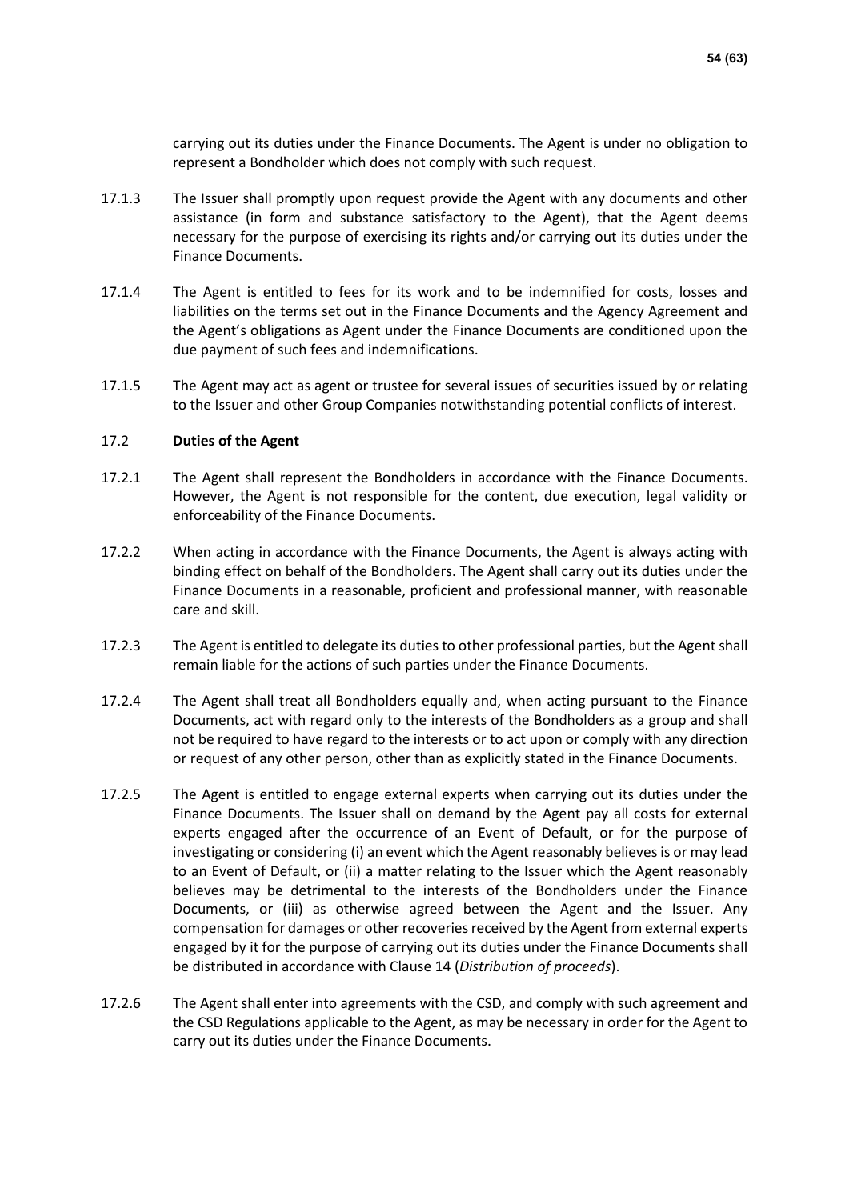carrying out its duties under the Finance Documents. The Agent is under no obligation to represent a Bondholder which does not comply with such request.

17.1.3 The Issuer shall promptly upon request provide the Agent with any documents and other assistance (in form and substance satisfactory to the Agent), that the Agent deems necessary for the purpose of exercising its rights and/or carrying out its duties under the Finance Documents.

17.1.4 The Agent is entitled to fees for its work and to be indemnified for costs, losses and liabilities on the terms set out in the Finance Documents and the Agency Agreement and the Agent's obligations as Agent under the Finance Documents are conditioned upon the due payment of such fees and indemnifications.

17.1.5 The Agent may act as agent or trustee for several issues of securities issued by or relating to the Issuer and other Group Companies notwithstanding potential conflicts of interest.

### 17.2 Duties of the Agent

17.2.1 The Agent shall represent the Bondholders in accordance with the Finance Documents. However, the Agent is not responsible for the content, due execution, legal validity or enforceability of the Finance Documents.

17.2.2 When acting in accordance with the Finance Documents, the Agent is always acting with binding effect on behalf of the Bondholders. The Agent shall carry out its duties under the Finance Documents in a reasonable, proficient and professional manner, with reasonable care and skill.

17.2.3 The Agent is entitled to delegate its duties to other professional parties, but the Agent shall remain liable for the actions of such parties under the Finance Documents.

17.2.4 The Agent shall treat all Bondholders equally and, when acting pursuant to the Finance Documents, act with regard only to the interests of the Bondholders as a group and shall not be required to have regard to the interests or to act upon or comply with any direction or request of any other person, other than as explicitly stated in the Finance Documents.

17.2.5 The Agent is entitled to engage external experts when carrying out its duties under the Finance Documents. The Issuer shall on demand by the Agent pay all costs for external experts engaged after the occurrence of an Event of Default, or for the purpose of investigating or considering (i) an event which the Agent reasonably believes is or may lead to an Event of Default, or (ii) a matter relating to the Issuer which the Agent reasonably believes may be detrimental to the interests of the Bondholders under the Finance Documents, or (iii) as otherwise agreed between the Agent and the Issuer. Any compensation for damages or other recoveries received by the Agent from external experts engaged by it for the purpose of carrying out its duties under the Finance Documents shall be distributed in accordance with Clause 14 (*Distribution of proceeds*).

17.2.6 The Agent shall enter into agreements with the CSD, and comply with such agreement and the CSD Regulations applicable to the Agent, as may be necessary in order for the Agent to carry out its duties under the Finance Documents.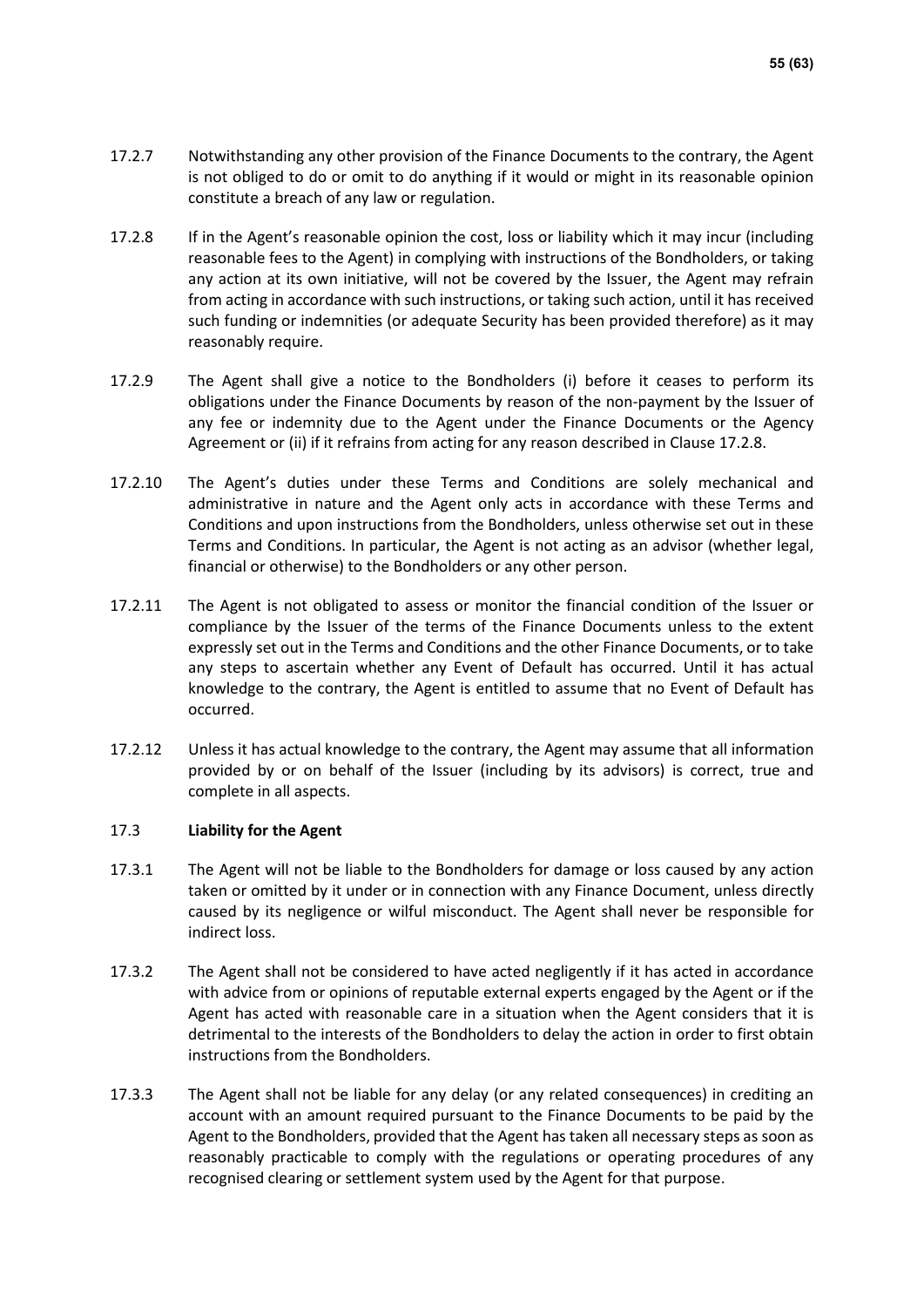17.2.7 Notwithstanding any other provision of the Finance Documents to the contrary, the Agent is not obliged to do or omit to do anything if it would or might in its reasonable opinion constitute a breach of any law or regulation.

17.2.8 If in the Agent's reasonable opinion the cost, loss or liability which it may incur (including reasonable fees to the Agent) in complying with instructions of the Bondholders, or taking any action at its own initiative, will not be covered by the Issuer, the Agent may refrain from acting in accordance with such instructions, or taking such action, until it has received such funding or indemnities (or adequate Security has been provided therefore) as it may reasonably require.

17.2.9 The Agent shall give a notice to the Bondholders (i) before it ceases to perform its obligations under the Finance Documents by reason of the non-payment by the Issuer of any fee or indemnity due to the Agent under the Finance Documents or the Agency Agreement or (ii) if it refrains from acting for any reason described in Clause 17.2.8.

17.2.10 The Agent's duties under these Terms and Conditions are solely mechanical and administrative in nature and the Agent only acts in accordance with these Terms and Conditions and upon instructions from the Bondholders, unless otherwise set out in these Terms and Conditions. In particular, the Agent is not acting as an advisor (whether legal, financial or otherwise) to the Bondholders or any other person.

17.2.11 The Agent is not obligated to assess or monitor the financial condition of the Issuer or compliance by the Issuer of the terms of the Finance Documents unless to the extent expressly set out in the Terms and Conditions and the other Finance Documents, or to take any steps to ascertain whether any Event of Default has occurred. Until it has actual knowledge to the contrary, the Agent is entitled to assume that no Event of Default has occurred.

17.2.12 Unless it has actual knowledge to the contrary, the Agent may assume that all information provided by or on behalf of the Issuer (including by its advisors) is correct, true and complete in all aspects.

17.3 **Liability for the Agent**

17.3.1 The Agent will not be liable to the Bondholders for damage or loss caused by any action taken or omitted by it under or in connection with any Finance Document, unless directly caused by its negligence or wilful misconduct. The Agent shall never be responsible for indirect loss.

17.3.2 The Agent shall not be considered to have acted negligently if it has acted in accordance with advice from or opinions of reputable external experts engaged by the Agent or if the Agent has acted with reasonable care in a situation when the Agent considers that it is detrimental to the interests of the Bondholders to delay the action in order to first obtain instructions from the Bondholders.

17.3.3 The Agent shall not be liable for any delay (or any related consequences) in crediting an account with an amount required pursuant to the Finance Documents to be paid by the Agent to the Bondholders, provided that the Agent has taken all necessary steps as soon as reasonably practicable to comply with the regulations or operating procedures of any recognised clearing or settlement system used by the Agent for that purpose.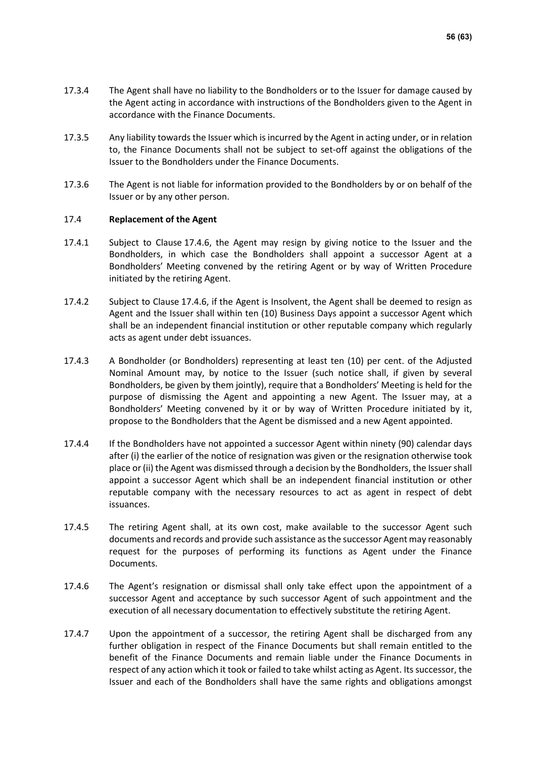17.3.4 The Agent shall have no liability to the Bondholders or to the Issuer for damage caused by the Agent acting in accordance with instructions of the Bondholders given to the Agent in accordance with the Finance Documents.

17.3.5 Any liability towards the Issuer which is incurred by the Agent in acting under, or in relation to, the Finance Documents shall not be subject to set-off against the obligations of the Issuer to the Bondholders under the Finance Documents.

17.3.6 The Agent is not liable for information provided to the Bondholders by or on behalf of the Issuer or by any other person.

### 17.4 **Replacement of the Agent**

17.4.1 Subject to Clause 17.4.6, the Agent may resign by giving notice to the Issuer and the Bondholders, in which case the Bondholders shall appoint a successor Agent at a Bondholders' Meeting convened by the retiring Agent or by way of Written Procedure initiated by the retiring Agent.

17.4.2 Subject to Clause 17.4.6, if the Agent is Insolvent, the Agent shall be deemed to resign as Agent and the Issuer shall within ten (10) Business Days appoint a successor Agent which shall be an independent financial institution or other reputable company which regularly acts as agent under debt issuances.

17.4.3 A Bondholder (or Bondholders) representing at least ten (10) per cent. of the Adjusted Nominal Amount may, by notice to the Issuer (such notice shall, if given by several Bondholders, be given by them jointly), require that a Bondholders' Meeting is held for the purpose of dismissing the Agent and appointing a new Agent. The Issuer may, at a Bondholders' Meeting convened by it or by way of Written Procedure initiated by it, propose to the Bondholders that the Agent be dismissed and a new Agent appointed.

17.4.4 If the Bondholders have not appointed a successor Agent within ninety (90) calendar days after (i) the earlier of the notice of resignation was given or the resignation otherwise took place or (ii) the Agent was dismissed through a decision by the Bondholders, the Issuer shall appoint a successor Agent which shall be an independent financial institution or other reputable company with the necessary resources to act as agent in respect of debt issuances.

17.4.5 The retiring Agent shall, at its own cost, make available to the successor Agent such documents and records and provide such assistance as the successor Agent may reasonably request for the purposes of performing its functions as Agent under the Finance Documents.

17.4.6 The Agent's resignation or dismissal shall only take effect upon the appointment of a successor Agent and acceptance by such successor Agent of such appointment and the execution of all necessary documentation to effectively substitute the retiring Agent.

17.4.7 Upon the appointment of a successor, the retiring Agent shall be discharged from any further obligation in respect of the Finance Documents but shall remain entitled to the benefit of the Finance Documents and remain liable under the Finance Documents in respect of any action which it took or failed to take whilst acting as Agent. Its successor, the Issuer and each of the Bondholders shall have the same rights and obligations amongst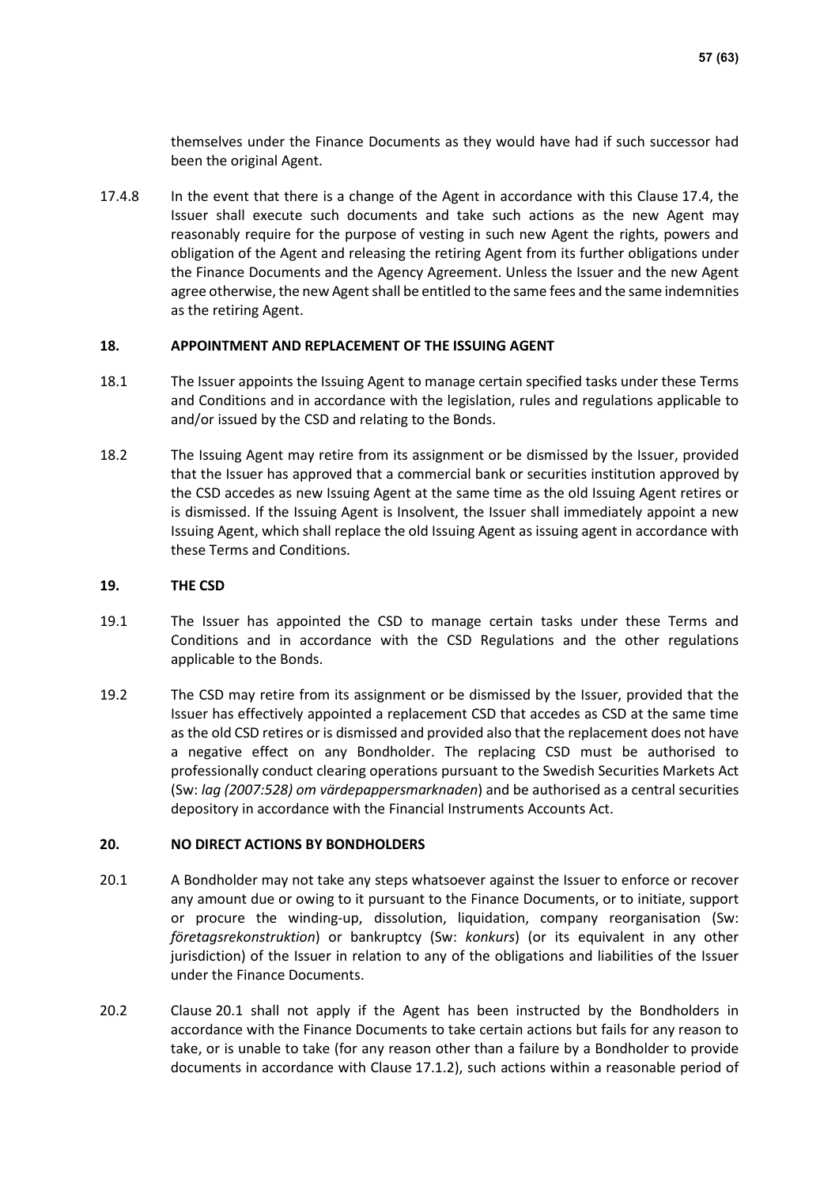themselves under the Finance Documents as they would have had if such successor had been the original Agent.

17.4.8 In the event that there is a change of the Agent in accordance with this Clause 17.4, the Issuer shall execute such documents and take such actions as the new Agent may reasonably require for the purpose of vesting in such new Agent the rights, powers and obligation of the Agent and releasing the retiring Agent from its further obligations under the Finance Documents and the Agency Agreement. Unless the Issuer and the new Agent agree otherwise, the new Agent shall be entitled to the same fees and the same indemnities as the retiring Agent.

## 18. APPOINTMENT AND REPLACEMENT OF THE ISSUING AGENT

18.1 The Issuer appoints the Issuing Agent to manage certain specified tasks under these Terms and Conditions and in accordance with the legislation, rules and regulations applicable to and/or issued by the CSD and relating to the Bonds.

18.2 The Issuing Agent may retire from its assignment or be dismissed by the Issuer, provided that the Issuer has approved that a commercial bank or securities institution approved by the CSD accedes as new Issuing Agent at the same time as the old Issuing Agent retires or is dismissed. If the Issuing Agent is Insolvent, the Issuer shall immediately appoint a new Issuing Agent, which shall replace the old Issuing Agent as issuing agent in accordance with these Terms and Conditions.

## 19. THE CSD

19.1 The Issuer has appointed the CSD to manage certain tasks under these Terms and Conditions and in accordance with the CSD Regulations and the other regulations applicable to the Bonds.

19.2 The CSD may retire from its assignment or be dismissed by the Issuer, provided that the Issuer has effectively appointed a replacement CSD that accedes as CSD at the same time as the old CSD retires or is dismissed and provided also that the replacement does not have a negative effect on any Bondholder. The replacing CSD must be authorised to professionally conduct clearing operations pursuant to the Swedish Securities Markets Act (Sw: *lag (2007:528) om värdepappersmarknaden*) and be authorised as a central securities depository in accordance with the Financial Instruments Accounts Act.

## 20. NO DIRECT ACTIONS BY BONDHOLDERS

20.1 A Bondholder may not take any steps whatsoever against the Issuer to enforce or recover any amount due or owing to it pursuant to the Finance Documents, or to initiate, support or procure the winding-up, dissolution, liquidation, company reorganisation (Sw: *företagsrekonstruktion*) or bankruptcy (Sw: *konkurs*) (or its equivalent in any other jurisdiction) of the Issuer in relation to any of the obligations and liabilities of the Issuer under the Finance Documents.

20.2 Clause 20.1 shall not apply if the Agent has been instructed by the Bondholders in accordance with the Finance Documents to take certain actions but fails for any reason to take, or is unable to take (for any reason other than a failure by a Bondholder to provide documents in accordance with Clause 17.1.2), such actions within a reasonable period of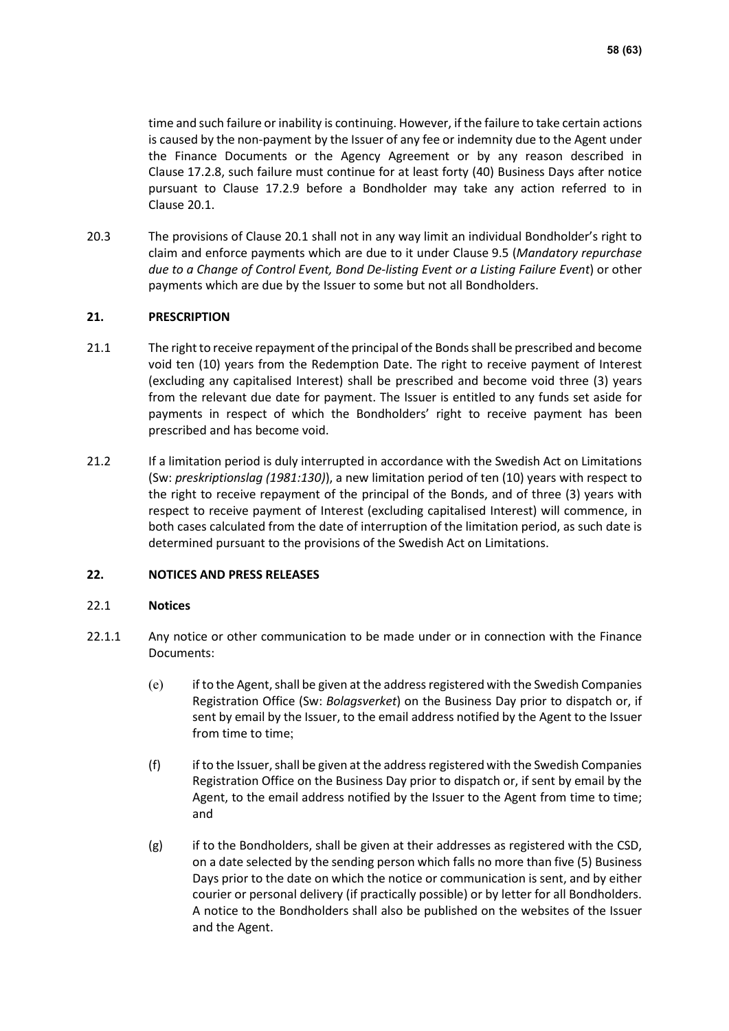time and such failure or inability is continuing. However, if the failure to take certain actions is caused by the non-payment by the Issuer of any fee or indemnity due to the Agent under the Finance Documents or the Agency Agreement or by any reason described in Clause 17.2.8, such failure must continue for at least forty (40) Business Days after notice pursuant to Clause 17.2.9 before a Bondholder may take any action referred to in Clause 20.1.

20.3 The provisions of Clause 20.1 shall not in any way limit an individual Bondholder's right to claim and enforce payments which are due to it under Clause 9.5 (*Mandatory repurchase due to a Change of Control Event, Bond De-listing Event or a Listing Failure Event*) or other payments which are due by the Issuer to some but not all Bondholders.

## 21. PRESCRIPTION

21.1 The right to receive repayment of the principal of the Bonds shall be prescribed and become void ten (10) years from the Redemption Date. The right to receive payment of Interest (excluding any capitalised Interest) shall be prescribed and become void three (3) years from the relevant due date for payment. The Issuer is entitled to any funds set aside for payments in respect of which the Bondholders' right to receive payment has been prescribed and has become void.

21.2 If a limitation period is duly interrupted in accordance with the Swedish Act on Limitations (Sw: *preskriptionslag (1981:130)*), a new limitation period of ten (10) years with respect to the right to receive repayment of the principal of the Bonds, and of three (3) years with respect to receive payment of Interest (excluding capitalised Interest) will commence, in both cases calculated from the date of interruption of the limitation period, as such date is determined pursuant to the provisions of the Swedish Act on Limitations.

## 22. NOTICES AND PRESS RELEASES

### 22.1 Notices

22.1.1 Any notice or other communication to be made under or in connection with the Finance Documents:

(e) if to the Agent, shall be given at the address registered with the Swedish Companies Registration Office (Sw: *Bolagsverket*) on the Business Day prior to dispatch or, if sent by email by the Issuer, to the email address notified by the Agent to the Issuer from time to time;

(f) if to the Issuer, shall be given at the address registered with the Swedish Companies Registration Office on the Business Day prior to dispatch or, if sent by email by the Agent, to the email address notified by the Issuer to the Agent from time to time; and

(g) if to the Bondholders, shall be given at their addresses as registered with the CSD, on a date selected by the sending person which falls no more than five (5) Business Days prior to the date on which the notice or communication is sent, and by either courier or personal delivery (if practically possible) or by letter for all Bondholders. A notice to the Bondholders shall also be published on the websites of the Issuer and the Agent.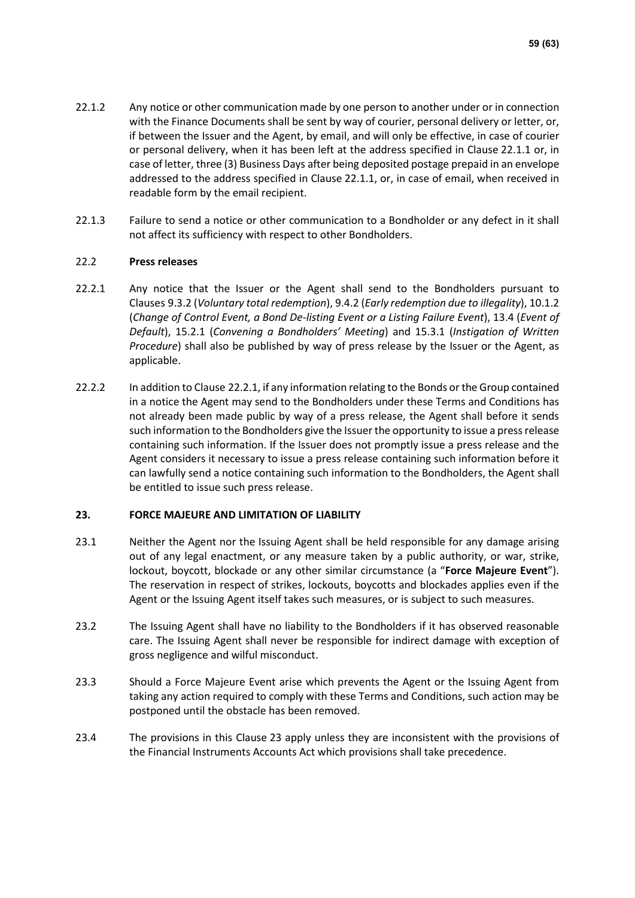22.1.2 Any notice or other communication made by one person to another under or in connection with the Finance Documents shall be sent by way of courier, personal delivery or letter, or, if between the Issuer and the Agent, by email, and will only be effective, in case of courier or personal delivery, when it has been left at the address specified in Clause 22.1.1 or, in case of letter, three (3) Business Days after being deposited postage prepaid in an envelope addressed to the address specified in Clause 22.1.1, or, in case of email, when received in readable form by the email recipient.

22.1.3 Failure to send a notice or other communication to a Bondholder or any defect in it shall not affect its sufficiency with respect to other Bondholders.

22.2 **Press releases**

22.2.1 Any notice that the Issuer or the Agent shall send to the Bondholders pursuant to Clauses 9.3.2 (*Voluntary total redemption*), 9.4.2 (*Early redemption due to illegality*), 10.1.2 (*Change of Control Event, a Bond De-listing Event or a Listing Failure Event*), 13.4 (*Event of Default*), 15.2.1 (*Convening a Bondholders' Meeting*) and 15.3.1 (*Instigation of Written Procedure*) shall also be published by way of press release by the Issuer or the Agent, as applicable.

22.2.2 In addition to Clause 22.2.1, if any information relating to the Bonds or the Group contained in a notice the Agent may send to the Bondholders under these Terms and Conditions has not already been made public by way of a press release, the Agent shall before it sends such information to the Bondholders give the Issuer the opportunity to issue a press release containing such information. If the Issuer does not promptly issue a press release and the Agent considers it necessary to issue a press release containing such information before it can lawfully send a notice containing such information to the Bondholders, the Agent shall be entitled to issue such press release.

## 23. FORCE MAJEURE AND LIMITATION OF LIABILITY

23.1 Neither the Agent nor the Issuing Agent shall be held responsible for any damage arising out of any legal enactment, or any measure taken by a public authority, or war, strike, lockout, boycott, blockade or any other similar circumstance (a "**Force Majeure Event**"). The reservation in respect of strikes, lockouts, boycotts and blockades applies even if the Agent or the Issuing Agent itself takes such measures, or is subject to such measures.

23.2 The Issuing Agent shall have no liability to the Bondholders if it has observed reasonable care. The Issuing Agent shall never be responsible for indirect damage with exception of gross negligence and wilful misconduct.

23.3 Should a Force Majeure Event arise which prevents the Agent or the Issuing Agent from taking any action required to comply with these Terms and Conditions, such action may be postponed until the obstacle has been removed.

23.4 The provisions in this Clause 23 apply unless they are inconsistent with the provisions of the Financial Instruments Accounts Act which provisions shall take precedence.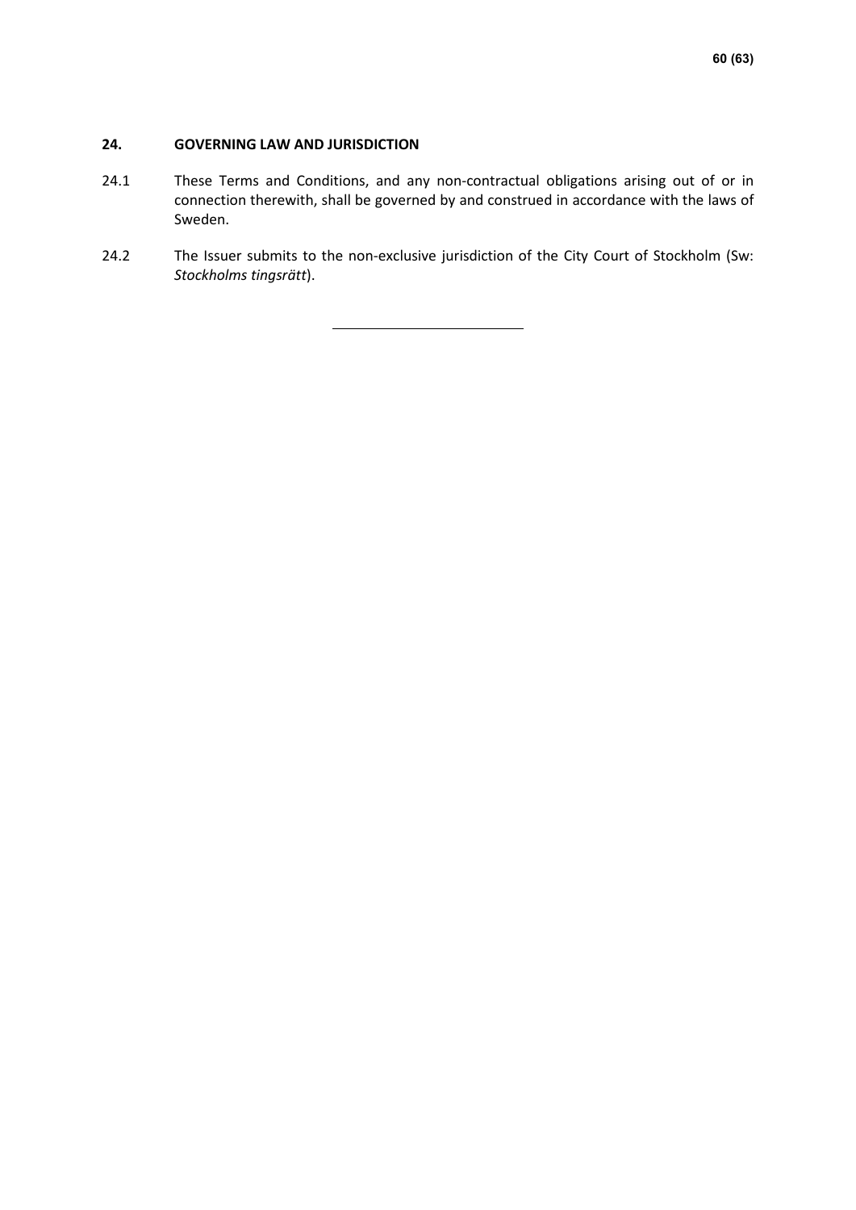## 24. GOVERNING LAW AND JURISDICTION

24.1 These Terms and Conditions, and any non-contractual obligations arising out of or in connection therewith, shall be governed by and construed in accordance with the laws of Sweden.

24.2 The Issuer submits to the non-exclusive jurisdiction of the City Court of Stockholm (Sw: *Stockholms tingsrätt*).

---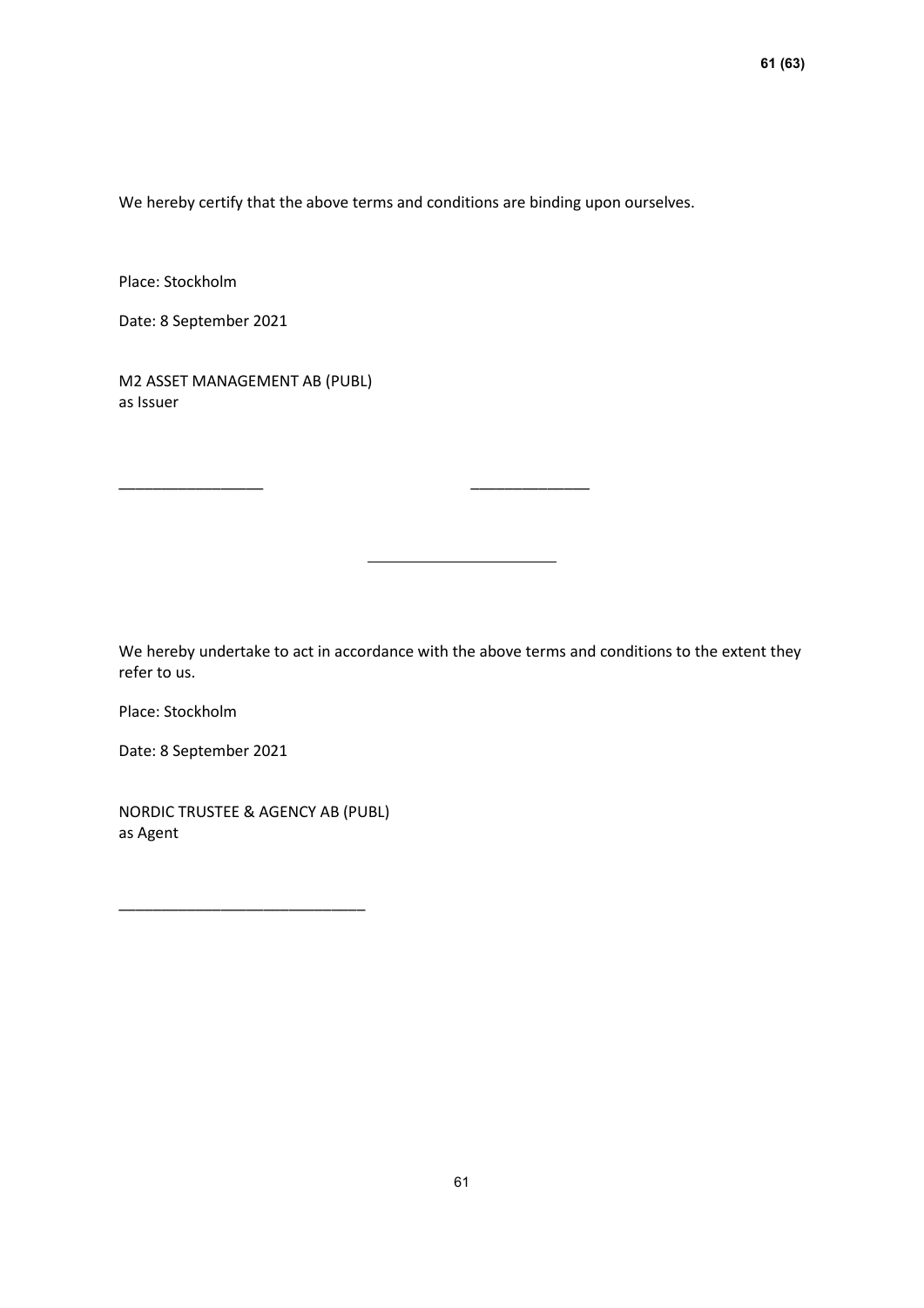We hereby certify that the above terms and conditions are binding upon ourselves.

Place: Stockholm

Date: 8 September 2021

M2 ASSET MANAGEMENT AB (PUBL)
as Issuer

_________________ ______________

______________________

We hereby undertake to act in accordance with the above terms and conditions to the extent they refer to us.

Place: Stockholm

Date: 8 September 2021

NORDIC TRUSTEE & AGENCY AB (PUBL)
as Agent

_____________________________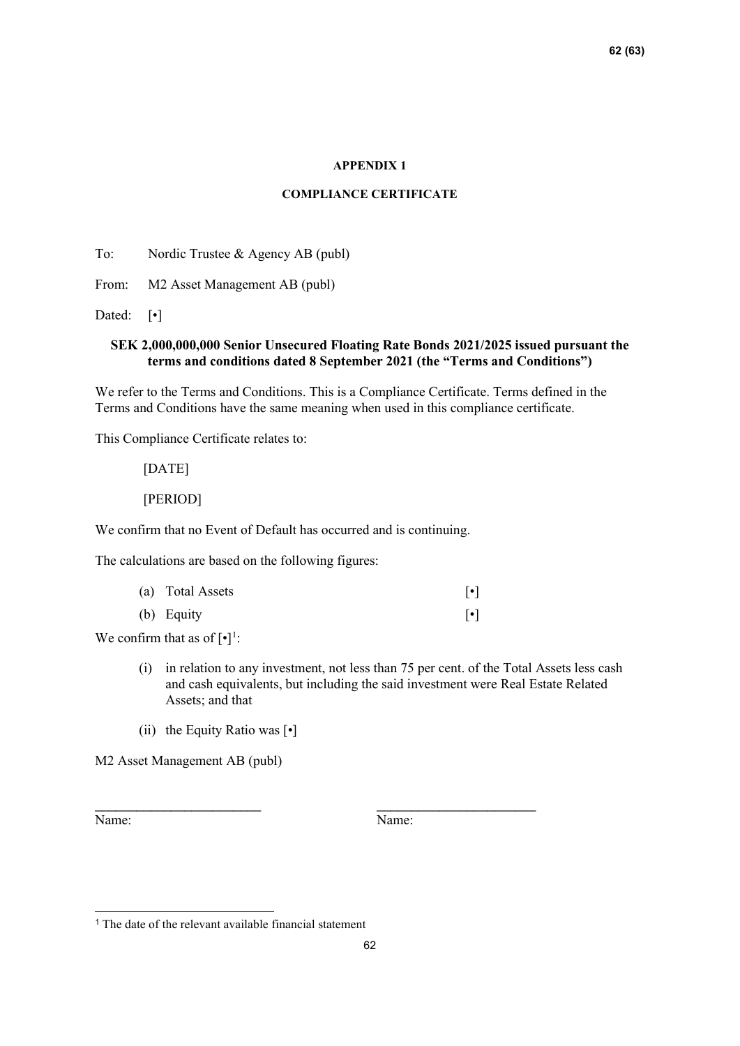**APPENDIX 1**

**COMPLIANCE CERTIFICATE**

To: Nordic Trustee & Agency AB (publ)

From: M2 Asset Management AB (publ)

Dated: [•]

**SEK 2,000,000,000 Senior Unsecured Floating Rate Bonds 2021/2025 issued pursuant the terms and conditions dated 8 September 2021 (the "Terms and Conditions")**

We refer to the Terms and Conditions. This is a Compliance Certificate. Terms defined in the Terms and Conditions have the same meaning when used in this compliance certificate.

This Compliance Certificate relates to:

[DATE]

[PERIOD]

We confirm that no Event of Default has occurred and is continuing.

The calculations are based on the following figures:

(a) Total Assets [•]

(b) Equity [•]

We confirm that as of [•][1]:

(i) in relation to any investment, not less than 75 per cent. of the Total Assets less cash and cash equivalents, but including the said investment were Real Estate Related Assets; and that

(ii) the Equity Ratio was [•]

M2 Asset Management AB (publ)

\_\_\_\_\_\_\_\_\_\_\_\_\_\_\_\_\_\_\_\_\_\_\_\_ \_\_\_\_\_\_\_\_\_\_\_\_\_\_\_\_\_\_\_\_\_\_\_\_

Name: Name:

[1] The date of the relevant available financial statement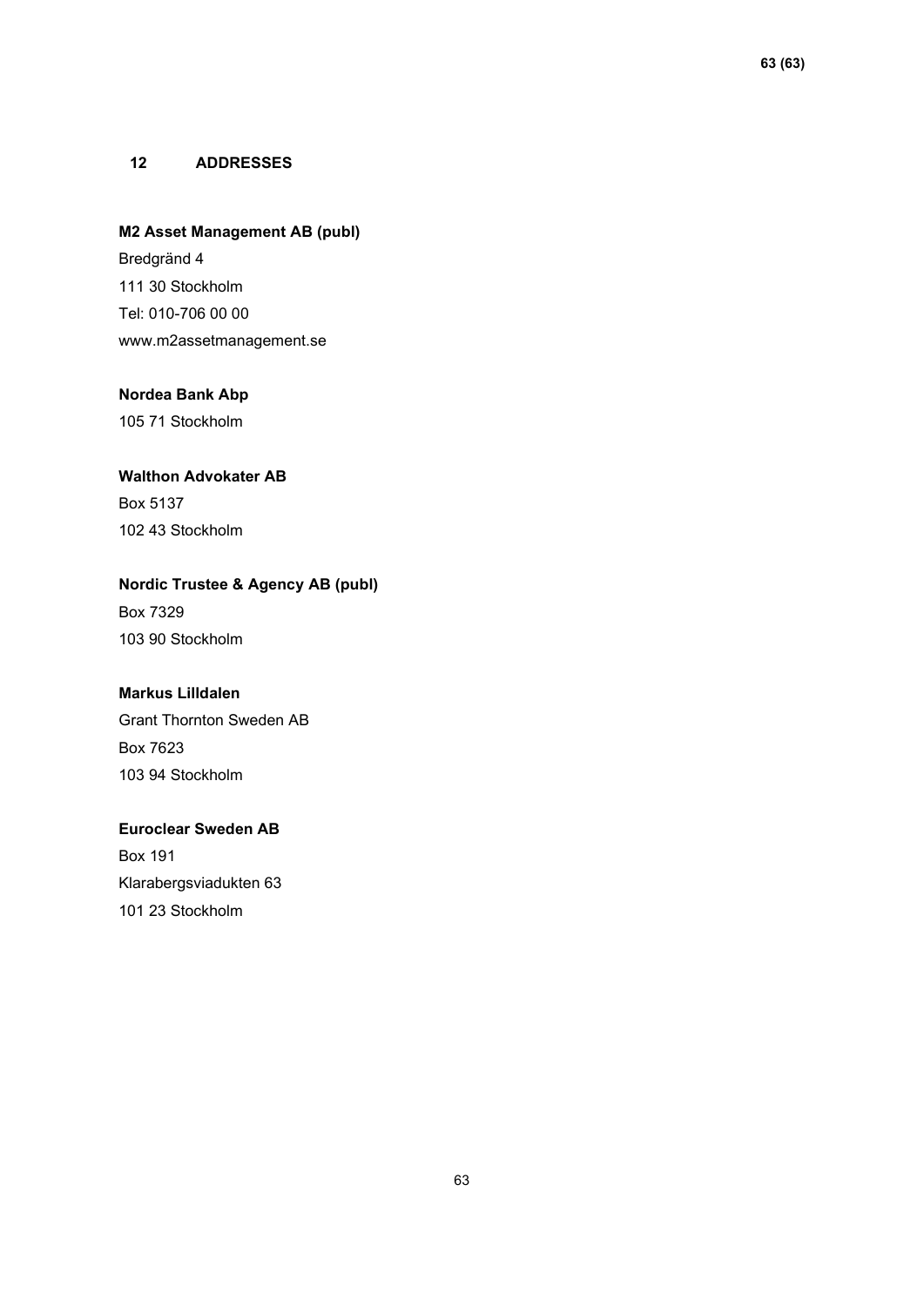## 12 ADDRESSES

**M2 Asset Management AB (publ)**
Bredgränd 4
111 30 Stockholm
Tel: 010-706 00 00
www.m2assetmanagement.se

**Nordea Bank Abp**
105 71 Stockholm

**Walthon Advokater AB**
Box 5137
102 43 Stockholm

**Nordic Trustee & Agency AB (publ)**
Box 7329
103 90 Stockholm

**Markus Lilldalen**
Grant Thornton Sweden AB
Box 7623
103 94 Stockholm

**Euroclear Sweden AB**
Box 191
Klarabergsviadukten 63
101 23 Stockholm